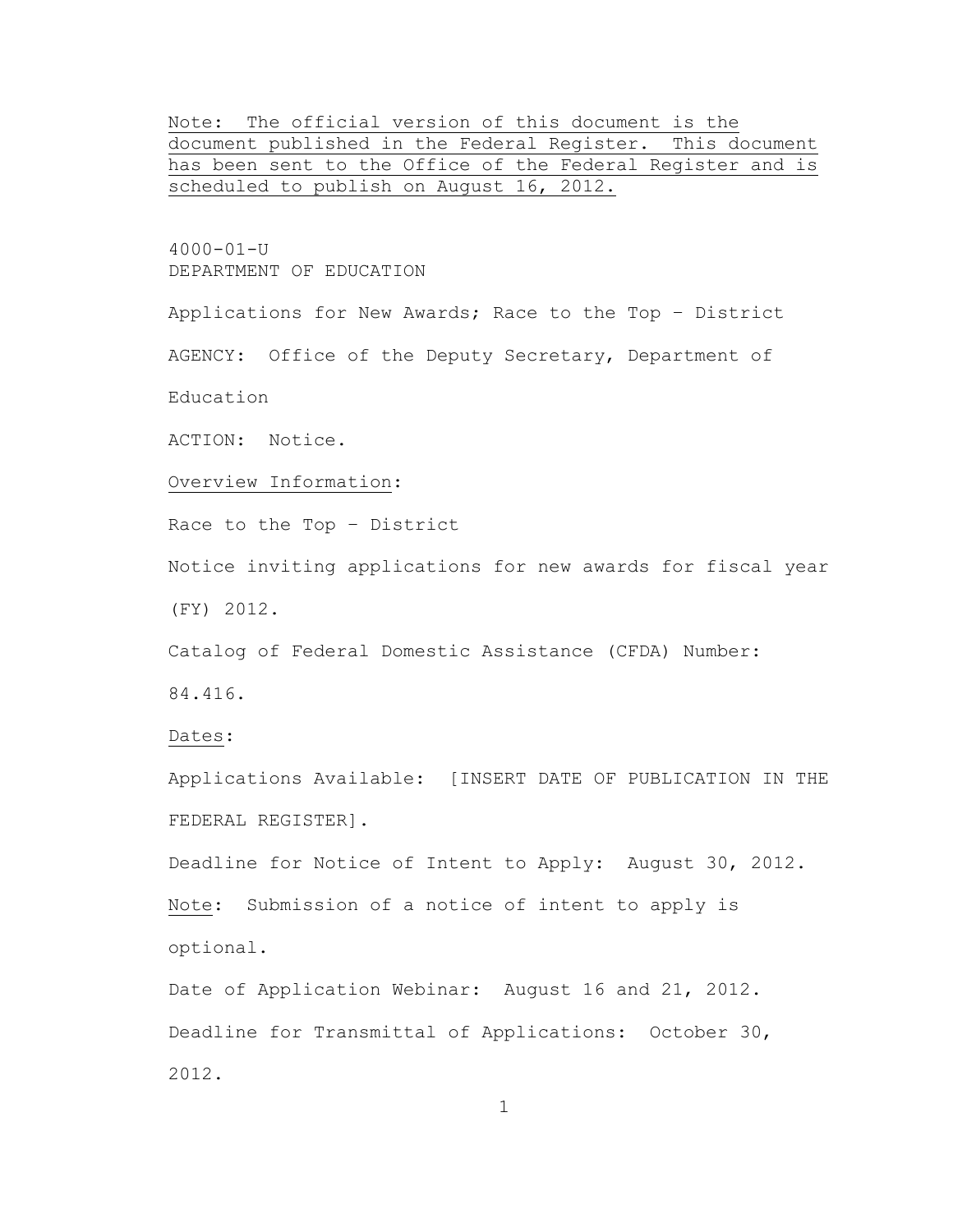<u>Note: The official version of this document is the document published in the Federal Register. This document has been sent to the Office of the Federal Register and is scheduled to publish on August 16, 2012.</u>

4000-01-U
DEPARTMENT OF EDUCATION

Applications for New Awards; Race to the Top – District

AGENCY: Office of the Deputy Secretary, Department of Education

ACTION: Notice.

<u>Overview Information</u>:

Race to the Top – District

Notice inviting applications for new awards for fiscal year (FY) 2012.

Catalog of Federal Domestic Assistance (CFDA) Number: 84.416.

<u>Dates</u>:

Applications Available: [INSERT DATE OF PUBLICATION IN THE FEDERAL REGISTER].

Deadline for Notice of Intent to Apply: August 30, 2012.

<u>Note</u>: Submission of a notice of intent to apply is optional.

Date of Application Webinar: August 16 and 21, 2012.

Deadline for Transmittal of Applications: October 30, 2012.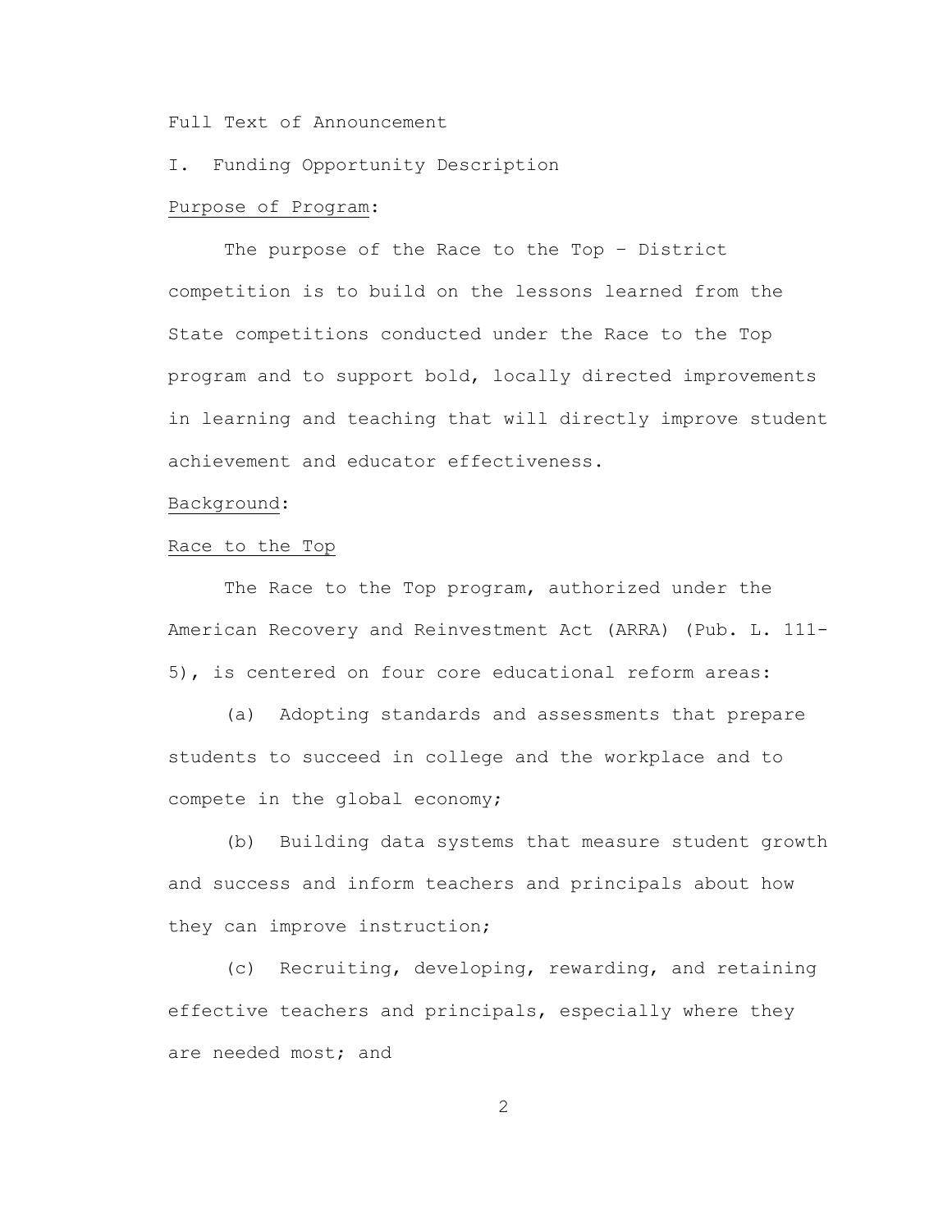Full Text of Announcement

I. Funding Opportunity Description

Purpose of Program:

The purpose of the Race to the Top – District competition is to build on the lessons learned from the State competitions conducted under the Race to the Top program and to support bold, locally directed improvements in learning and teaching that will directly improve student achievement and educator effectiveness.

Background:

Race to the Top

The Race to the Top program, authorized under the American Recovery and Reinvestment Act (ARRA) (Pub. L. 111-5), is centered on four core educational reform areas:

(a) Adopting standards and assessments that prepare students to succeed in college and the workplace and to compete in the global economy;

(b) Building data systems that measure student growth and success and inform teachers and principals about how they can improve instruction;

(c) Recruiting, developing, rewarding, and retaining effective teachers and principals, especially where they are needed most; and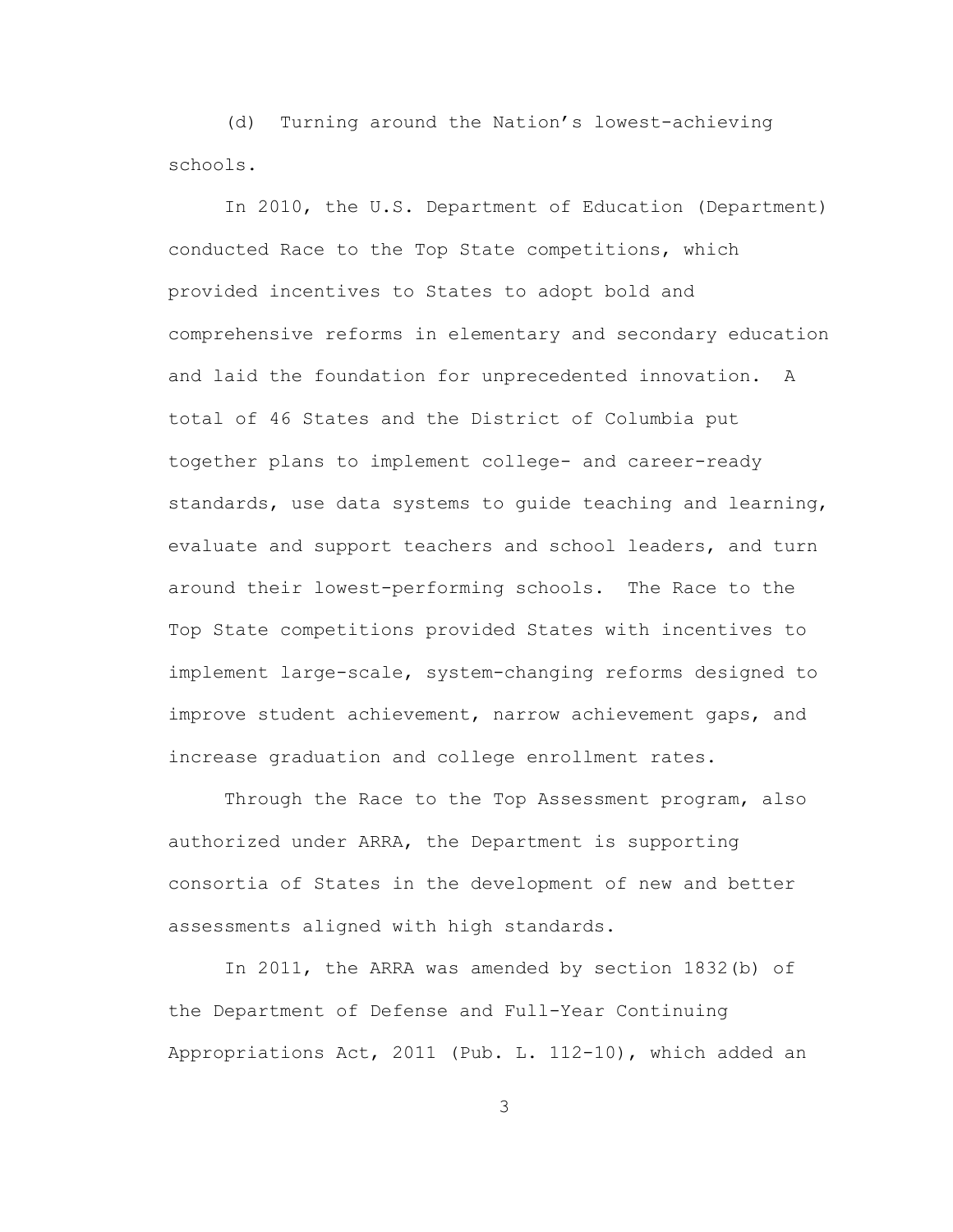(d) Turning around the Nation's lowest-achieving schools.

In 2010, the U.S. Department of Education (Department) conducted Race to the Top State competitions, which provided incentives to States to adopt bold and comprehensive reforms in elementary and secondary education and laid the foundation for unprecedented innovation. A total of 46 States and the District of Columbia put together plans to implement college- and career-ready standards, use data systems to guide teaching and learning, evaluate and support teachers and school leaders, and turn around their lowest-performing schools. The Race to the Top State competitions provided States with incentives to implement large-scale, system-changing reforms designed to improve student achievement, narrow achievement gaps, and increase graduation and college enrollment rates.

Through the Race to the Top Assessment program, also authorized under ARRA, the Department is supporting consortia of States in the development of new and better assessments aligned with high standards.

In 2011, the ARRA was amended by section 1832(b) of the Department of Defense and Full-Year Continuing Appropriations Act, 2011 (Pub. L. 112-10), which added an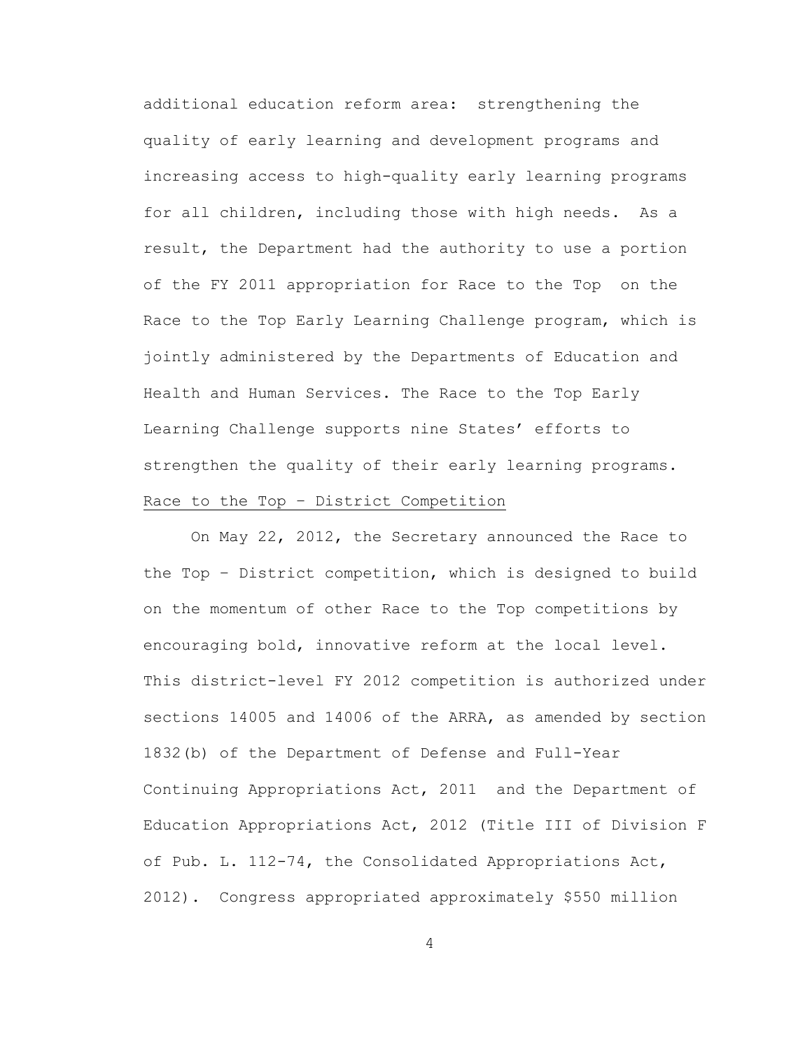additional education reform area: strengthening the quality of early learning and development programs and increasing access to high-quality early learning programs for all children, including those with high needs. As a result, the Department had the authority to use a portion of the FY 2011 appropriation for Race to the Top on the Race to the Top Early Learning Challenge program, which is jointly administered by the Departments of Education and Health and Human Services. The Race to the Top Early Learning Challenge supports nine States' efforts to strengthen the quality of their early learning programs.

Race to the Top – District Competition

On May 22, 2012, the Secretary announced the Race to the Top – District competition, which is designed to build on the momentum of other Race to the Top competitions by encouraging bold, innovative reform at the local level. This district-level FY 2012 competition is authorized under sections 14005 and 14006 of the ARRA, as amended by section 1832(b) of the Department of Defense and Full-Year Continuing Appropriations Act, 2011 and the Department of Education Appropriations Act, 2012 (Title III of Division F of Pub. L. 112-74, the Consolidated Appropriations Act, 2012). Congress appropriated approximately $550 million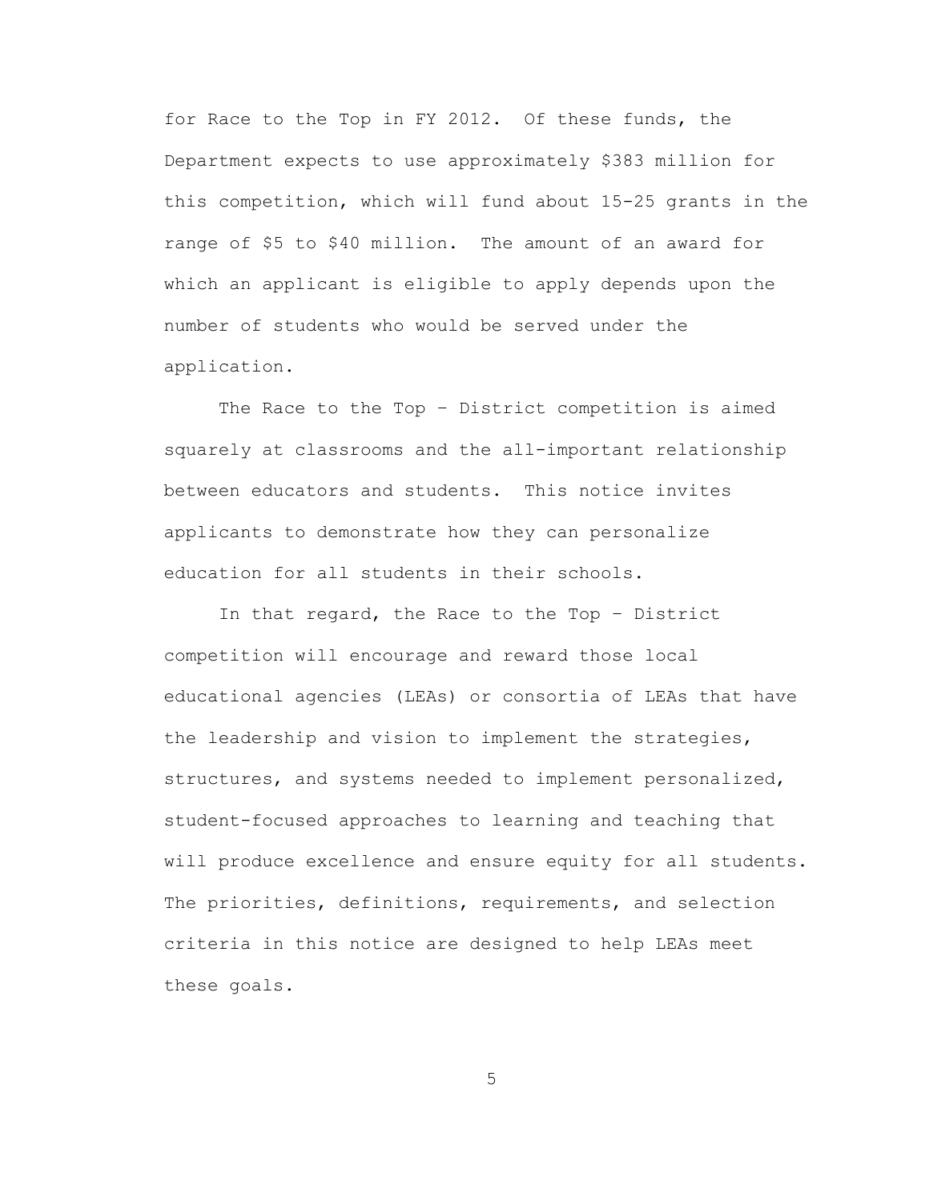for Race to the Top in FY 2012. Of these funds, the Department expects to use approximately $383 million for this competition, which will fund about 15-25 grants in the range of $5 to $40 million. The amount of an award for which an applicant is eligible to apply depends upon the number of students who would be served under the application.

The Race to the Top – District competition is aimed squarely at classrooms and the all-important relationship between educators and students. This notice invites applicants to demonstrate how they can personalize education for all students in their schools.

In that regard, the Race to the Top – District competition will encourage and reward those local educational agencies (LEAs) or consortia of LEAs that have the leadership and vision to implement the strategies, structures, and systems needed to implement personalized, student-focused approaches to learning and teaching that will produce excellence and ensure equity for all students. The priorities, definitions, requirements, and selection criteria in this notice are designed to help LEAs meet these goals.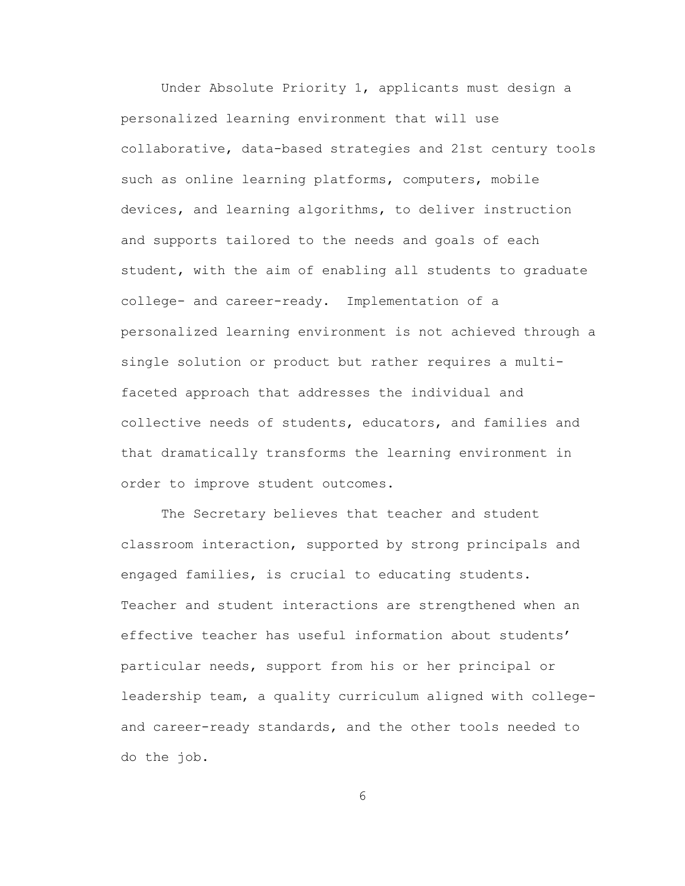Under Absolute Priority 1, applicants must design a personalized learning environment that will use collaborative, data-based strategies and 21st century tools such as online learning platforms, computers, mobile devices, and learning algorithms, to deliver instruction and supports tailored to the needs and goals of each student, with the aim of enabling all students to graduate college- and career-ready. Implementation of a personalized learning environment is not achieved through a single solution or product but rather requires a multi-faceted approach that addresses the individual and collective needs of students, educators, and families and that dramatically transforms the learning environment in order to improve student outcomes.

The Secretary believes that teacher and student classroom interaction, supported by strong principals and engaged families, is crucial to educating students. Teacher and student interactions are strengthened when an effective teacher has useful information about students' particular needs, support from his or her principal or leadership team, a quality curriculum aligned with college- and career-ready standards, and the other tools needed to do the job.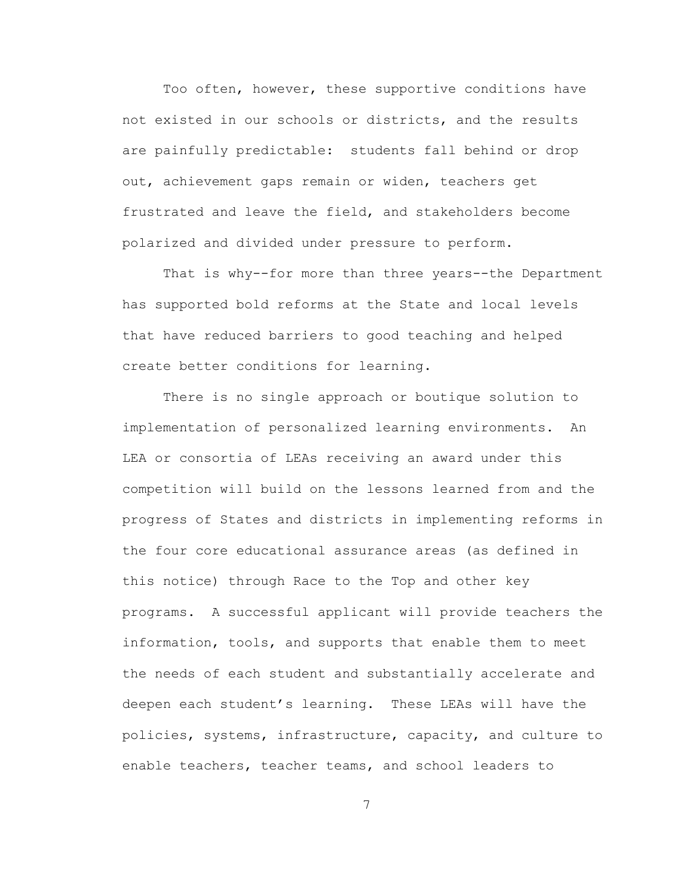Too often, however, these supportive conditions have not existed in our schools or districts, and the results are painfully predictable:  students fall behind or drop out, achievement gaps remain or widen, teachers get frustrated and leave the field, and stakeholders become polarized and divided under pressure to perform.

That is why--for more than three years--the Department has supported bold reforms at the State and local levels that have reduced barriers to good teaching and helped create better conditions for learning.

There is no single approach or boutique solution to implementation of personalized learning environments.  An LEA or consortia of LEAs receiving an award under this competition will build on the lessons learned from and the progress of States and districts in implementing reforms in the four core educational assurance areas (as defined in this notice) through Race to the Top and other key programs.  A successful applicant will provide teachers the information, tools, and supports that enable them to meet the needs of each student and substantially accelerate and deepen each student's learning.  These LEAs will have the policies, systems, infrastructure, capacity, and culture to enable teachers, teacher teams, and school leaders to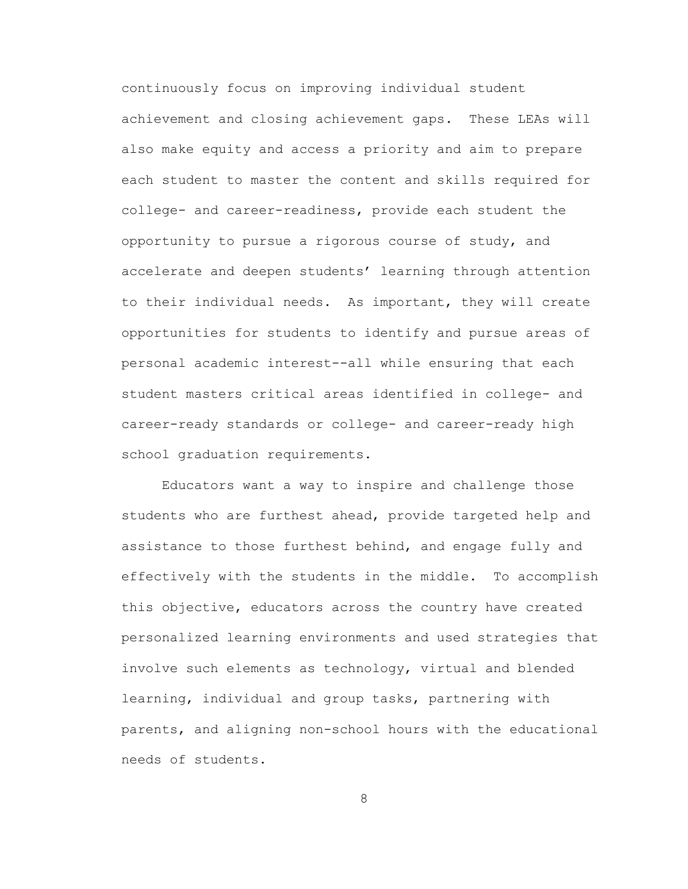continuously focus on improving individual student achievement and closing achievement gaps. These LEAs will also make equity and access a priority and aim to prepare each student to master the content and skills required for college- and career-readiness, provide each student the opportunity to pursue a rigorous course of study, and accelerate and deepen students' learning through attention to their individual needs. As important, they will create opportunities for students to identify and pursue areas of personal academic interest--all while ensuring that each student masters critical areas identified in college- and career-ready standards or college- and career-ready high school graduation requirements.

Educators want a way to inspire and challenge those students who are furthest ahead, provide targeted help and assistance to those furthest behind, and engage fully and effectively with the students in the middle. To accomplish this objective, educators across the country have created personalized learning environments and used strategies that involve such elements as technology, virtual and blended learning, individual and group tasks, partnering with parents, and aligning non-school hours with the educational needs of students.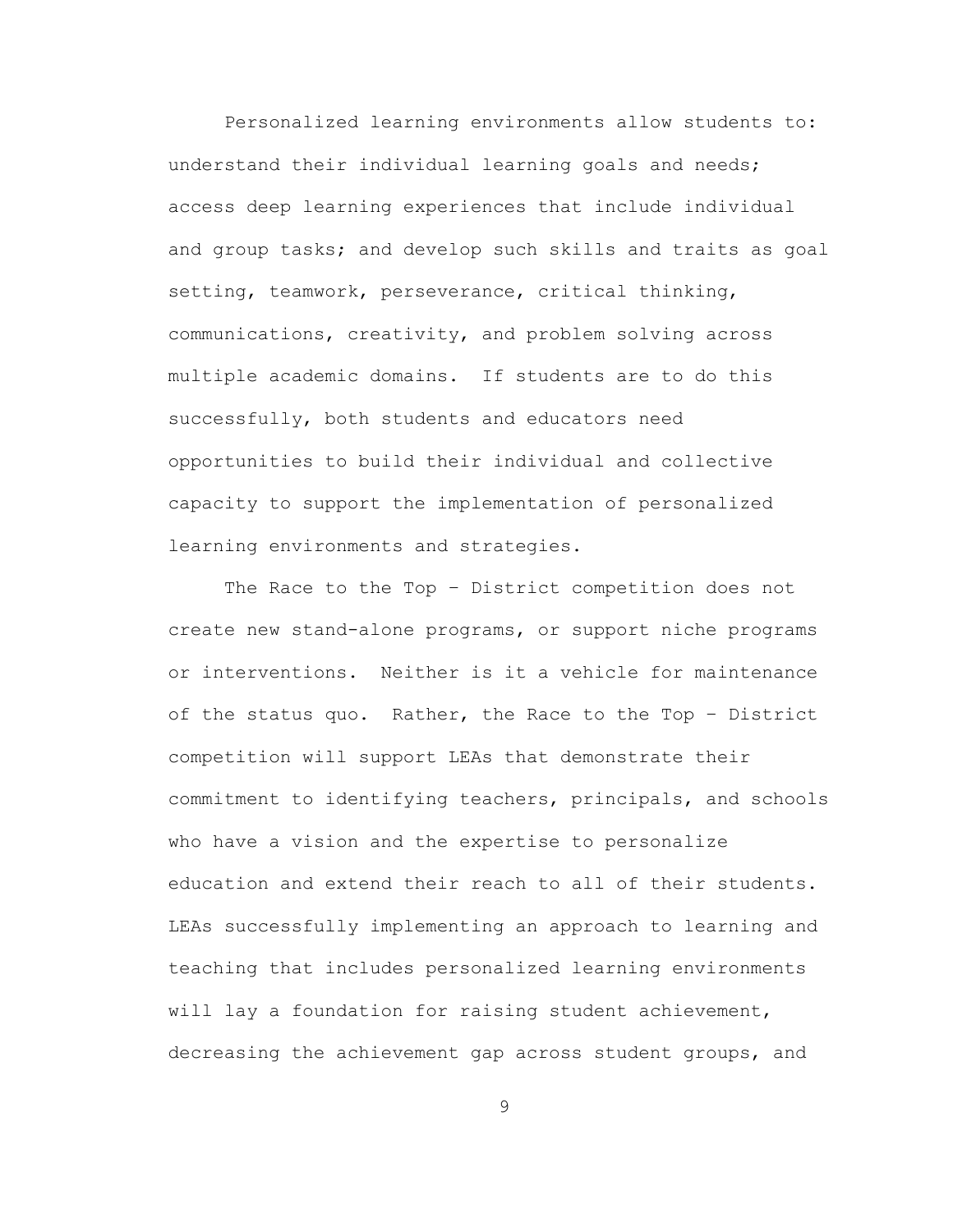Personalized learning environments allow students to: understand their individual learning goals and needs; access deep learning experiences that include individual and group tasks; and develop such skills and traits as goal setting, teamwork, perseverance, critical thinking, communications, creativity, and problem solving across multiple academic domains. If students are to do this successfully, both students and educators need opportunities to build their individual and collective capacity to support the implementation of personalized learning environments and strategies.

The Race to the Top – District competition does not create new stand-alone programs, or support niche programs or interventions. Neither is it a vehicle for maintenance of the status quo. Rather, the Race to the Top – District competition will support LEAs that demonstrate their commitment to identifying teachers, principals, and schools who have a vision and the expertise to personalize education and extend their reach to all of their students. LEAs successfully implementing an approach to learning and teaching that includes personalized learning environments will lay a foundation for raising student achievement, decreasing the achievement gap across student groups, and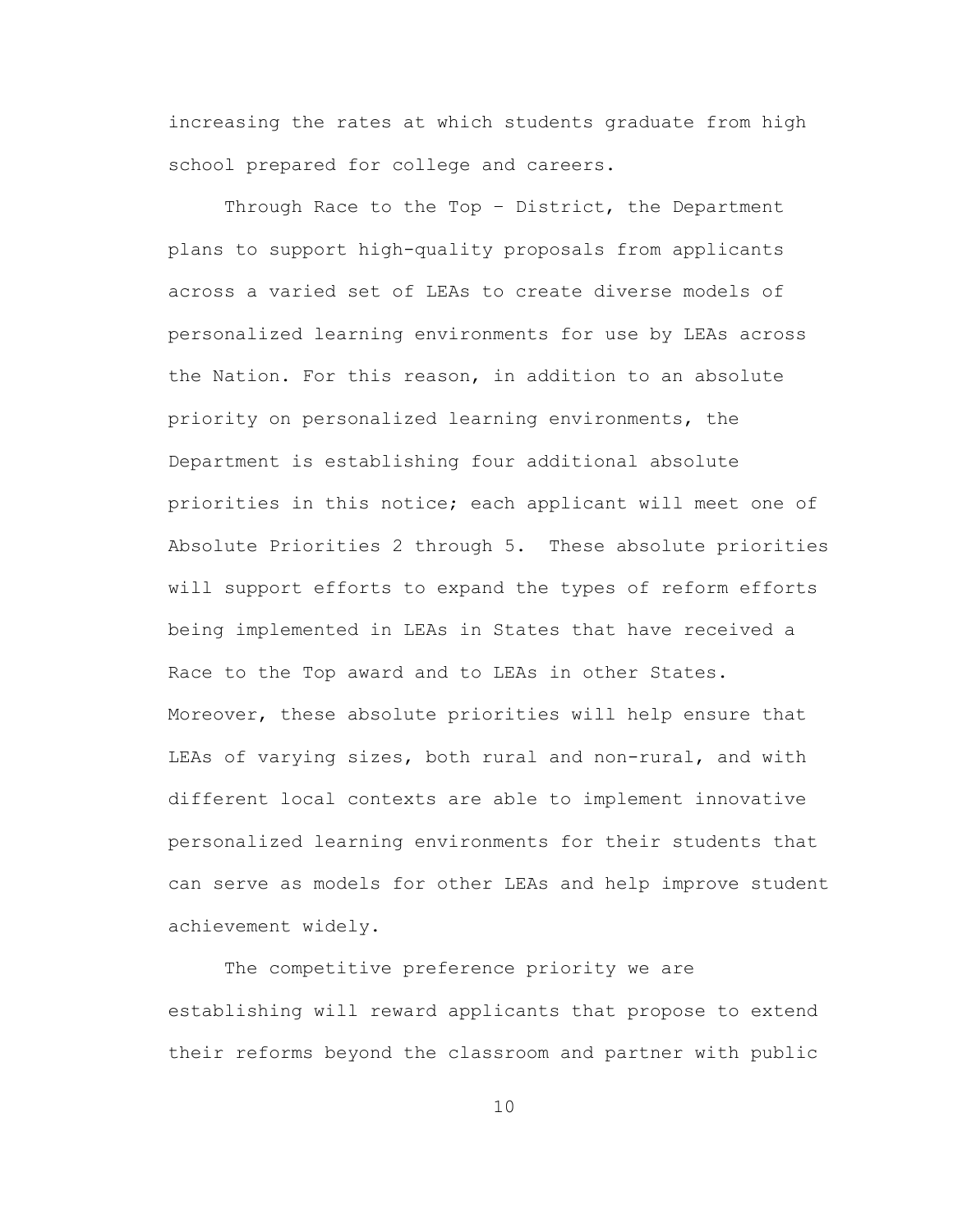increasing the rates at which students graduate from high school prepared for college and careers.

Through Race to the Top – District, the Department plans to support high-quality proposals from applicants across a varied set of LEAs to create diverse models of personalized learning environments for use by LEAs across the Nation. For this reason, in addition to an absolute priority on personalized learning environments, the Department is establishing four additional absolute priorities in this notice; each applicant will meet one of Absolute Priorities 2 through 5. These absolute priorities will support efforts to expand the types of reform efforts being implemented in LEAs in States that have received a Race to the Top award and to LEAs in other States. Moreover, these absolute priorities will help ensure that LEAs of varying sizes, both rural and non-rural, and with different local contexts are able to implement innovative personalized learning environments for their students that can serve as models for other LEAs and help improve student achievement widely.

The competitive preference priority we are establishing will reward applicants that propose to extend their reforms beyond the classroom and partner with public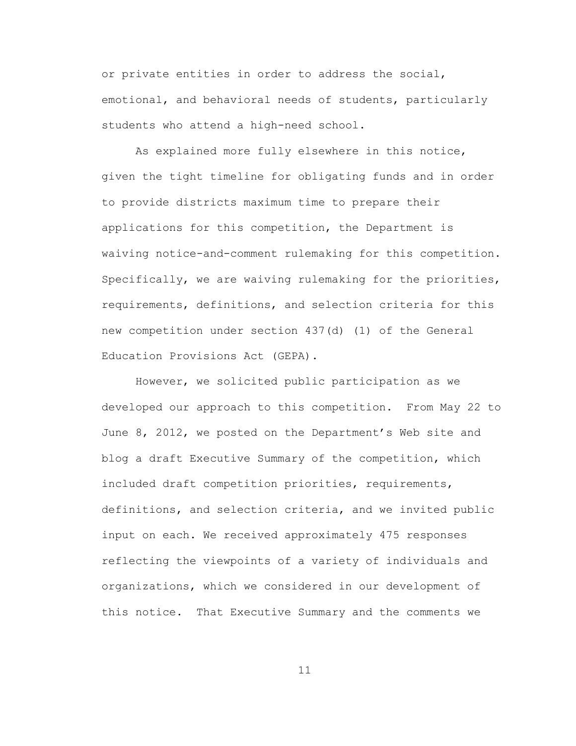or private entities in order to address the social, emotional, and behavioral needs of students, particularly students who attend a high-need school.

As explained more fully elsewhere in this notice, given the tight timeline for obligating funds and in order to provide districts maximum time to prepare their applications for this competition, the Department is waiving notice-and-comment rulemaking for this competition. Specifically, we are waiving rulemaking for the priorities, requirements, definitions, and selection criteria for this new competition under section 437(d) (1) of the General Education Provisions Act (GEPA).

However, we solicited public participation as we developed our approach to this competition. From May 22 to June 8, 2012, we posted on the Department's Web site and blog a draft Executive Summary of the competition, which included draft competition priorities, requirements, definitions, and selection criteria, and we invited public input on each. We received approximately 475 responses reflecting the viewpoints of a variety of individuals and organizations, which we considered in our development of this notice. That Executive Summary and the comments we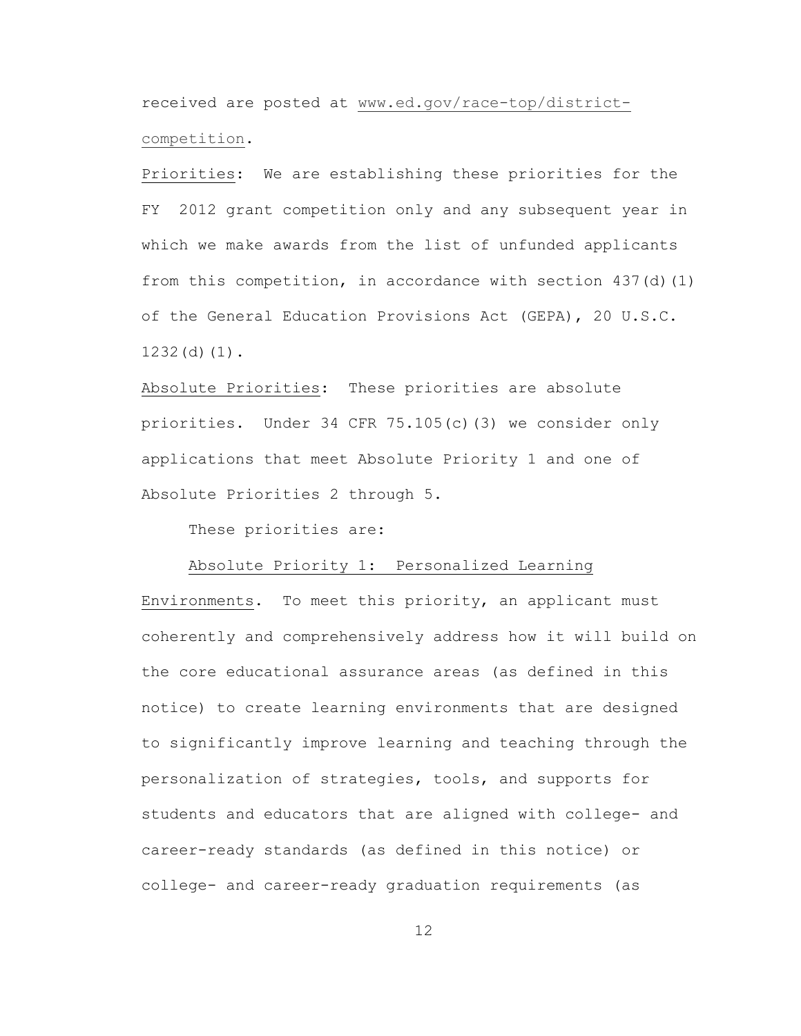received are posted at www.ed.gov/race-top/district-competition.

Priorities: We are establishing these priorities for the FY 2012 grant competition only and any subsequent year in which we make awards from the list of unfunded applicants from this competition, in accordance with section 437(d)(1) of the General Education Provisions Act (GEPA), 20 U.S.C. 1232(d)(1).

Absolute Priorities: These priorities are absolute priorities. Under 34 CFR 75.105(c)(3) we consider only applications that meet Absolute Priority 1 and one of Absolute Priorities 2 through 5.

These priorities are:

Absolute Priority 1: Personalized Learning Environments. To meet this priority, an applicant must coherently and comprehensively address how it will build on the core educational assurance areas (as defined in this notice) to create learning environments that are designed to significantly improve learning and teaching through the personalization of strategies, tools, and supports for students and educators that are aligned with college- and career-ready standards (as defined in this notice) or college- and career-ready graduation requirements (as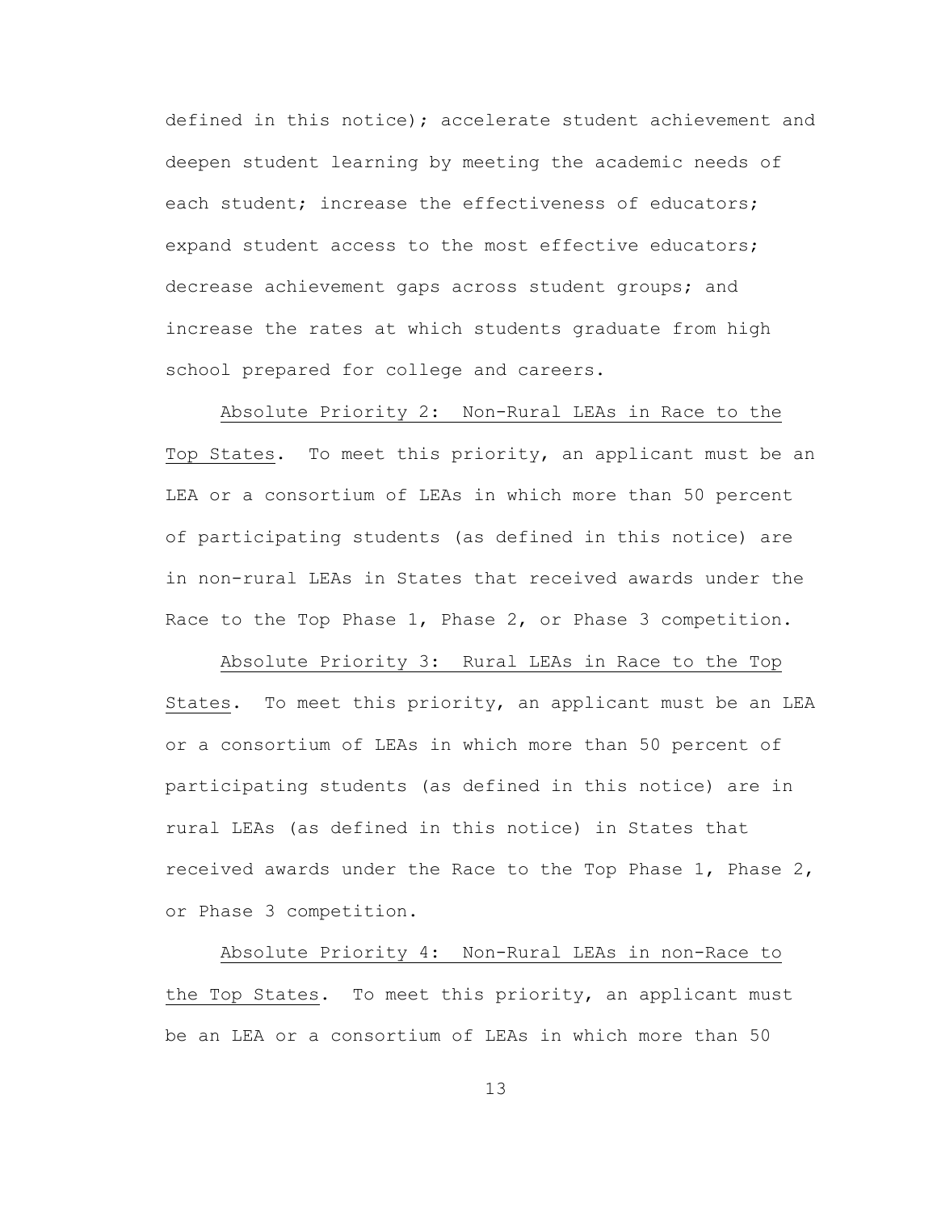defined in this notice); accelerate student achievement and deepen student learning by meeting the academic needs of each student; increase the effectiveness of educators; expand student access to the most effective educators; decrease achievement gaps across student groups; and increase the rates at which students graduate from high school prepared for college and careers.

Absolute Priority 2: Non-Rural LEAs in Race to the Top States. To meet this priority, an applicant must be an LEA or a consortium of LEAs in which more than 50 percent of participating students (as defined in this notice) are in non-rural LEAs in States that received awards under the Race to the Top Phase 1, Phase 2, or Phase 3 competition.

Absolute Priority 3: Rural LEAs in Race to the Top States. To meet this priority, an applicant must be an LEA or a consortium of LEAs in which more than 50 percent of participating students (as defined in this notice) are in rural LEAs (as defined in this notice) in States that received awards under the Race to the Top Phase 1, Phase 2, or Phase 3 competition.

Absolute Priority 4: Non-Rural LEAs in non-Race to the Top States. To meet this priority, an applicant must be an LEA or a consortium of LEAs in which more than 50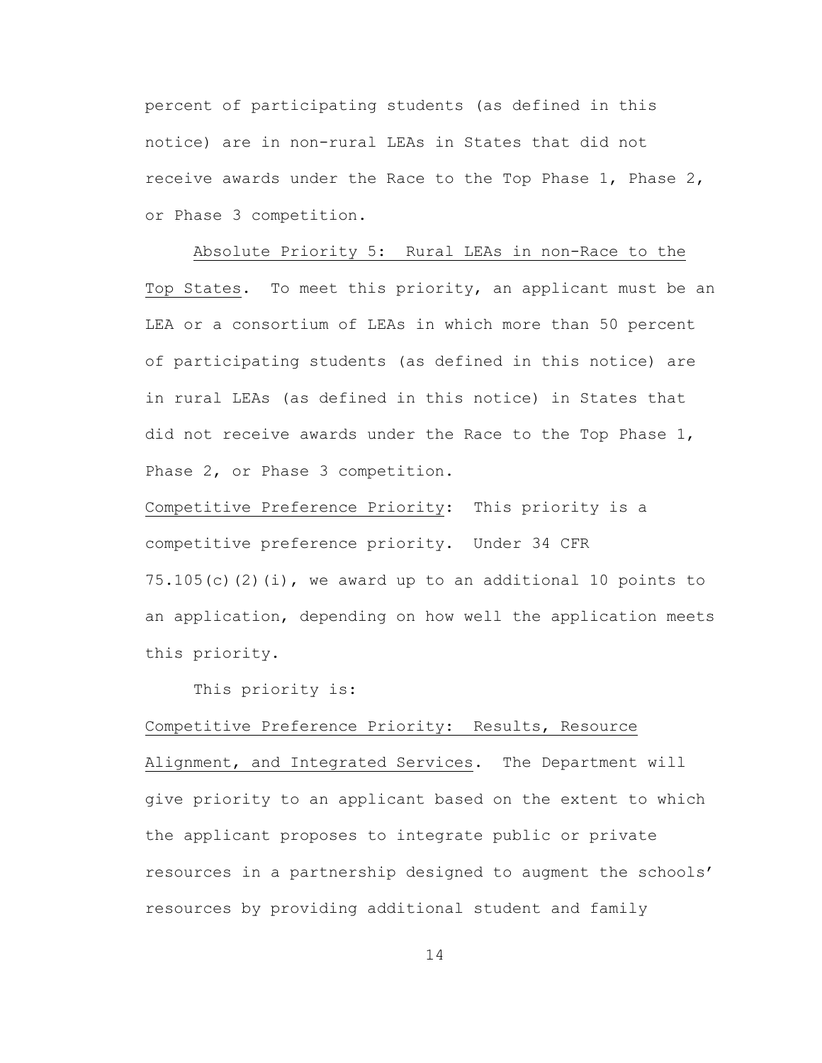percent of participating students (as defined in this notice) are in non-rural LEAs in States that did not receive awards under the Race to the Top Phase 1, Phase 2, or Phase 3 competition.

Absolute Priority 5: Rural LEAs in non-Race to the Top States. To meet this priority, an applicant must be an LEA or a consortium of LEAs in which more than 50 percent of participating students (as defined in this notice) are in rural LEAs (as defined in this notice) in States that did not receive awards under the Race to the Top Phase 1, Phase 2, or Phase 3 competition.

Competitive Preference Priority: This priority is a competitive preference priority. Under 34 CFR 75.105(c)(2)(i), we award up to an additional 10 points to an application, depending on how well the application meets this priority.

This priority is:

Competitive Preference Priority: Results, Resource Alignment, and Integrated Services. The Department will give priority to an applicant based on the extent to which the applicant proposes to integrate public or private resources in a partnership designed to augment the schools' resources by providing additional student and family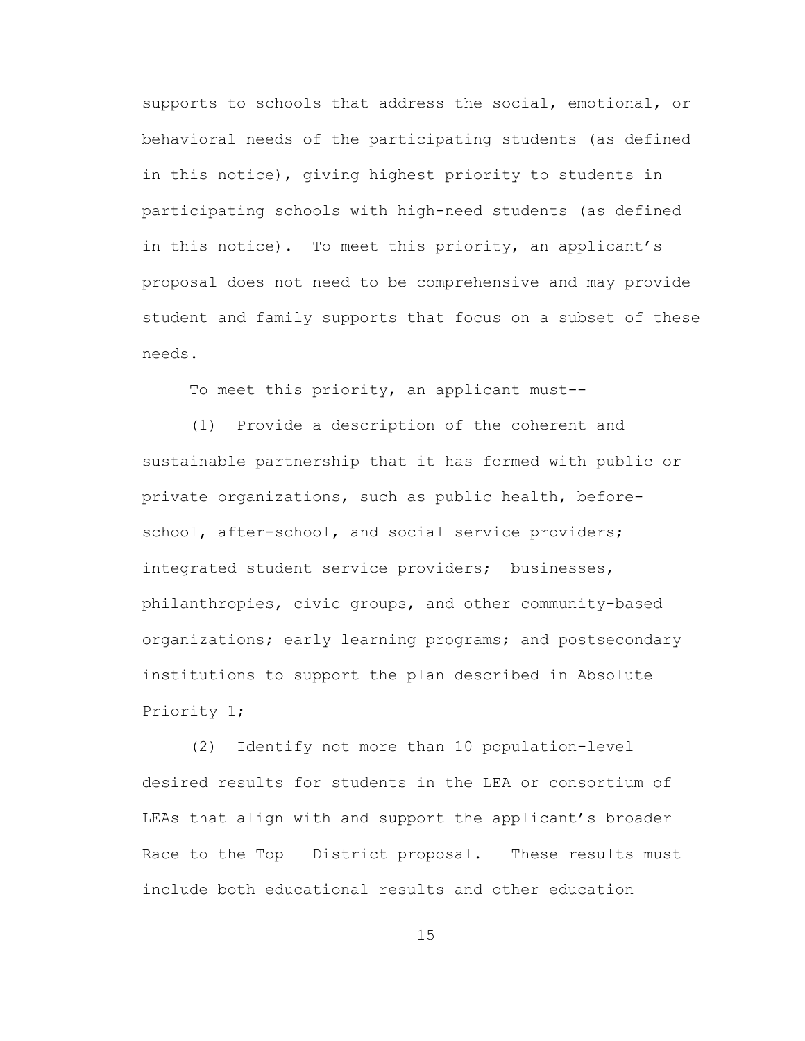supports to schools that address the social, emotional, or behavioral needs of the participating students (as defined in this notice), giving highest priority to students in participating schools with high-need students (as defined in this notice). To meet this priority, an applicant's proposal does not need to be comprehensive and may provide student and family supports that focus on a subset of these needs.

To meet this priority, an applicant must--

(1) Provide a description of the coherent and sustainable partnership that it has formed with public or private organizations, such as public health, before-school, after-school, and social service providers; integrated student service providers; businesses, philanthropies, civic groups, and other community-based organizations; early learning programs; and postsecondary institutions to support the plan described in Absolute Priority 1;

(2) Identify not more than 10 population-level desired results for students in the LEA or consortium of LEAs that align with and support the applicant's broader Race to the Top – District proposal. These results must include both educational results and other education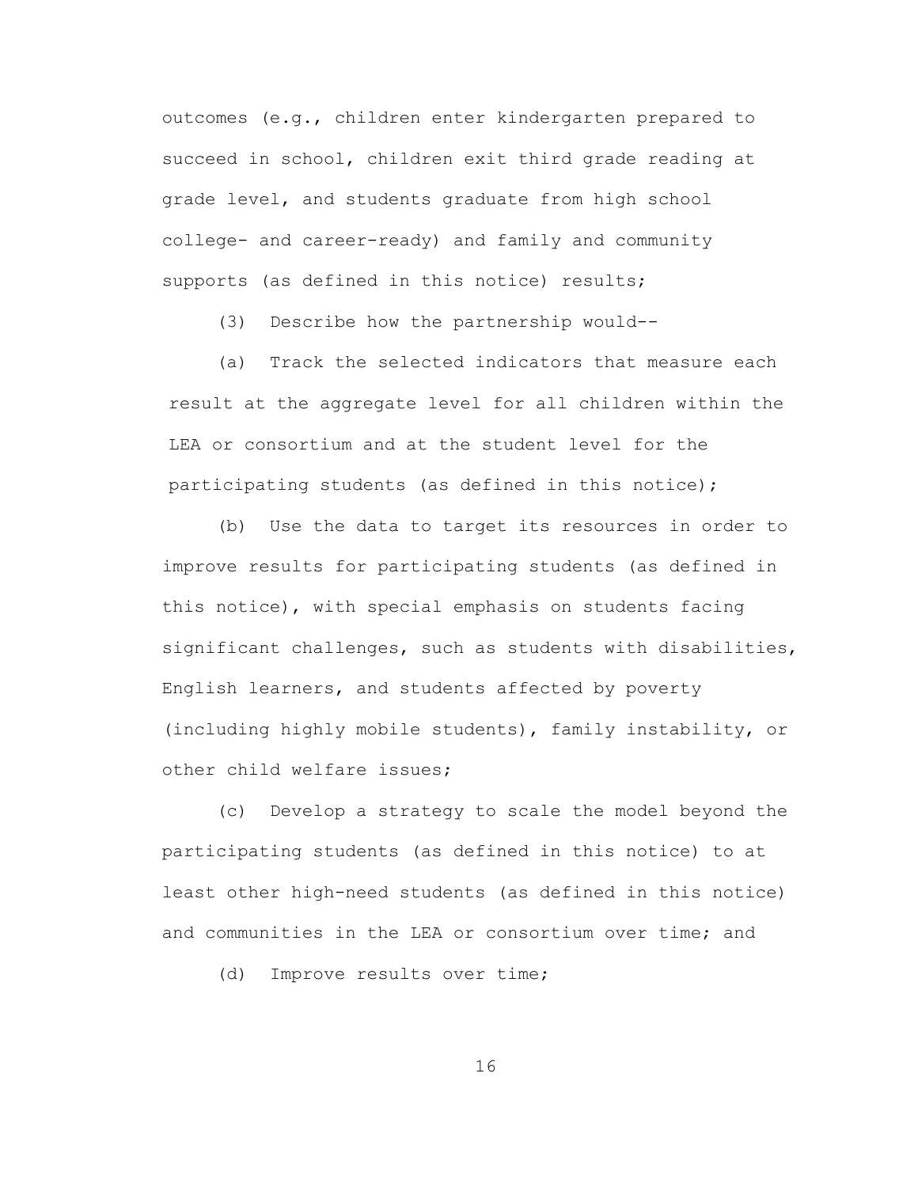outcomes (e.g., children enter kindergarten prepared to succeed in school, children exit third grade reading at grade level, and students graduate from high school college- and career-ready) and family and community supports (as defined in this notice) results;

(3) Describe how the partnership would--

(a) Track the selected indicators that measure each result at the aggregate level for all children within the LEA or consortium and at the student level for the participating students (as defined in this notice);

(b) Use the data to target its resources in order to improve results for participating students (as defined in this notice), with special emphasis on students facing significant challenges, such as students with disabilities, English learners, and students affected by poverty (including highly mobile students), family instability, or other child welfare issues;

(c) Develop a strategy to scale the model beyond the participating students (as defined in this notice) to at least other high-need students (as defined in this notice) and communities in the LEA or consortium over time; and

(d) Improve results over time;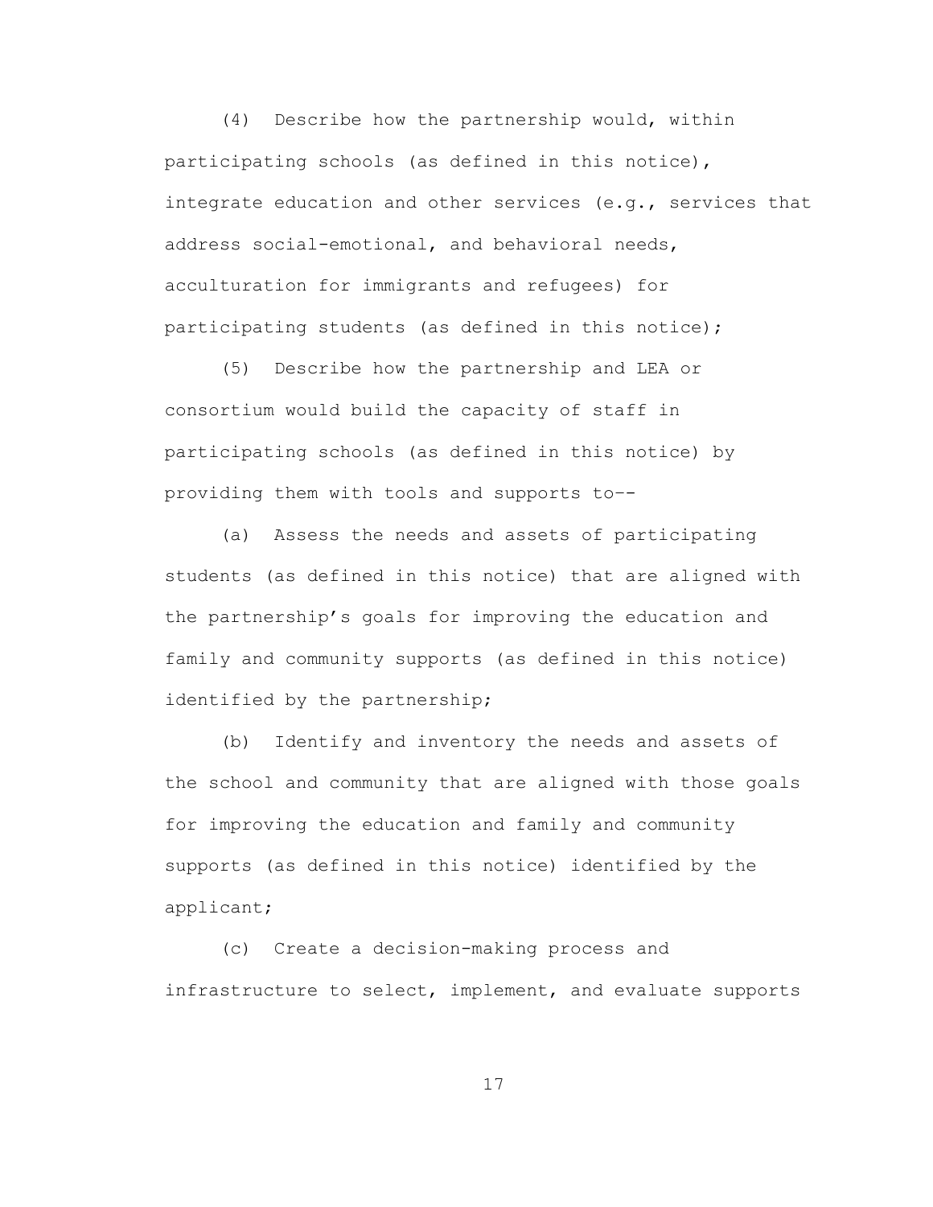(4) Describe how the partnership would, within participating schools (as defined in this notice), integrate education and other services (e.g., services that address social-emotional, and behavioral needs, acculturation for immigrants and refugees) for participating students (as defined in this notice);

(5) Describe how the partnership and LEA or consortium would build the capacity of staff in participating schools (as defined in this notice) by providing them with tools and supports to--

(a) Assess the needs and assets of participating students (as defined in this notice) that are aligned with the partnership's goals for improving the education and family and community supports (as defined in this notice) identified by the partnership;

(b) Identify and inventory the needs and assets of the school and community that are aligned with those goals for improving the education and family and community supports (as defined in this notice) identified by the applicant;

(c) Create a decision-making process and infrastructure to select, implement, and evaluate supports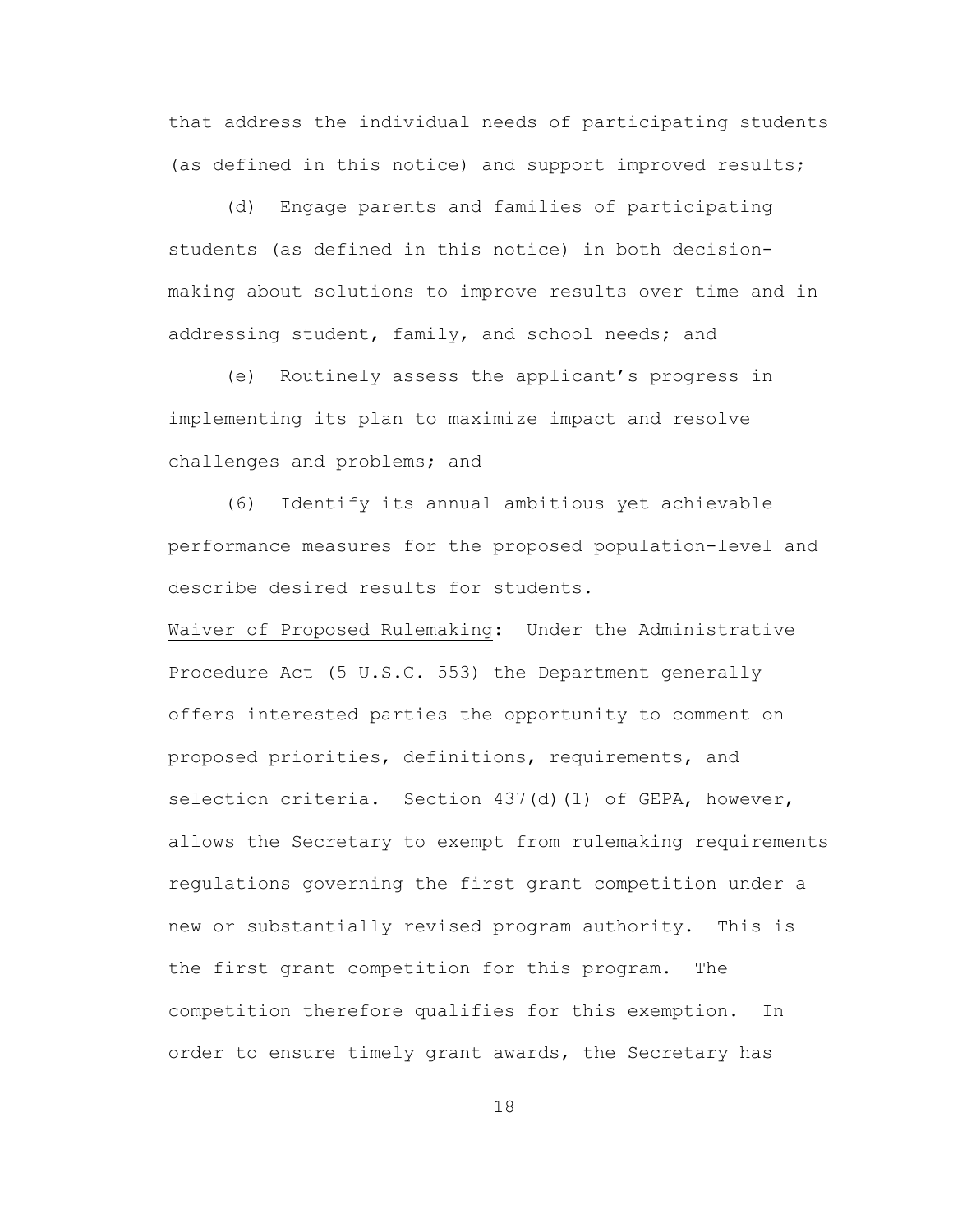that address the individual needs of participating students (as defined in this notice) and support improved results;

(d) Engage parents and families of participating students (as defined in this notice) in both decision-making about solutions to improve results over time and in addressing student, family, and school needs; and

(e) Routinely assess the applicant's progress in implementing its plan to maximize impact and resolve challenges and problems; and

(6) Identify its annual ambitious yet achievable performance measures for the proposed population-level and describe desired results for students.

Waiver of Proposed Rulemaking: Under the Administrative Procedure Act (5 U.S.C. 553) the Department generally offers interested parties the opportunity to comment on proposed priorities, definitions, requirements, and selection criteria. Section 437(d)(1) of GEPA, however, allows the Secretary to exempt from rulemaking requirements regulations governing the first grant competition under a new or substantially revised program authority. This is the first grant competition for this program. The competition therefore qualifies for this exemption. In order to ensure timely grant awards, the Secretary has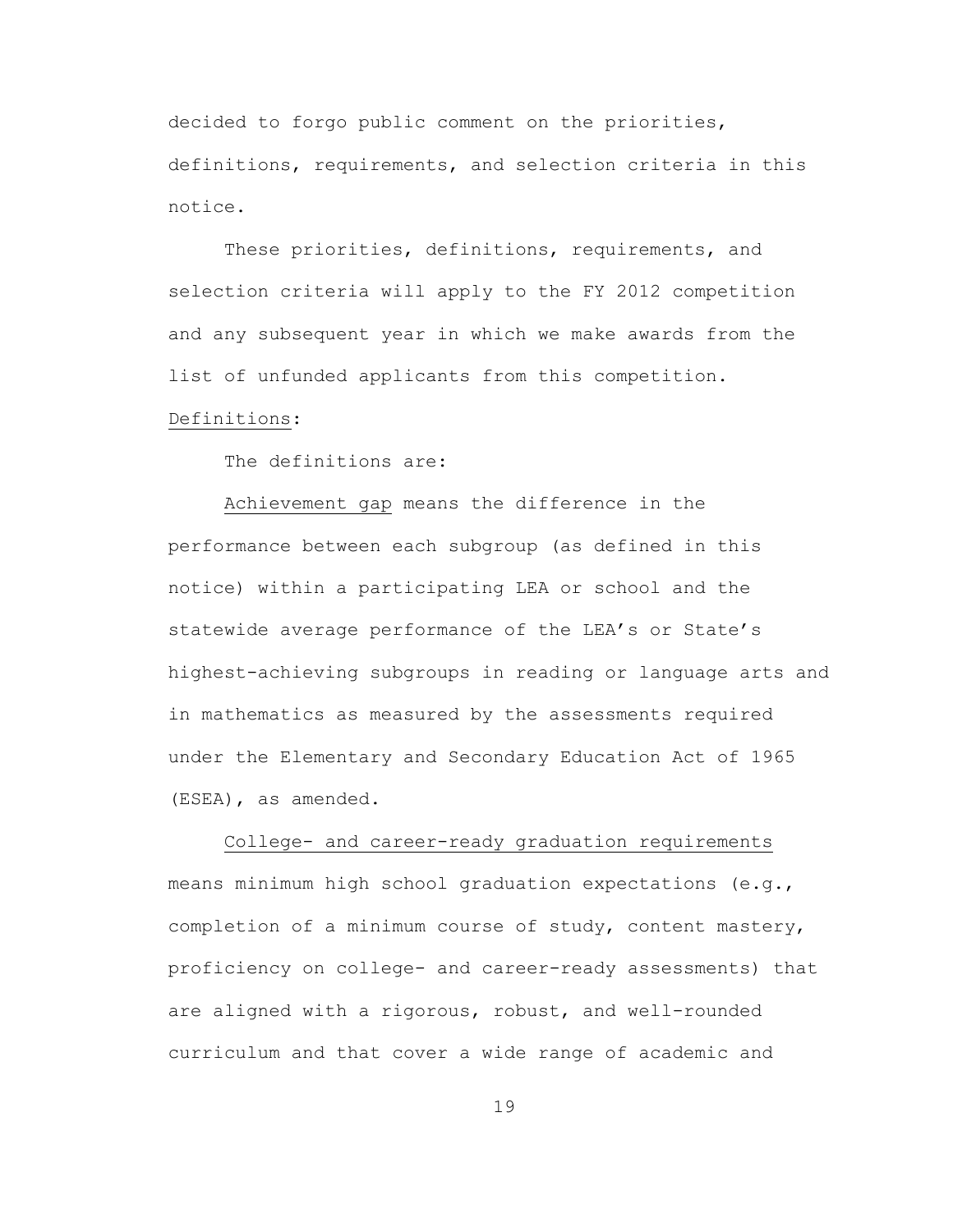decided to forgo public comment on the priorities, definitions, requirements, and selection criteria in this notice.

These priorities, definitions, requirements, and selection criteria will apply to the FY 2012 competition and any subsequent year in which we make awards from the list of unfunded applicants from this competition.

Definitions:

The definitions are:

Achievement gap means the difference in the performance between each subgroup (as defined in this notice) within a participating LEA or school and the statewide average performance of the LEA's or State's highest-achieving subgroups in reading or language arts and in mathematics as measured by the assessments required under the Elementary and Secondary Education Act of 1965 (ESEA), as amended.

College- and career-ready graduation requirements means minimum high school graduation expectations (e.g., completion of a minimum course of study, content mastery, proficiency on college- and career-ready assessments) that are aligned with a rigorous, robust, and well-rounded curriculum and that cover a wide range of academic and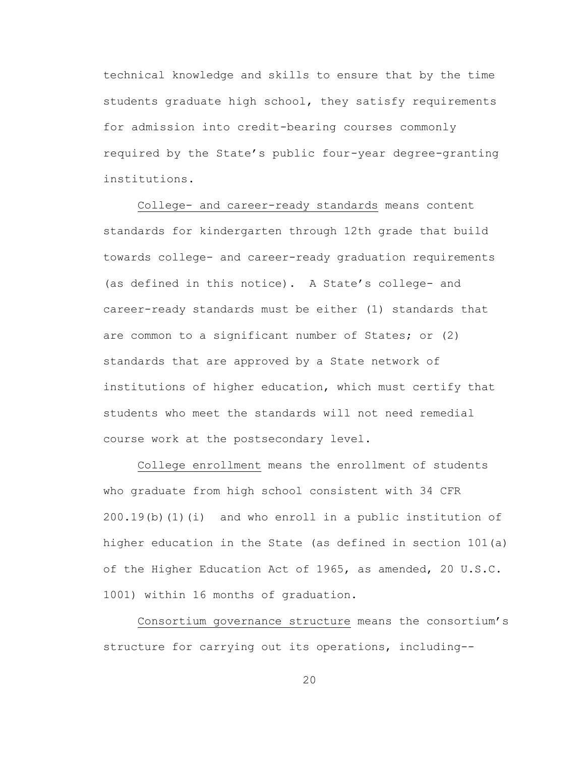technical knowledge and skills to ensure that by the time students graduate high school, they satisfy requirements for admission into credit-bearing courses commonly required by the State's public four-year degree-granting institutions.

College- and career-ready standards means content standards for kindergarten through 12th grade that build towards college- and career-ready graduation requirements (as defined in this notice). A State's college- and career-ready standards must be either (1) standards that are common to a significant number of States; or (2) standards that are approved by a State network of institutions of higher education, which must certify that students who meet the standards will not need remedial course work at the postsecondary level.

College enrollment means the enrollment of students who graduate from high school consistent with 34 CFR 200.19(b)(1)(i) and who enroll in a public institution of higher education in the State (as defined in section 101(a) of the Higher Education Act of 1965, as amended, 20 U.S.C. 1001) within 16 months of graduation.

Consortium governance structure means the consortium's structure for carrying out its operations, including--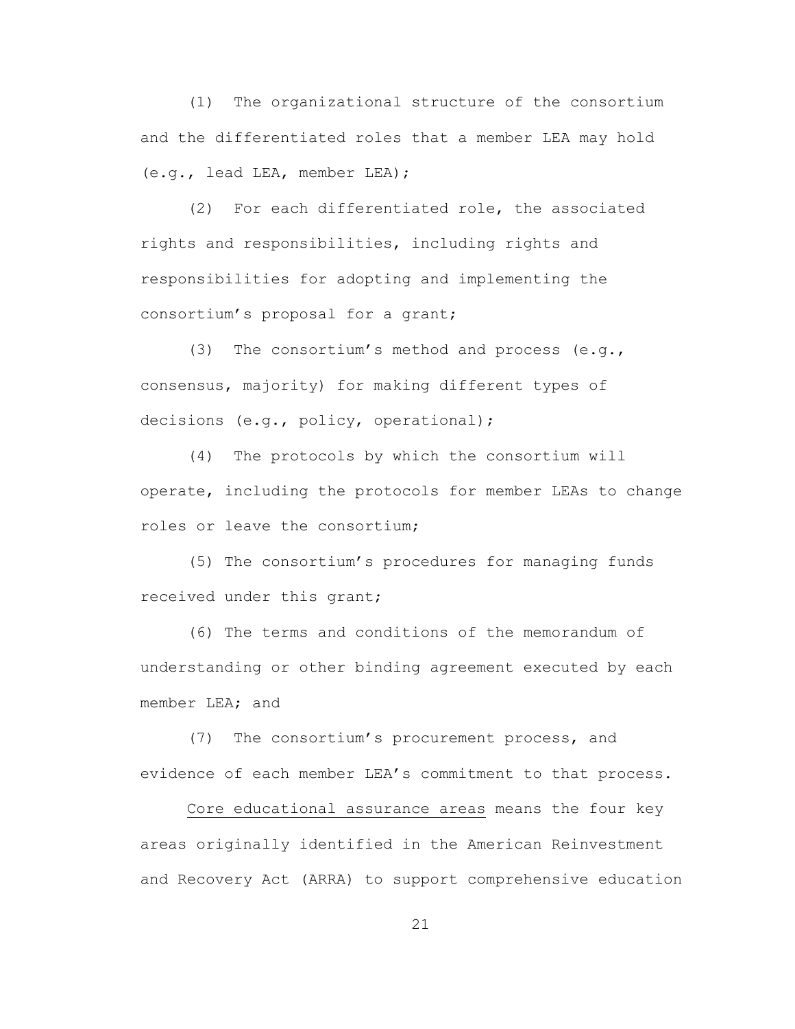(1) The organizational structure of the consortium and the differentiated roles that a member LEA may hold (e.g., lead LEA, member LEA);

(2) For each differentiated role, the associated rights and responsibilities, including rights and responsibilities for adopting and implementing the consortium's proposal for a grant;

(3) The consortium's method and process (e.g., consensus, majority) for making different types of decisions (e.g., policy, operational);

(4) The protocols by which the consortium will operate, including the protocols for member LEAs to change roles or leave the consortium;

(5) The consortium's procedures for managing funds received under this grant;

(6) The terms and conditions of the memorandum of understanding or other binding agreement executed by each member LEA; and

(7) The consortium's procurement process, and evidence of each member LEA's commitment to that process.

<u>Core educational assurance areas</u> means the four key areas originally identified in the American Reinvestment and Recovery Act (ARRA) to support comprehensive education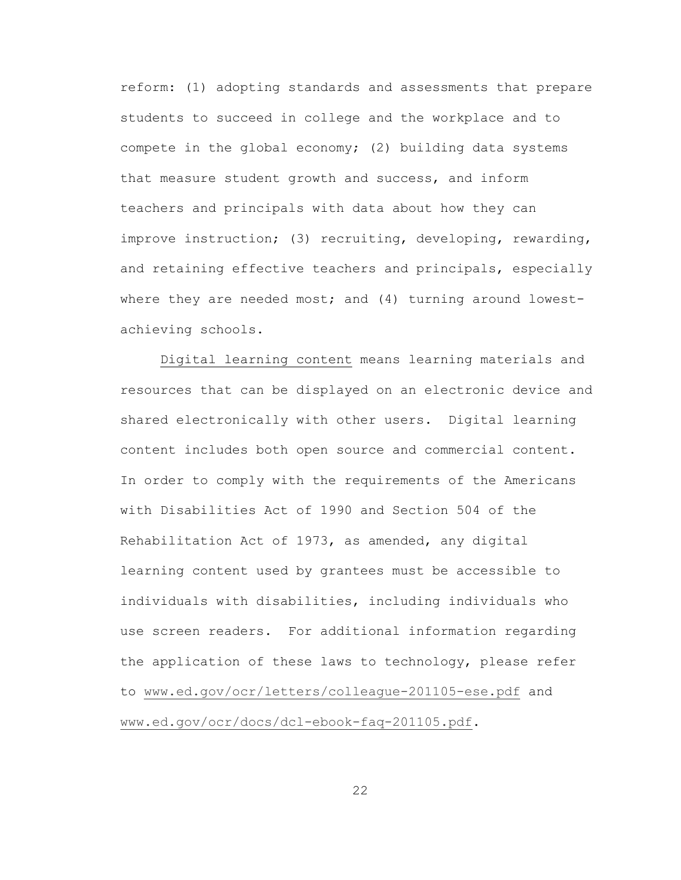reform: (1) adopting standards and assessments that prepare students to succeed in college and the workplace and to compete in the global economy; (2) building data systems that measure student growth and success, and inform teachers and principals with data about how they can improve instruction; (3) recruiting, developing, rewarding, and retaining effective teachers and principals, especially where they are needed most; and (4) turning around lowest-achieving schools.

Digital learning content means learning materials and resources that can be displayed on an electronic device and shared electronically with other users. Digital learning content includes both open source and commercial content. In order to comply with the requirements of the Americans with Disabilities Act of 1990 and Section 504 of the Rehabilitation Act of 1973, as amended, any digital learning content used by grantees must be accessible to individuals with disabilities, including individuals who use screen readers. For additional information regarding the application of these laws to technology, please refer to www.ed.gov/ocr/letters/colleague-201105-ese.pdf and www.ed.gov/ocr/docs/dcl-ebook-faq-201105.pdf.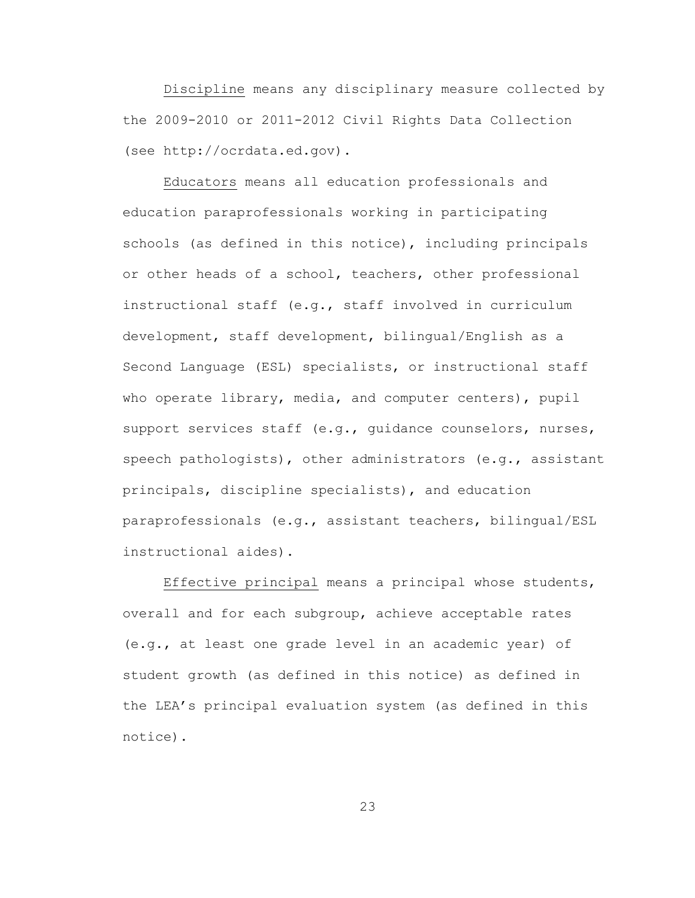Discipline means any disciplinary measure collected by the 2009-2010 or 2011-2012 Civil Rights Data Collection (see http://ocrdata.ed.gov).

Educators means all education professionals and education paraprofessionals working in participating schools (as defined in this notice), including principals or other heads of a school, teachers, other professional instructional staff (e.g., staff involved in curriculum development, staff development, bilingual/English as a Second Language (ESL) specialists, or instructional staff who operate library, media, and computer centers), pupil support services staff (e.g., guidance counselors, nurses, speech pathologists), other administrators (e.g., assistant principals, discipline specialists), and education paraprofessionals (e.g., assistant teachers, bilingual/ESL instructional aides).

Effective principal means a principal whose students, overall and for each subgroup, achieve acceptable rates (e.g., at least one grade level in an academic year) of student growth (as defined in this notice) as defined in the LEA's principal evaluation system (as defined in this notice).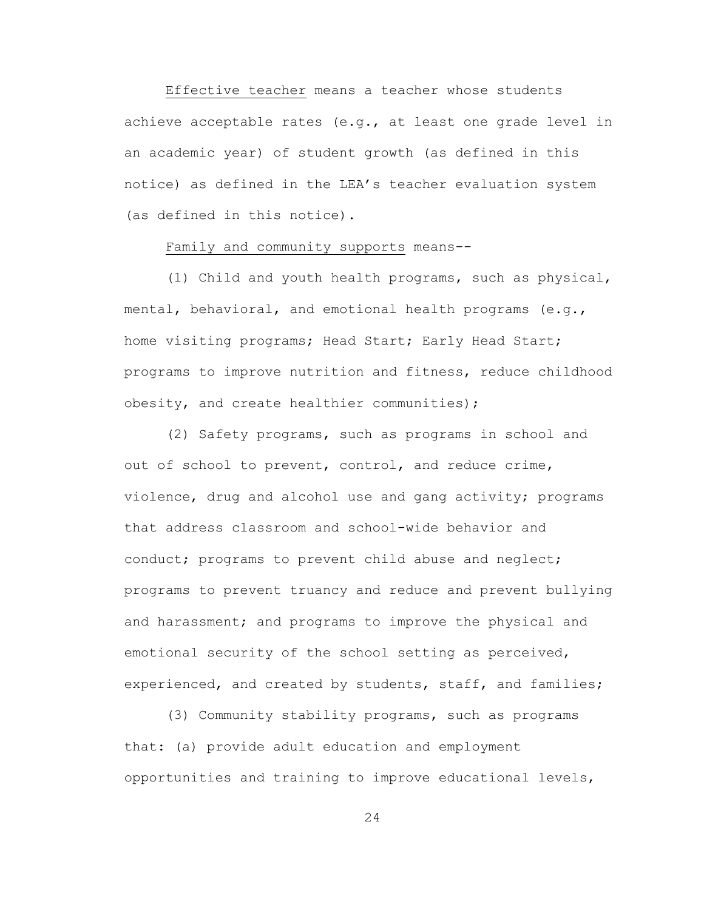Effective teacher means a teacher whose students achieve acceptable rates (e.g., at least one grade level in an academic year) of student growth (as defined in this notice) as defined in the LEA's teacher evaluation system (as defined in this notice).

Family and community supports means--

(1) Child and youth health programs, such as physical, mental, behavioral, and emotional health programs (e.g., home visiting programs; Head Start; Early Head Start; programs to improve nutrition and fitness, reduce childhood obesity, and create healthier communities);

(2) Safety programs, such as programs in school and out of school to prevent, control, and reduce crime, violence, drug and alcohol use and gang activity; programs that address classroom and school-wide behavior and conduct; programs to prevent child abuse and neglect; programs to prevent truancy and reduce and prevent bullying and harassment; and programs to improve the physical and emotional security of the school setting as perceived, experienced, and created by students, staff, and families;

(3) Community stability programs, such as programs that: (a) provide adult education and employment opportunities and training to improve educational levels,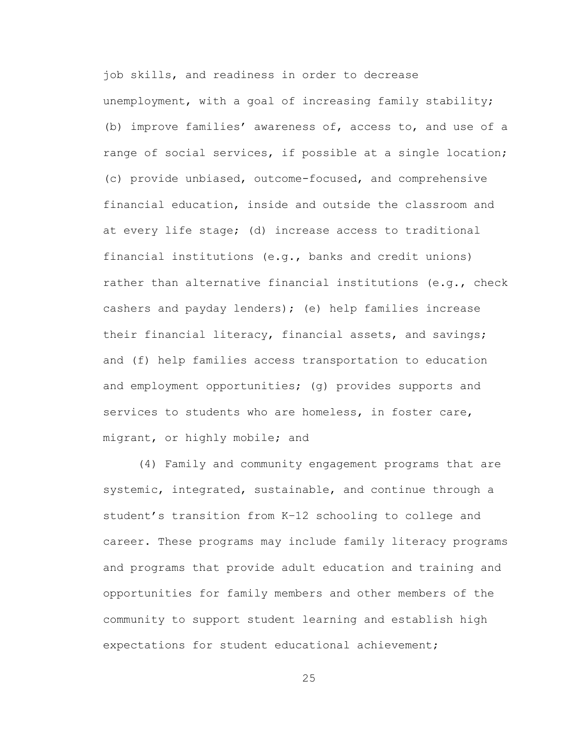job skills, and readiness in order to decrease unemployment, with a goal of increasing family stability; (b) improve families' awareness of, access to, and use of a range of social services, if possible at a single location; (c) provide unbiased, outcome-focused, and comprehensive financial education, inside and outside the classroom and at every life stage; (d) increase access to traditional financial institutions (e.g., banks and credit unions) rather than alternative financial institutions (e.g., check cashers and payday lenders); (e) help families increase their financial literacy, financial assets, and savings; and (f) help families access transportation to education and employment opportunities; (g) provides supports and services to students who are homeless, in foster care, migrant, or highly mobile; and

(4) Family and community engagement programs that are systemic, integrated, sustainable, and continue through a student's transition from K-12 schooling to college and career. These programs may include family literacy programs and programs that provide adult education and training and opportunities for family members and other members of the community to support student learning and establish high expectations for student educational achievement;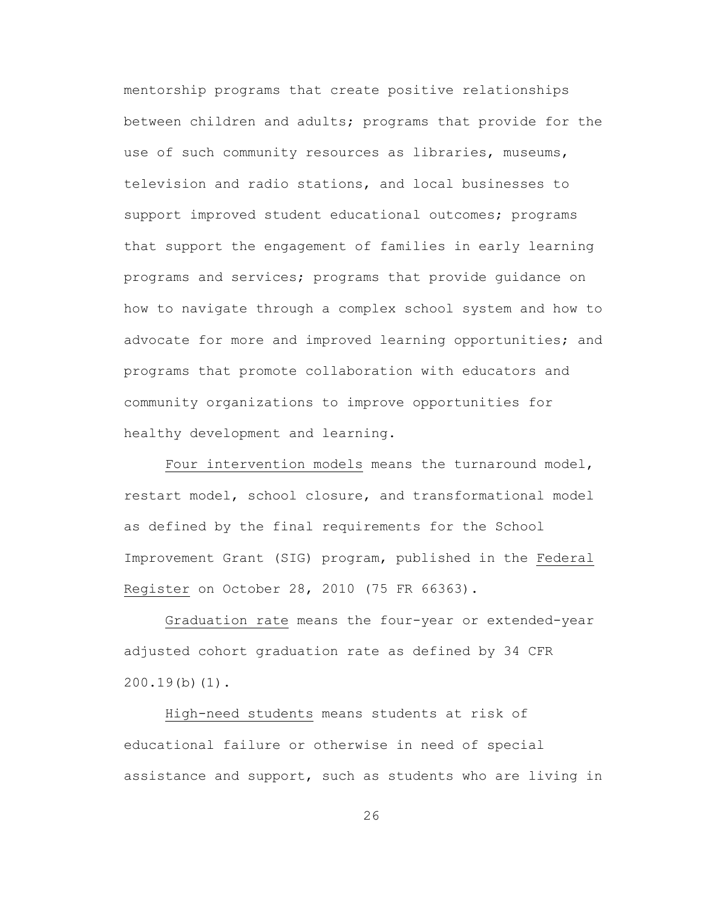mentorship programs that create positive relationships between children and adults; programs that provide for the use of such community resources as libraries, museums, television and radio stations, and local businesses to support improved student educational outcomes; programs that support the engagement of families in early learning programs and services; programs that provide guidance on how to navigate through a complex school system and how to advocate for more and improved learning opportunities; and programs that promote collaboration with educators and community organizations to improve opportunities for healthy development and learning.

Four intervention models means the turnaround model, restart model, school closure, and transformational model as defined by the final requirements for the School Improvement Grant (SIG) program, published in the Federal Register on October 28, 2010 (75 FR 66363).

Graduation rate means the four-year or extended-year adjusted cohort graduation rate as defined by 34 CFR 200.19(b)(1).

High-need students means students at risk of educational failure or otherwise in need of special assistance and support, such as students who are living in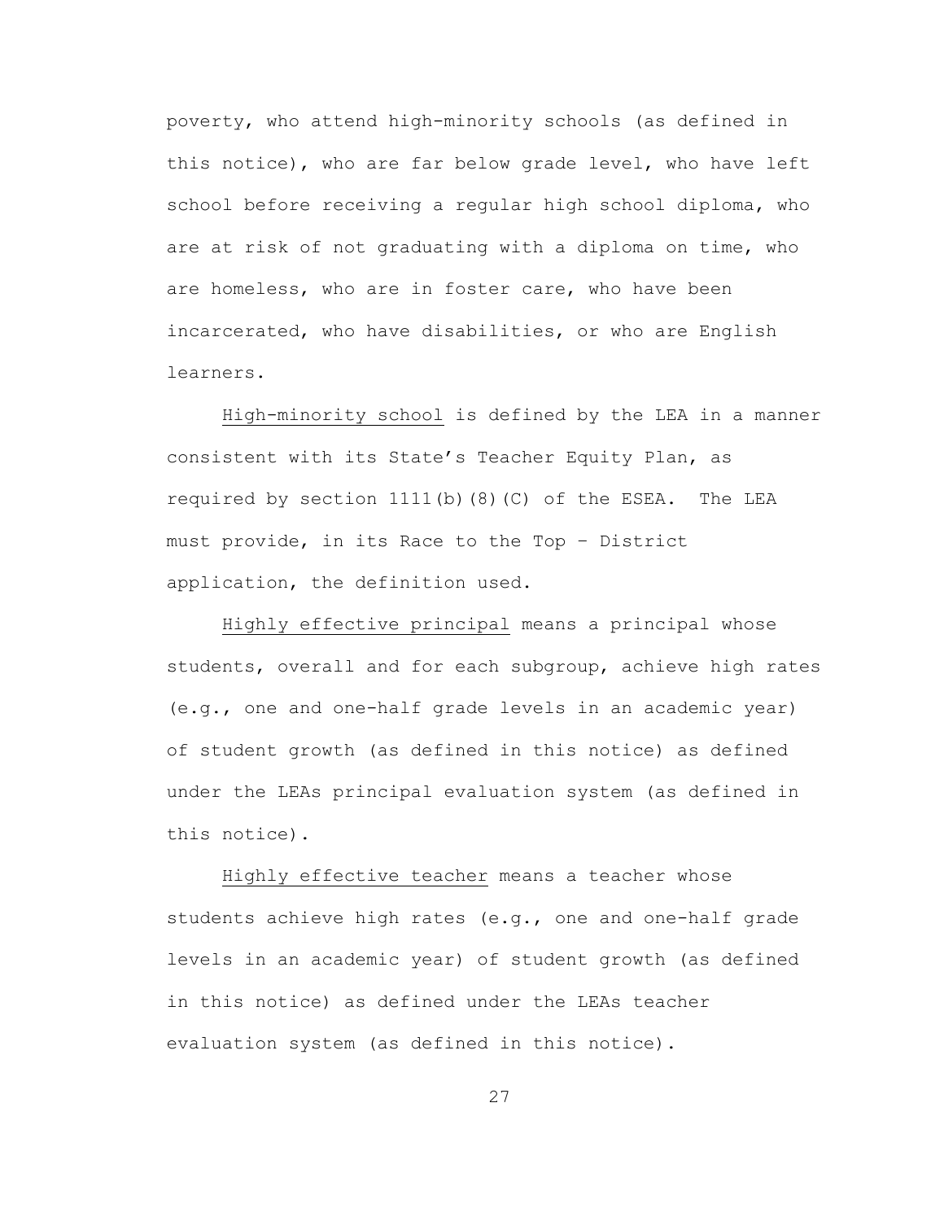poverty, who attend high-minority schools (as defined in this notice), who are far below grade level, who have left school before receiving a regular high school diploma, who are at risk of not graduating with a diploma on time, who are homeless, who are in foster care, who have been incarcerated, who have disabilities, or who are English learners.

<u>High-minority school</u> is defined by the LEA in a manner consistent with its State's Teacher Equity Plan, as required by section 1111(b)(8)(C) of the ESEA. The LEA must provide, in its Race to the Top – District application, the definition used.

<u>Highly effective principal</u> means a principal whose students, overall and for each subgroup, achieve high rates (e.g., one and one-half grade levels in an academic year) of student growth (as defined in this notice) as defined under the LEAs principal evaluation system (as defined in this notice).

<u>Highly effective teacher</u> means a teacher whose students achieve high rates (e.g., one and one-half grade levels in an academic year) of student growth (as defined in this notice) as defined under the LEAs teacher evaluation system (as defined in this notice).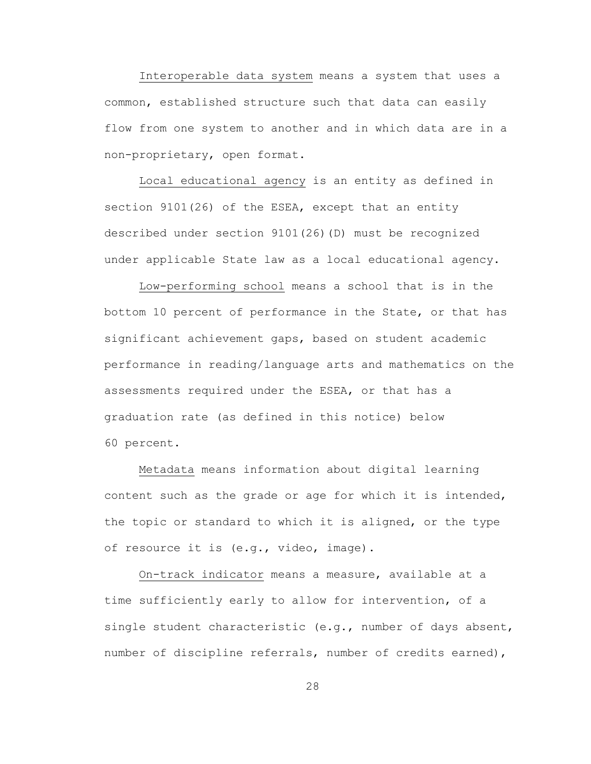Interoperable data system means a system that uses a common, established structure such that data can easily flow from one system to another and in which data are in a non-proprietary, open format.

Local educational agency is an entity as defined in section 9101(26) of the ESEA, except that an entity described under section 9101(26)(D) must be recognized under applicable State law as a local educational agency.

Low-performing school means a school that is in the bottom 10 percent of performance in the State, or that has significant achievement gaps, based on student academic performance in reading/language arts and mathematics on the assessments required under the ESEA, or that has a graduation rate (as defined in this notice) below 60 percent.

Metadata means information about digital learning content such as the grade or age for which it is intended, the topic or standard to which it is aligned, or the type of resource it is (e.g., video, image).

On-track indicator means a measure, available at a time sufficiently early to allow for intervention, of a single student characteristic (e.g., number of days absent, number of discipline referrals, number of credits earned),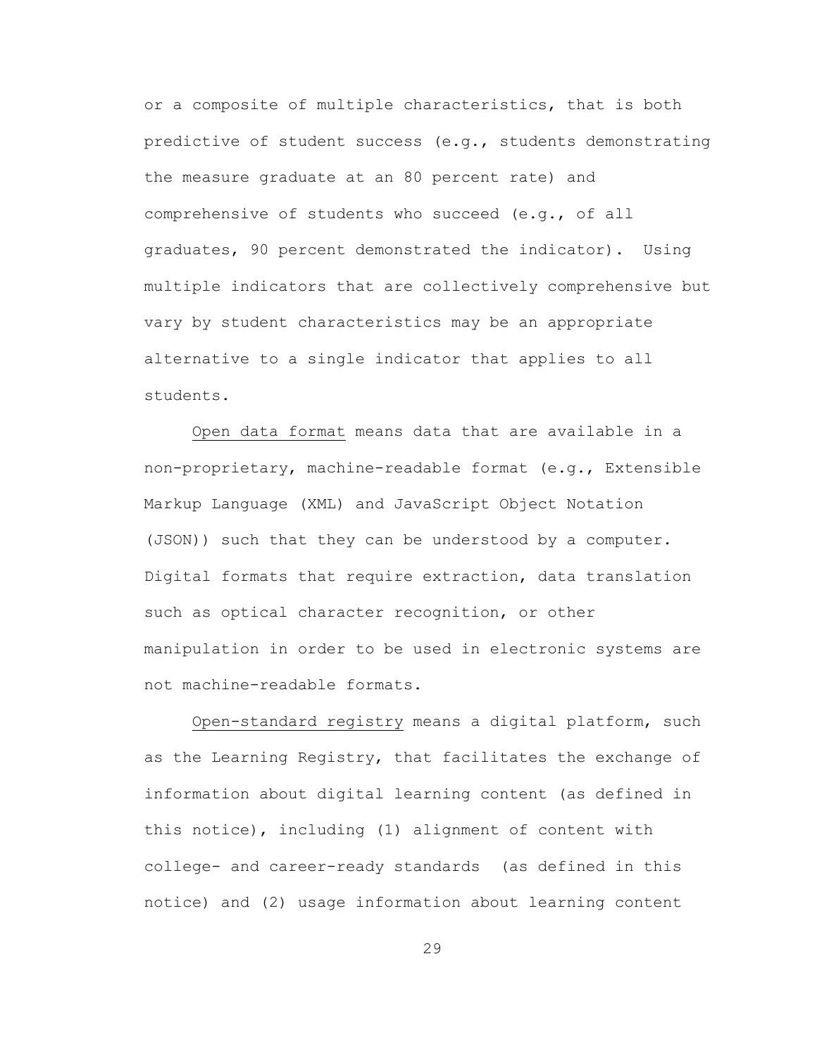or a composite of multiple characteristics, that is both predictive of student success (e.g., students demonstrating the measure graduate at an 80 percent rate) and comprehensive of students who succeed (e.g., of all graduates, 90 percent demonstrated the indicator). Using multiple indicators that are collectively comprehensive but vary by student characteristics may be an appropriate alternative to a single indicator that applies to all students.

<u>Open data format</u> means data that are available in a non-proprietary, machine-readable format (e.g., Extensible Markup Language (XML) and JavaScript Object Notation (JSON)) such that they can be understood by a computer. Digital formats that require extraction, data translation such as optical character recognition, or other manipulation in order to be used in electronic systems are not machine-readable formats.

<u>Open-standard registry</u> means a digital platform, such as the Learning Registry, that facilitates the exchange of information about digital learning content (as defined in this notice), including (1) alignment of content with college- and career-ready standards (as defined in this notice) and (2) usage information about learning content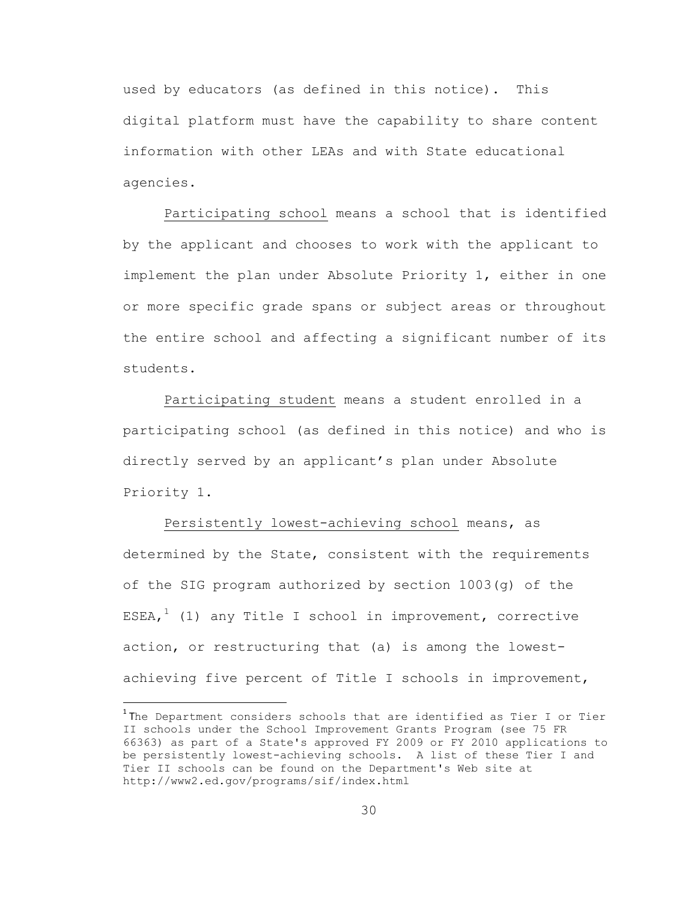used by educators (as defined in this notice). This digital platform must have the capability to share content information with other LEAs and with State educational agencies.

Participating school means a school that is identified by the applicant and chooses to work with the applicant to implement the plan under Absolute Priority 1, either in one or more specific grade spans or subject areas or throughout the entire school and affecting a significant number of its students.

Participating student means a student enrolled in a participating school (as defined in this notice) and who is directly served by an applicant's plan under Absolute Priority 1.

Persistently lowest-achieving school means, as determined by the State, consistent with the requirements of the SIG program authorized by section 1003(g) of the ESEA,[1] (1) any Title I school in improvement, corrective action, or restructuring that (a) is among the lowest-achieving five percent of Title I schools in improvement,

---

[1] The Department considers schools that are identified as Tier I or Tier II schools under the School Improvement Grants Program (see 75 FR 66363) as part of a State's approved FY 2009 or FY 2010 applications to be persistently lowest-achieving schools. A list of these Tier I and Tier II schools can be found on the Department's Web site at http://www2.ed.gov/programs/sif/index.html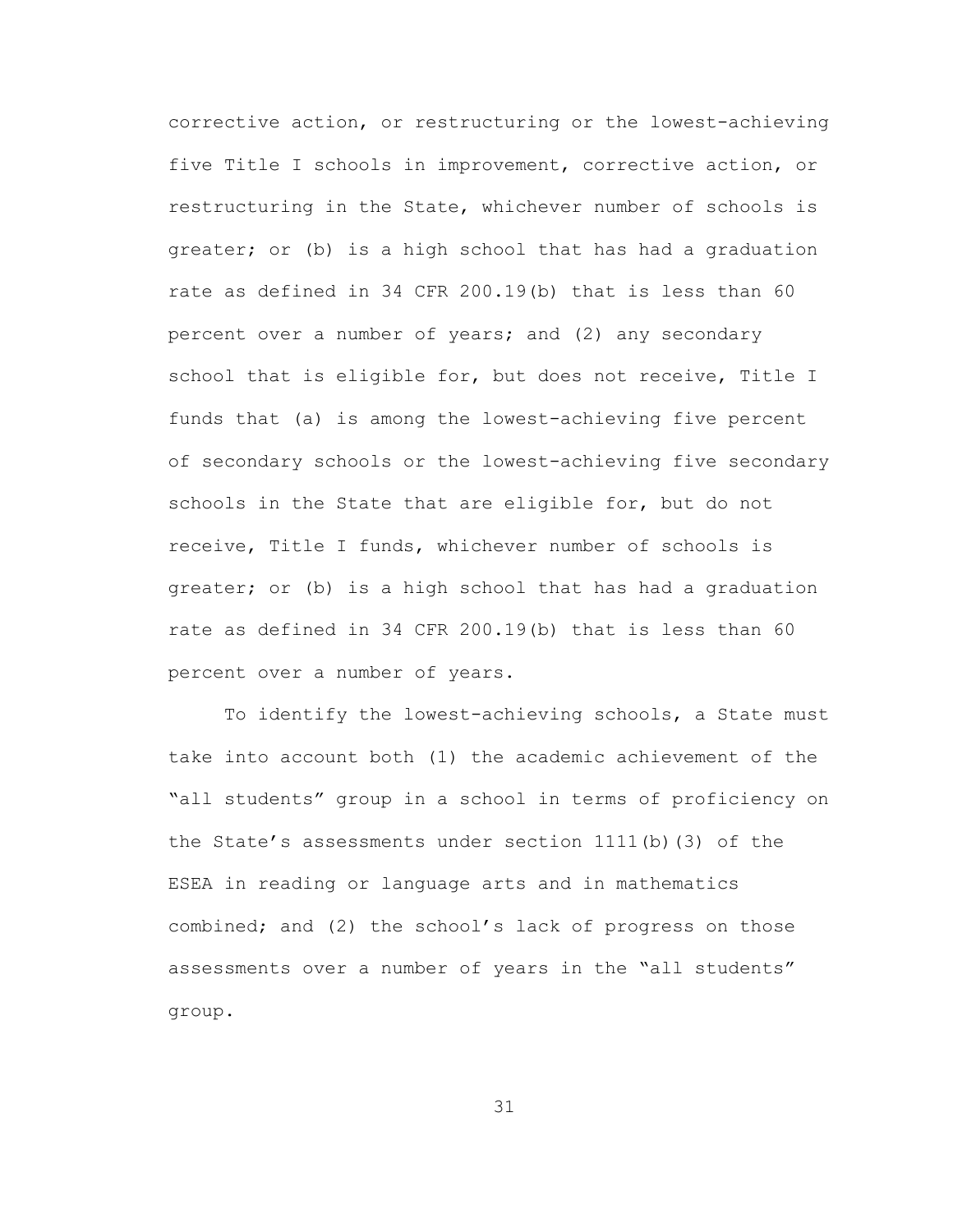corrective action, or restructuring or the lowest-achieving five Title I schools in improvement, corrective action, or restructuring in the State, whichever number of schools is greater; or (b) is a high school that has had a graduation rate as defined in 34 CFR 200.19(b) that is less than 60 percent over a number of years; and (2) any secondary school that is eligible for, but does not receive, Title I funds that (a) is among the lowest-achieving five percent of secondary schools or the lowest-achieving five secondary schools in the State that are eligible for, but do not receive, Title I funds, whichever number of schools is greater; or (b) is a high school that has had a graduation rate as defined in 34 CFR 200.19(b) that is less than 60 percent over a number of years.

To identify the lowest-achieving schools, a State must take into account both (1) the academic achievement of the "all students" group in a school in terms of proficiency on the State's assessments under section 1111(b)(3) of the ESEA in reading or language arts and in mathematics combined; and (2) the school's lack of progress on those assessments over a number of years in the "all students" group.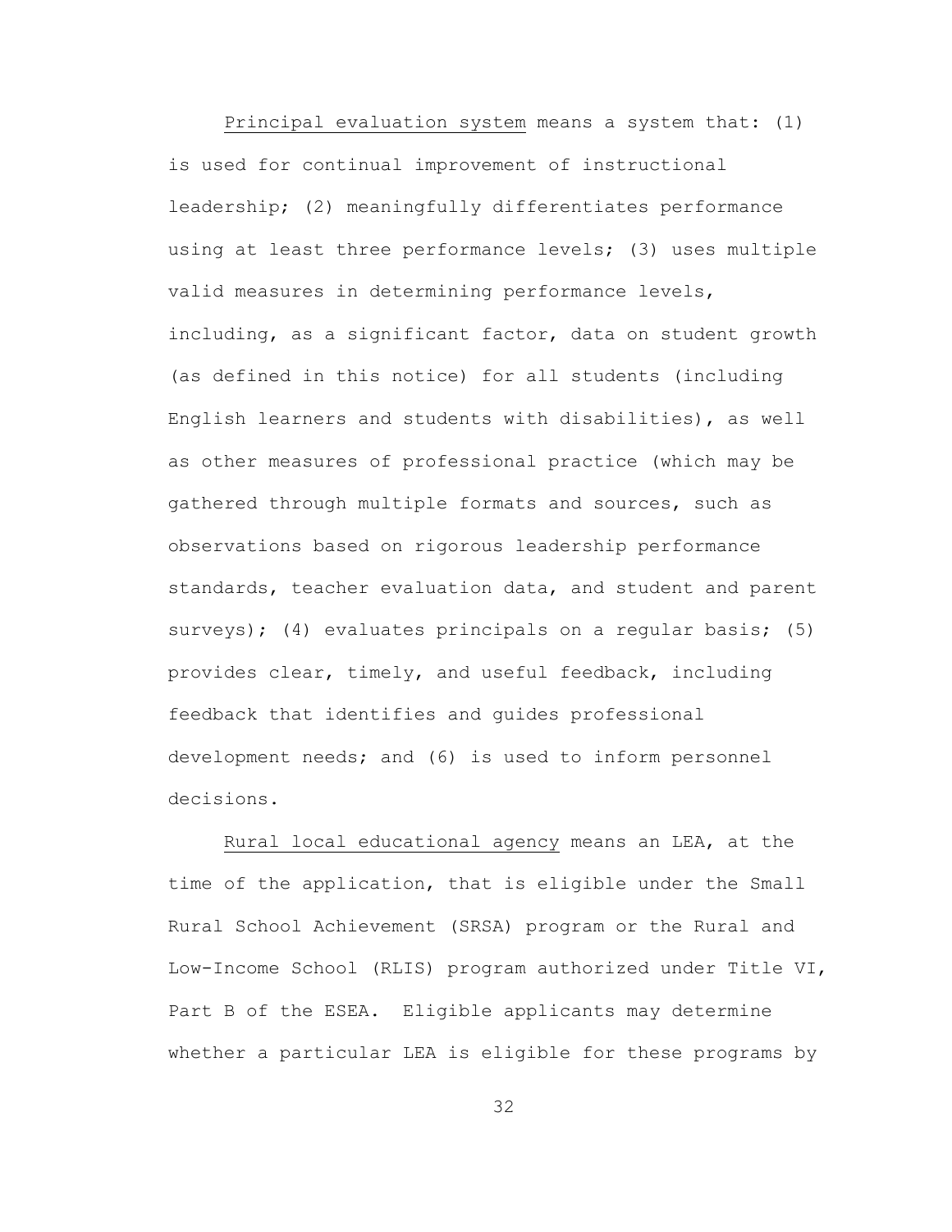<u>Principal evaluation system</u> means a system that: (1) is used for continual improvement of instructional leadership; (2) meaningfully differentiates performance using at least three performance levels; (3) uses multiple valid measures in determining performance levels, including, as a significant factor, data on student growth (as defined in this notice) for all students (including English learners and students with disabilities), as well as other measures of professional practice (which may be gathered through multiple formats and sources, such as observations based on rigorous leadership performance standards, teacher evaluation data, and student and parent surveys); (4) evaluates principals on a regular basis; (5) provides clear, timely, and useful feedback, including feedback that identifies and guides professional development needs; and (6) is used to inform personnel decisions.

<u>Rural local educational agency</u> means an LEA, at the time of the application, that is eligible under the Small Rural School Achievement (SRSA) program or the Rural and Low-Income School (RLIS) program authorized under Title VI, Part B of the ESEA. Eligible applicants may determine whether a particular LEA is eligible for these programs by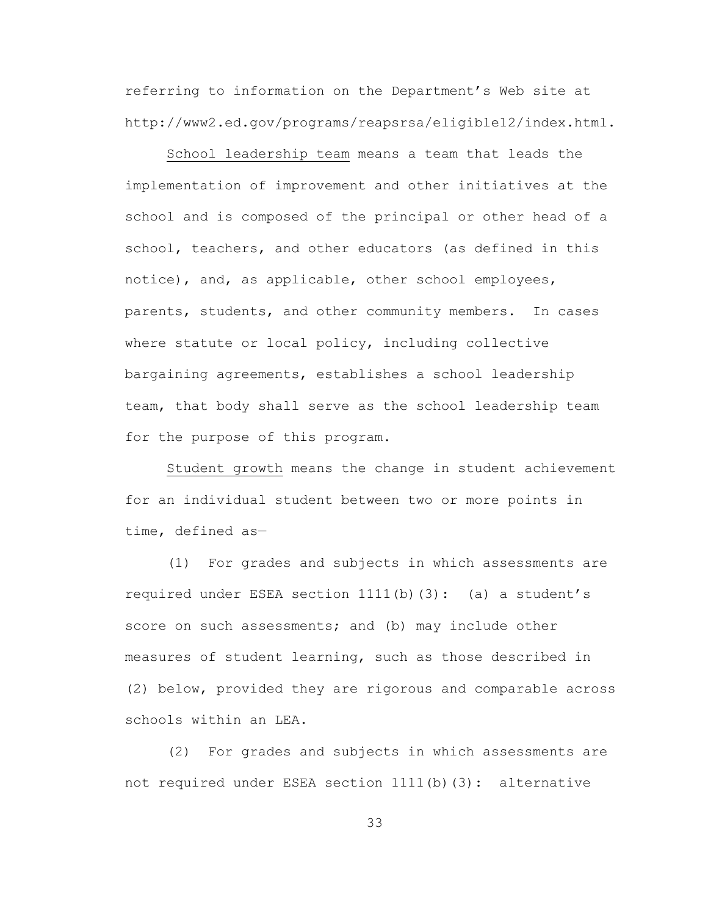referring to information on the Department's Web site at http://www2.ed.gov/programs/reapsrsa/eligible12/index.html.

<u>School leadership team</u> means a team that leads the implementation of improvement and other initiatives at the school and is composed of the principal or other head of a school, teachers, and other educators (as defined in this notice), and, as applicable, other school employees, parents, students, and other community members. In cases where statute or local policy, including collective bargaining agreements, establishes a school leadership team, that body shall serve as the school leadership team for the purpose of this program.

<u>Student growth</u> means the change in student achievement for an individual student between two or more points in time, defined as—

(1) For grades and subjects in which assessments are required under ESEA section 1111(b)(3): (a) a student's score on such assessments; and (b) may include other measures of student learning, such as those described in (2) below, provided they are rigorous and comparable across schools within an LEA.

(2) For grades and subjects in which assessments are not required under ESEA section 1111(b)(3): alternative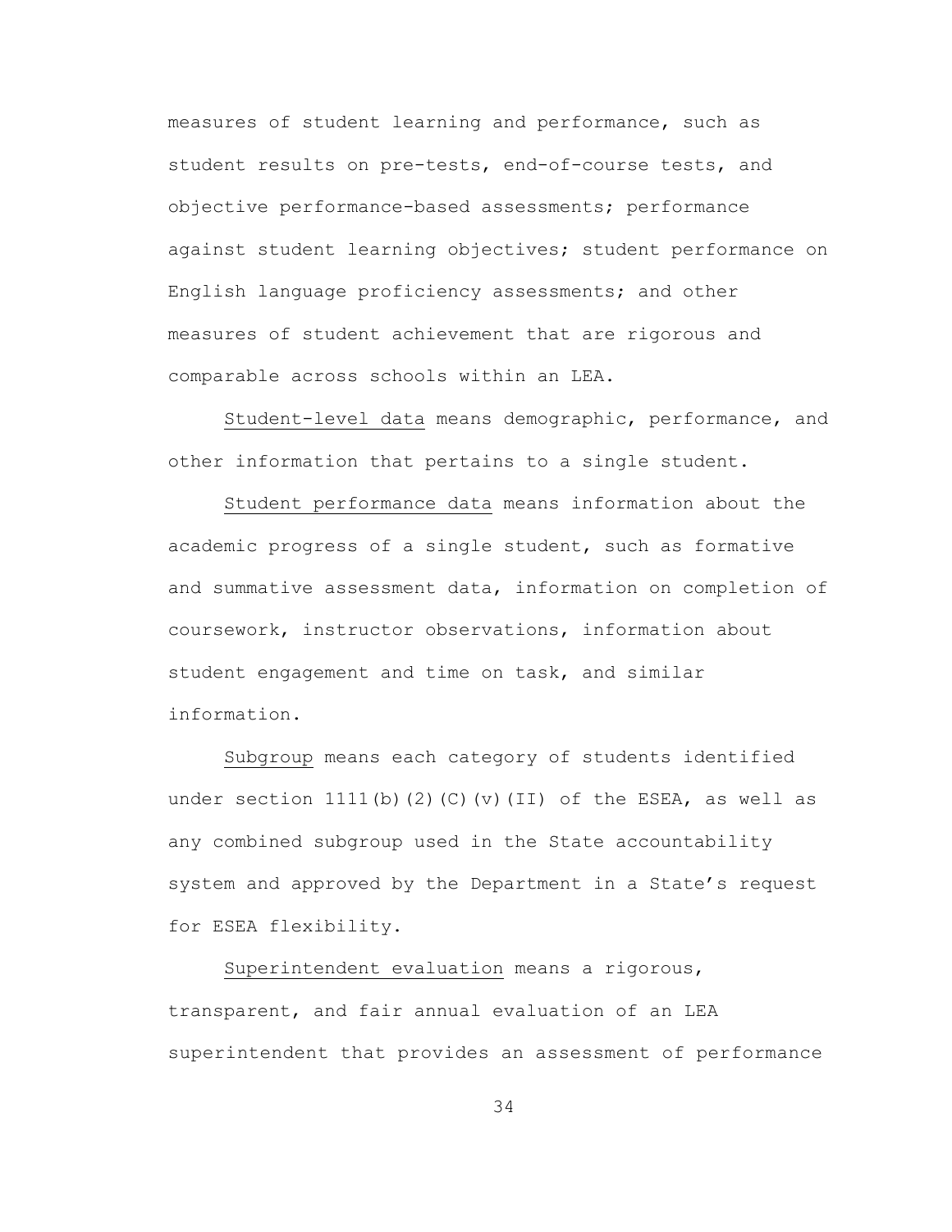measures of student learning and performance, such as student results on pre-tests, end-of-course tests, and objective performance-based assessments; performance against student learning objectives; student performance on English language proficiency assessments; and other measures of student achievement that are rigorous and comparable across schools within an LEA.

Student-level data means demographic, performance, and other information that pertains to a single student.

Student performance data means information about the academic progress of a single student, such as formative and summative assessment data, information on completion of coursework, instructor observations, information about student engagement and time on task, and similar information.

Subgroup means each category of students identified under section 1111(b)(2)(C)(v)(II) of the ESEA, as well as any combined subgroup used in the State accountability system and approved by the Department in a State's request for ESEA flexibility.

Superintendent evaluation means a rigorous, transparent, and fair annual evaluation of an LEA superintendent that provides an assessment of performance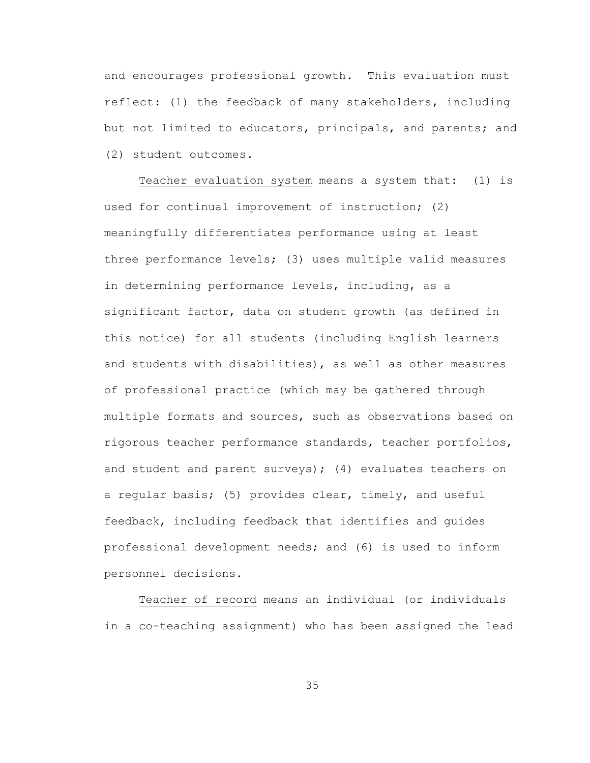and encourages professional growth. This evaluation must reflect: (1) the feedback of many stakeholders, including but not limited to educators, principals, and parents; and (2) student outcomes.

Teacher evaluation system means a system that: (1) is used for continual improvement of instruction; (2) meaningfully differentiates performance using at least three performance levels; (3) uses multiple valid measures in determining performance levels, including, as a significant factor, data on student growth (as defined in this notice) for all students (including English learners and students with disabilities), as well as other measures of professional practice (which may be gathered through multiple formats and sources, such as observations based on rigorous teacher performance standards, teacher portfolios, and student and parent surveys); (4) evaluates teachers on a regular basis; (5) provides clear, timely, and useful feedback, including feedback that identifies and guides professional development needs; and (6) is used to inform personnel decisions.

Teacher of record means an individual (or individuals in a co-teaching assignment) who has been assigned the lead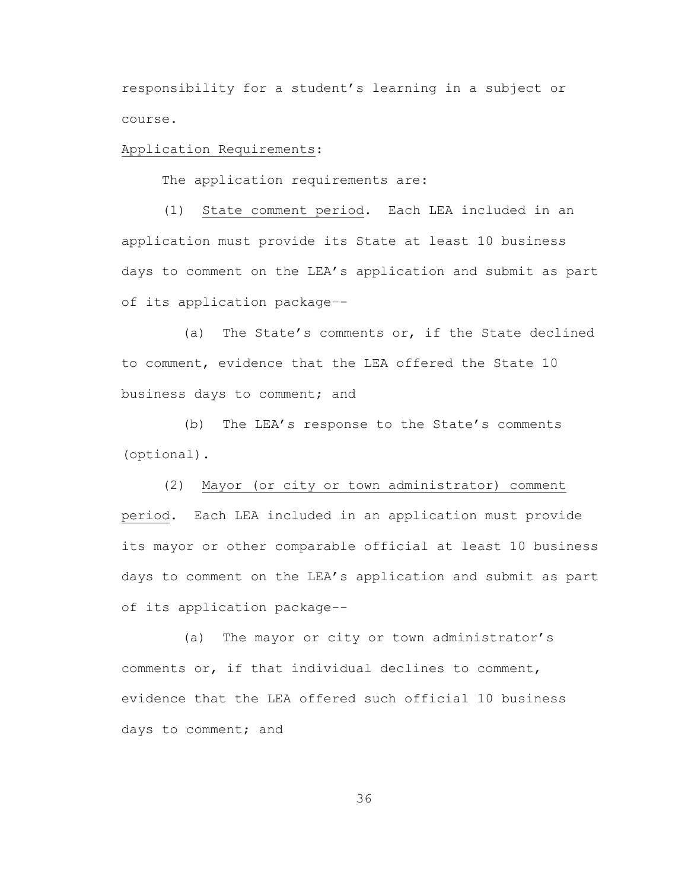responsibility for a student's learning in a subject or course.

Application Requirements:

The application requirements are:

(1) State comment period. Each LEA included in an application must provide its State at least 10 business days to comment on the LEA's application and submit as part of its application package--

(a) The State's comments or, if the State declined to comment, evidence that the LEA offered the State 10 business days to comment; and

(b) The LEA's response to the State's comments (optional).

(2) Mayor (or city or town administrator) comment period. Each LEA included in an application must provide its mayor or other comparable official at least 10 business days to comment on the LEA's application and submit as part of its application package--

(a) The mayor or city or town administrator's comments or, if that individual declines to comment, evidence that the LEA offered such official 10 business days to comment; and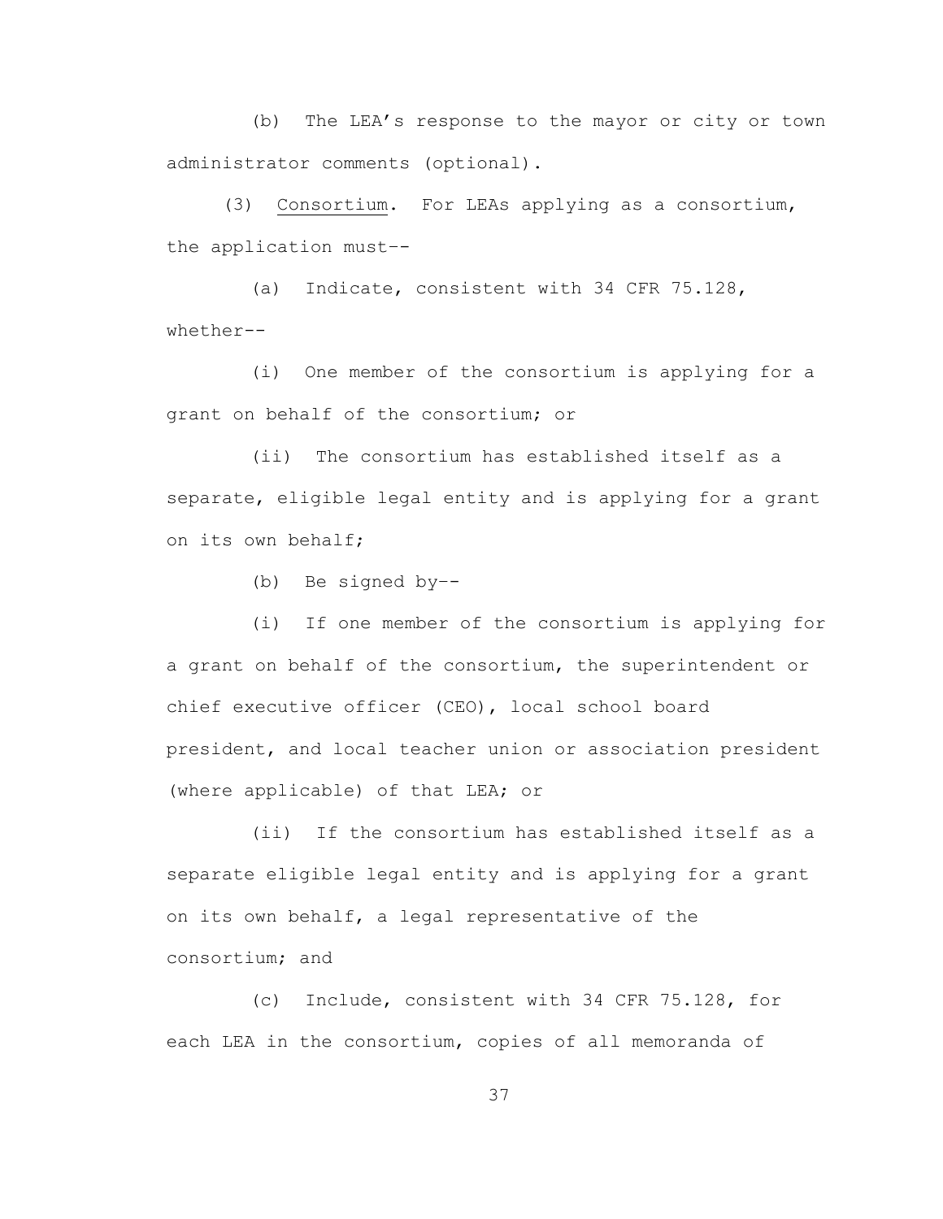(b) The LEA's response to the mayor or city or town administrator comments (optional).

(3) Consortium. For LEAs applying as a consortium, the application must--

(a) Indicate, consistent with 34 CFR 75.128, whether--

(i) One member of the consortium is applying for a grant on behalf of the consortium; or

(ii) The consortium has established itself as a separate, eligible legal entity and is applying for a grant on its own behalf;

(b) Be signed by--

(i) If one member of the consortium is applying for a grant on behalf of the consortium, the superintendent or chief executive officer (CEO), local school board president, and local teacher union or association president (where applicable) of that LEA; or

(ii) If the consortium has established itself as a separate eligible legal entity and is applying for a grant on its own behalf, a legal representative of the consortium; and

(c) Include, consistent with 34 CFR 75.128, for each LEA in the consortium, copies of all memoranda of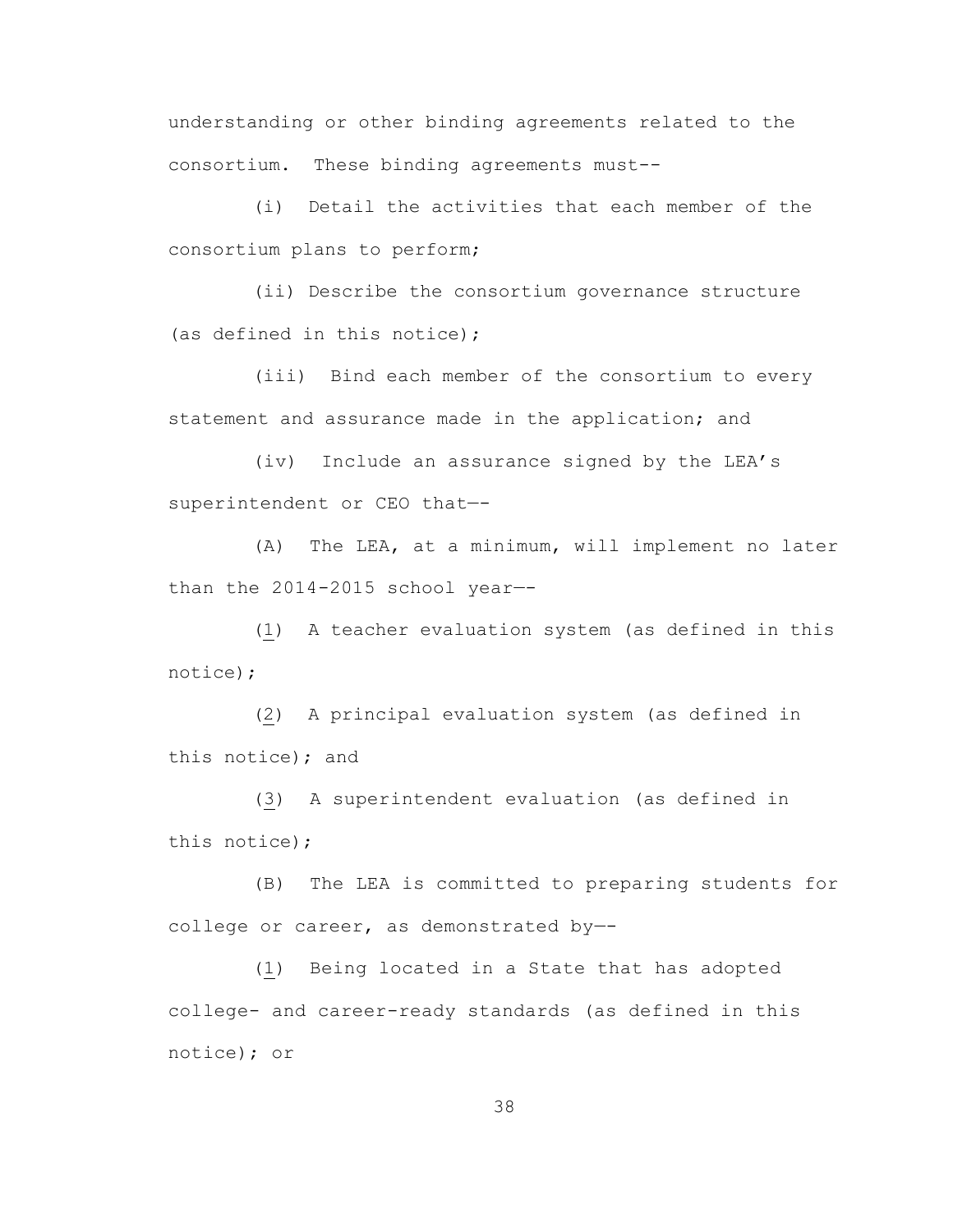understanding or other binding agreements related to the consortium. These binding agreements must--

(i) Detail the activities that each member of the consortium plans to perform;

(ii) Describe the consortium governance structure (as defined in this notice);

(iii) Bind each member of the consortium to every statement and assurance made in the application; and

(iv) Include an assurance signed by the LEA's superintendent or CEO that—-

(A) The LEA, at a minimum, will implement no later than the 2014-2015 school year—-

(1) A teacher evaluation system (as defined in this notice);

(2) A principal evaluation system (as defined in this notice); and

(3) A superintendent evaluation (as defined in this notice);

(B) The LEA is committed to preparing students for college or career, as demonstrated by—-

(1) Being located in a State that has adopted college- and career-ready standards (as defined in this notice); or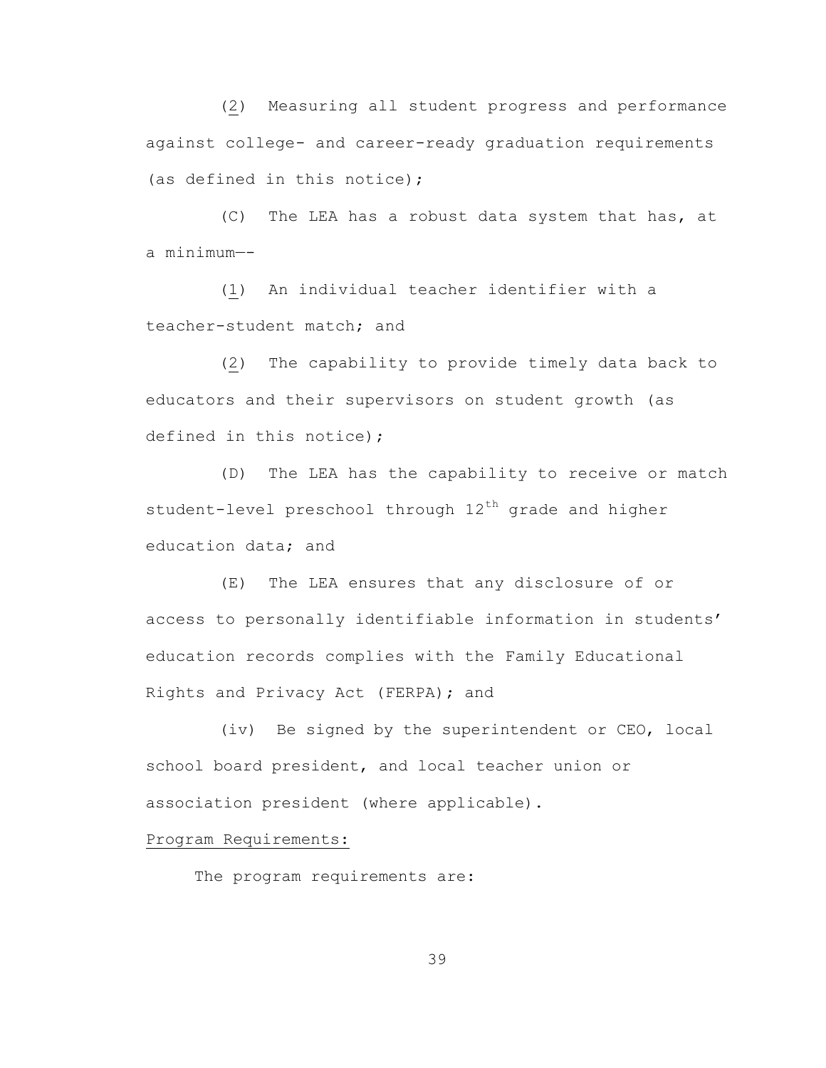(2) Measuring all student progress and performance against college- and career-ready graduation requirements (as defined in this notice);

(C) The LEA has a robust data system that has, at a minimum—-

(1) An individual teacher identifier with a teacher-student match; and

(2) The capability to provide timely data back to educators and their supervisors on student growth (as defined in this notice);

(D) The LEA has the capability to receive or match student-level preschool through 12th grade and higher education data; and

(E) The LEA ensures that any disclosure of or access to personally identifiable information in students' education records complies with the Family Educational Rights and Privacy Act (FERPA); and

(iv) Be signed by the superintendent or CEO, local school board president, and local teacher union or association president (where applicable).

Program Requirements:

The program requirements are: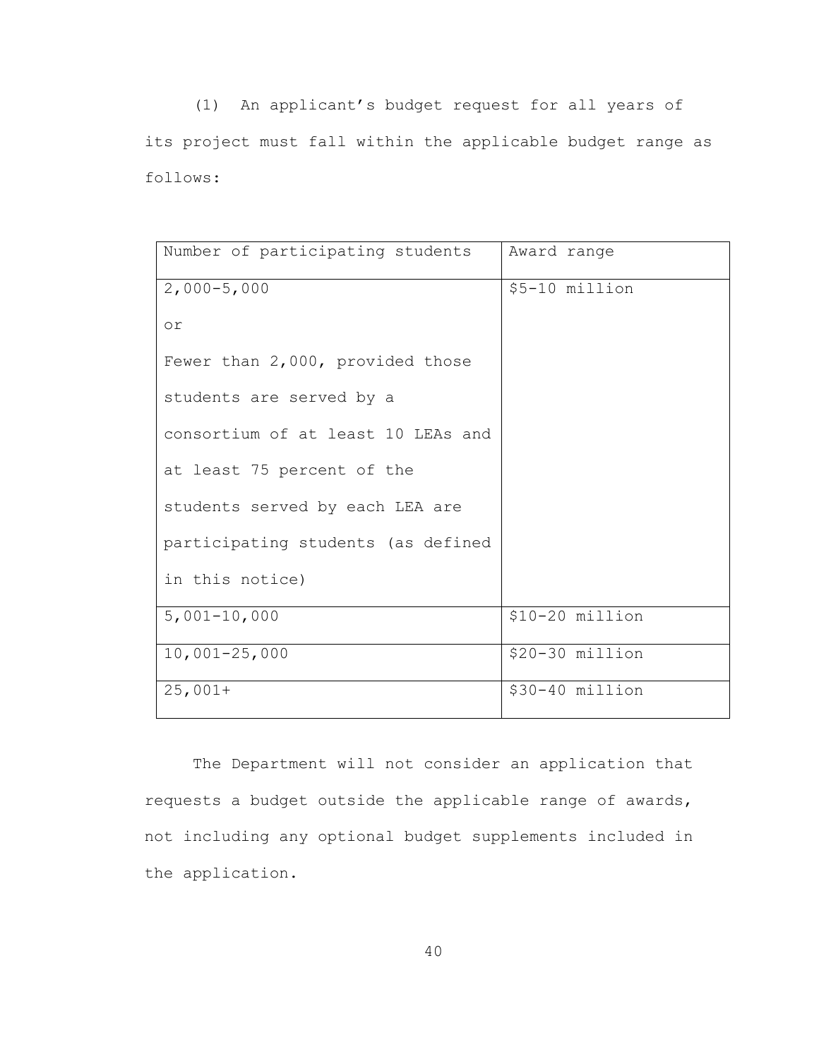(1) An applicant's budget request for all years of its project must fall within the applicable budget range as follows:

| Number of participating students | Award range |
| --- | --- |
| 2,000-5,000 or Fewer than 2,000, provided those students are served by a consortium of at least 10 LEAs and at least 75 percent of the students served by each LEA are participating students (as defined in this notice) | $5-10 million |
| 5,001-10,000 | $10-20 million |
| 10,001-25,000 | $20-30 million |
| 25,001+ | $30-40 million |

The Department will not consider an application that requests a budget outside the applicable range of awards, not including any optional budget supplements included in the application.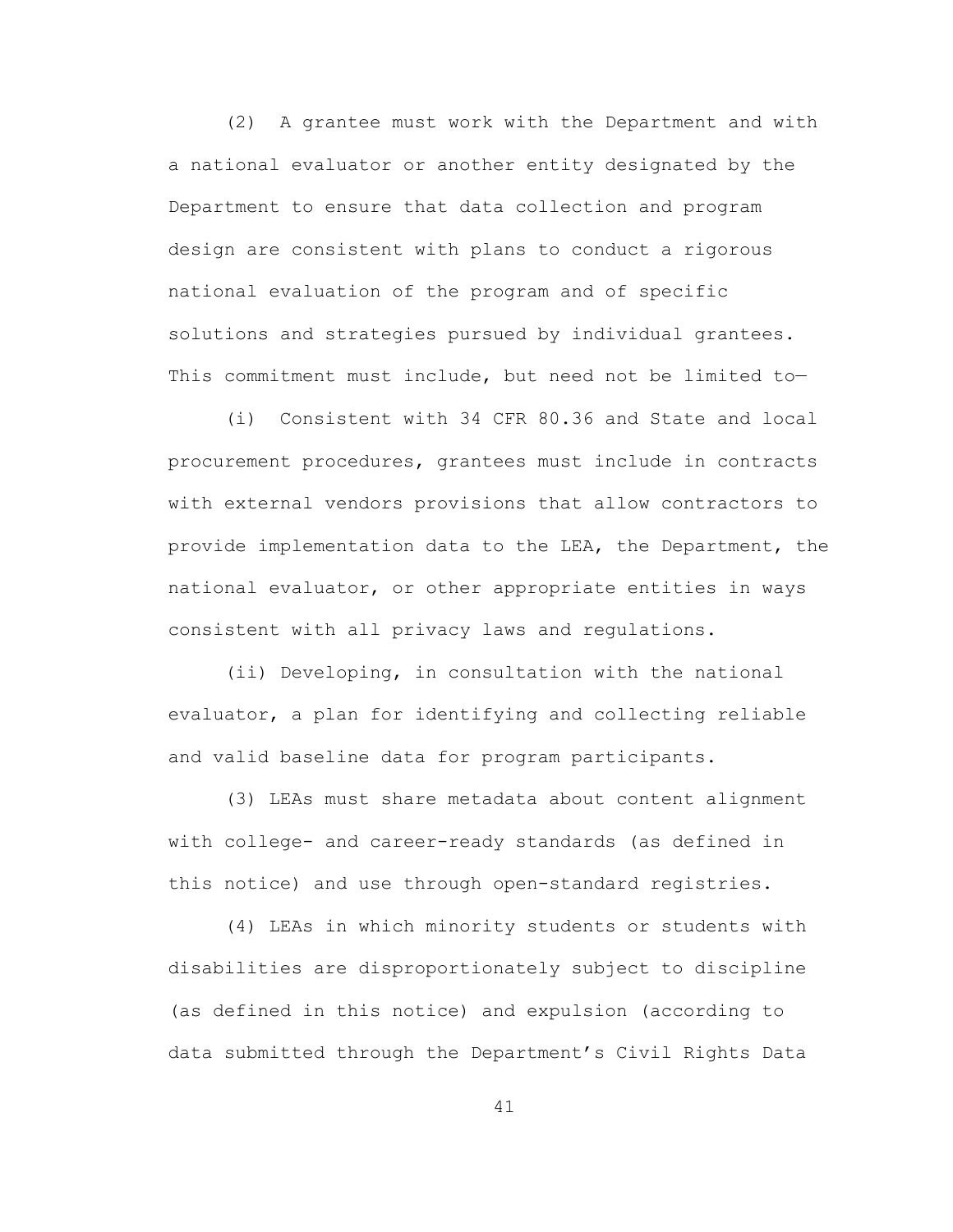(2) A grantee must work with the Department and with a national evaluator or another entity designated by the Department to ensure that data collection and program design are consistent with plans to conduct a rigorous national evaluation of the program and of specific solutions and strategies pursued by individual grantees. This commitment must include, but need not be limited to—

(i) Consistent with 34 CFR 80.36 and State and local procurement procedures, grantees must include in contracts with external vendors provisions that allow contractors to provide implementation data to the LEA, the Department, the national evaluator, or other appropriate entities in ways consistent with all privacy laws and regulations.

(ii) Developing, in consultation with the national evaluator, a plan for identifying and collecting reliable and valid baseline data for program participants.

(3) LEAs must share metadata about content alignment with college- and career-ready standards (as defined in this notice) and use through open-standard registries.

(4) LEAs in which minority students or students with disabilities are disproportionately subject to discipline (as defined in this notice) and expulsion (according to data submitted through the Department's Civil Rights Data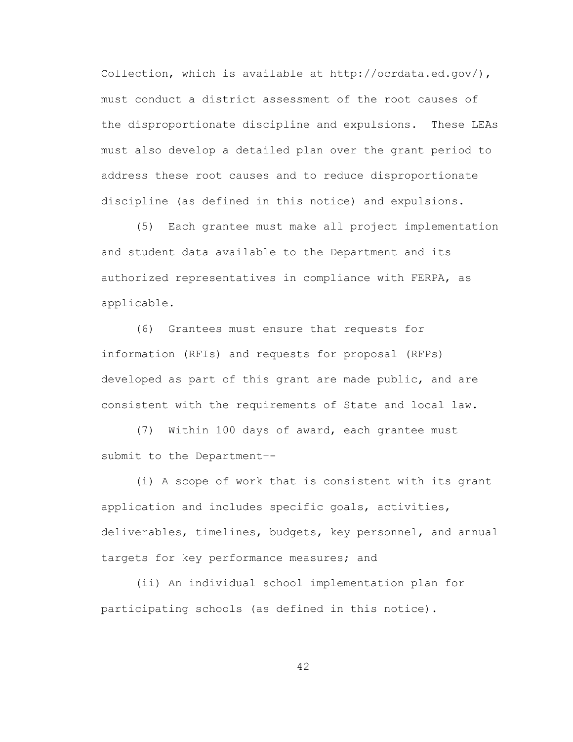Collection, which is available at http://ocrdata.ed.gov/), must conduct a district assessment of the root causes of the disproportionate discipline and expulsions. These LEAs must also develop a detailed plan over the grant period to address these root causes and to reduce disproportionate discipline (as defined in this notice) and expulsions.

(5) Each grantee must make all project implementation and student data available to the Department and its authorized representatives in compliance with FERPA, as applicable.

(6) Grantees must ensure that requests for information (RFIs) and requests for proposal (RFPs) developed as part of this grant are made public, and are consistent with the requirements of State and local law.

(7) Within 100 days of award, each grantee must submit to the Department--

(i) A scope of work that is consistent with its grant application and includes specific goals, activities, deliverables, timelines, budgets, key personnel, and annual targets for key performance measures; and

(ii) An individual school implementation plan for participating schools (as defined in this notice).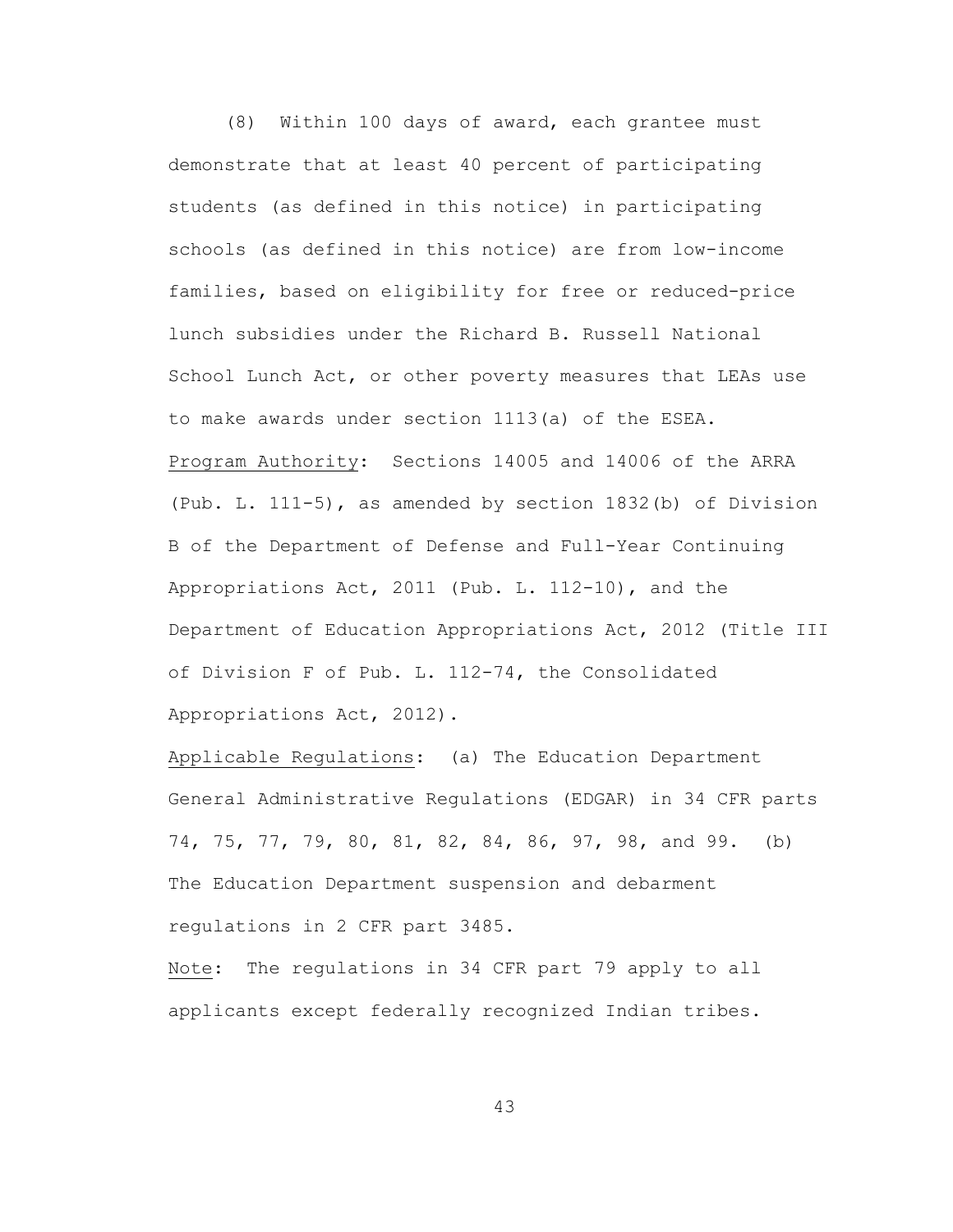(8) Within 100 days of award, each grantee must demonstrate that at least 40 percent of participating students (as defined in this notice) in participating schools (as defined in this notice) are from low-income families, based on eligibility for free or reduced-price lunch subsidies under the Richard B. Russell National School Lunch Act, or other poverty measures that LEAs use to make awards under section 1113(a) of the ESEA.

Program Authority: Sections 14005 and 14006 of the ARRA (Pub. L. 111-5), as amended by section 1832(b) of Division B of the Department of Defense and Full-Year Continuing Appropriations Act, 2011 (Pub. L. 112-10), and the Department of Education Appropriations Act, 2012 (Title III of Division F of Pub. L. 112-74, the Consolidated Appropriations Act, 2012).

Applicable Regulations: (a) The Education Department General Administrative Regulations (EDGAR) in 34 CFR parts 74, 75, 77, 79, 80, 81, 82, 84, 86, 97, 98, and 99. (b) The Education Department suspension and debarment regulations in 2 CFR part 3485.

Note: The regulations in 34 CFR part 79 apply to all applicants except federally recognized Indian tribes.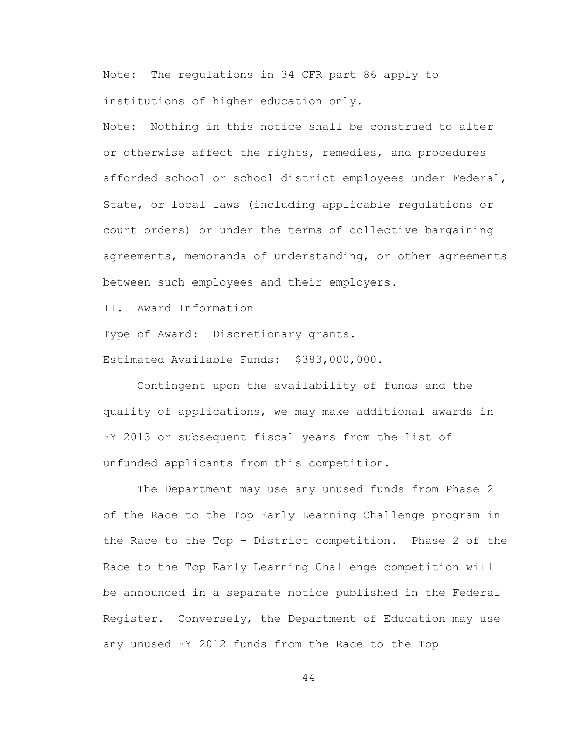Note: The regulations in 34 CFR part 86 apply to institutions of higher education only.

Note: Nothing in this notice shall be construed to alter or otherwise affect the rights, remedies, and procedures afforded school or school district employees under Federal, State, or local laws (including applicable regulations or court orders) or under the terms of collective bargaining agreements, memoranda of understanding, or other agreements between such employees and their employers.

II. Award Information

Type of Award: Discretionary grants.

Estimated Available Funds: $383,000,000.

Contingent upon the availability of funds and the quality of applications, we may make additional awards in FY 2013 or subsequent fiscal years from the list of unfunded applicants from this competition.

The Department may use any unused funds from Phase 2 of the Race to the Top Early Learning Challenge program in the Race to the Top – District competition. Phase 2 of the Race to the Top Early Learning Challenge competition will be announced in a separate notice published in the Federal Register. Conversely, the Department of Education may use any unused FY 2012 funds from the Race to the Top –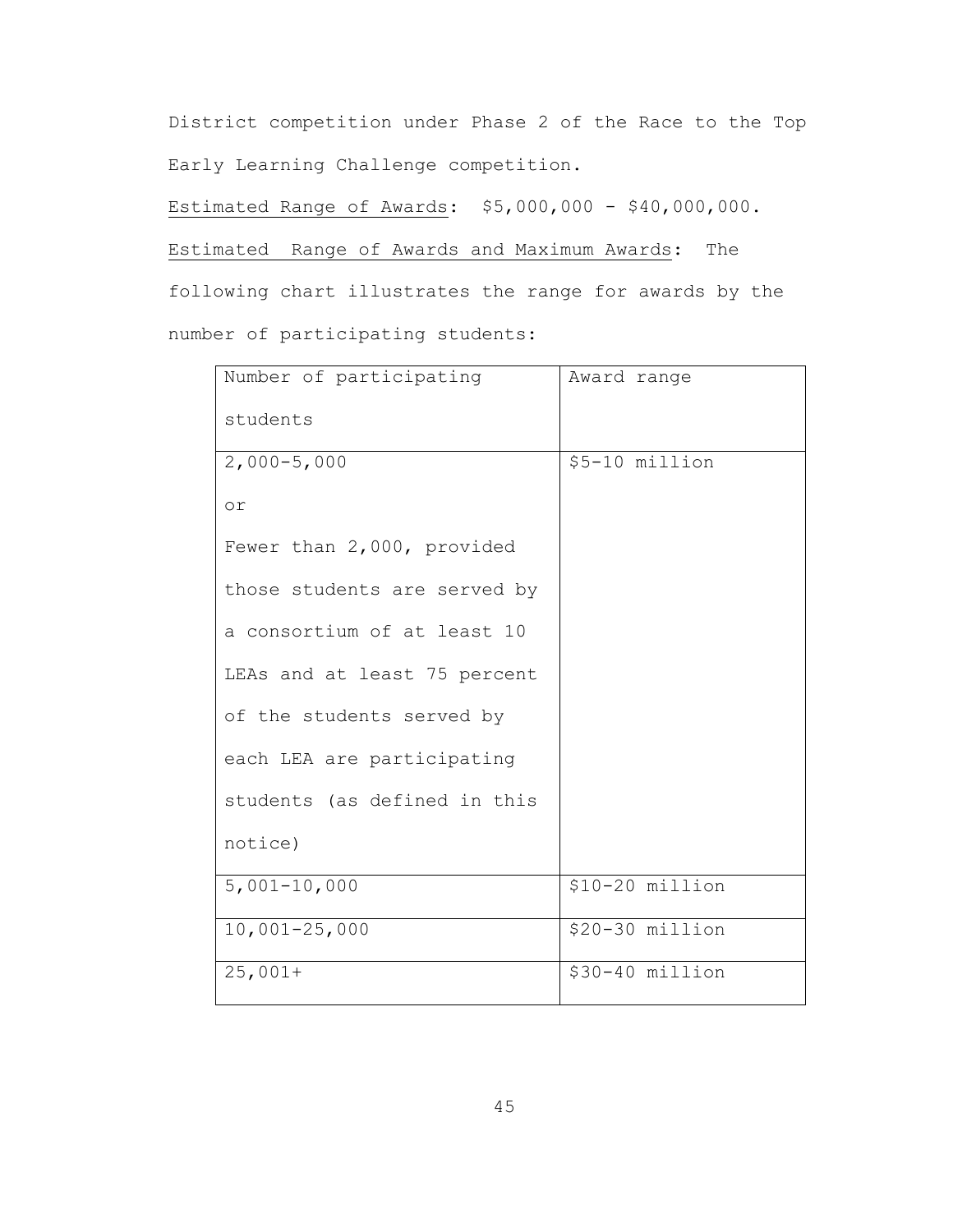District competition under Phase 2 of the Race to the Top Early Learning Challenge competition.

Estimated Range of Awards: $5,000,000 - $40,000,000.

Estimated Range of Awards and Maximum Awards: The following chart illustrates the range for awards by the number of participating students:

| Number of participating students | Award range |
|---|---|
| 2,000-5,000 or Fewer than 2,000, provided those students are served by a consortium of at least 10 LEAs and at least 75 percent of the students served by each LEA are participating students (as defined in this notice) | $5-10 million |
| 5,001-10,000 | $10-20 million |
| 10,001-25,000 | $20-30 million |
| 25,001+ | $30-40 million |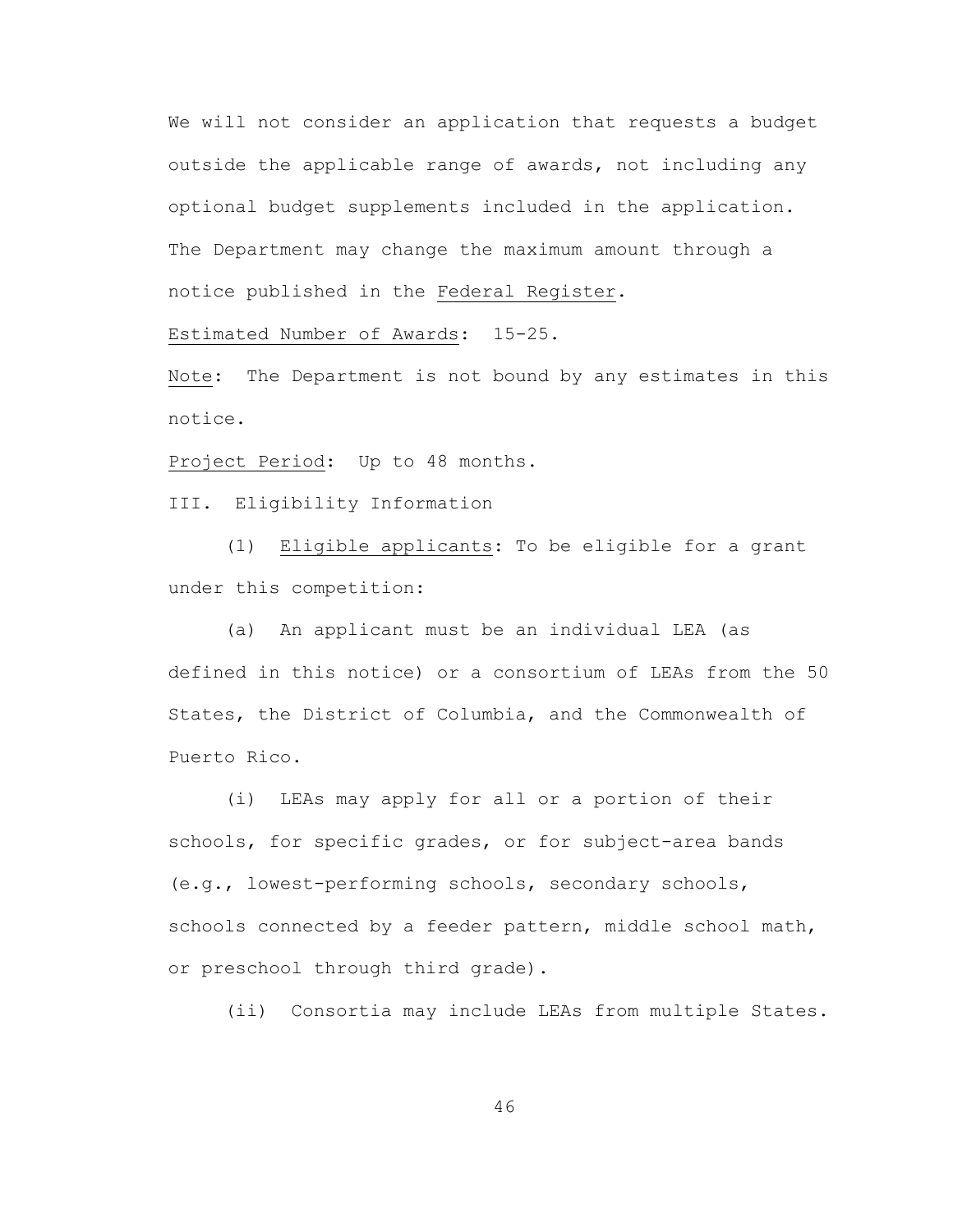We will not consider an application that requests a budget outside the applicable range of awards, not including any optional budget supplements included in the application. The Department may change the maximum amount through a notice published in the Federal Register.

Estimated Number of Awards: 15-25.

Note: The Department is not bound by any estimates in this notice.

Project Period: Up to 48 months.

III. Eligibility Information

(1) Eligible applicants: To be eligible for a grant under this competition:

(a) An applicant must be an individual LEA (as defined in this notice) or a consortium of LEAs from the 50 States, the District of Columbia, and the Commonwealth of Puerto Rico.

(i) LEAs may apply for all or a portion of their schools, for specific grades, or for subject-area bands (e.g., lowest-performing schools, secondary schools, schools connected by a feeder pattern, middle school math, or preschool through third grade).

(ii) Consortia may include LEAs from multiple States.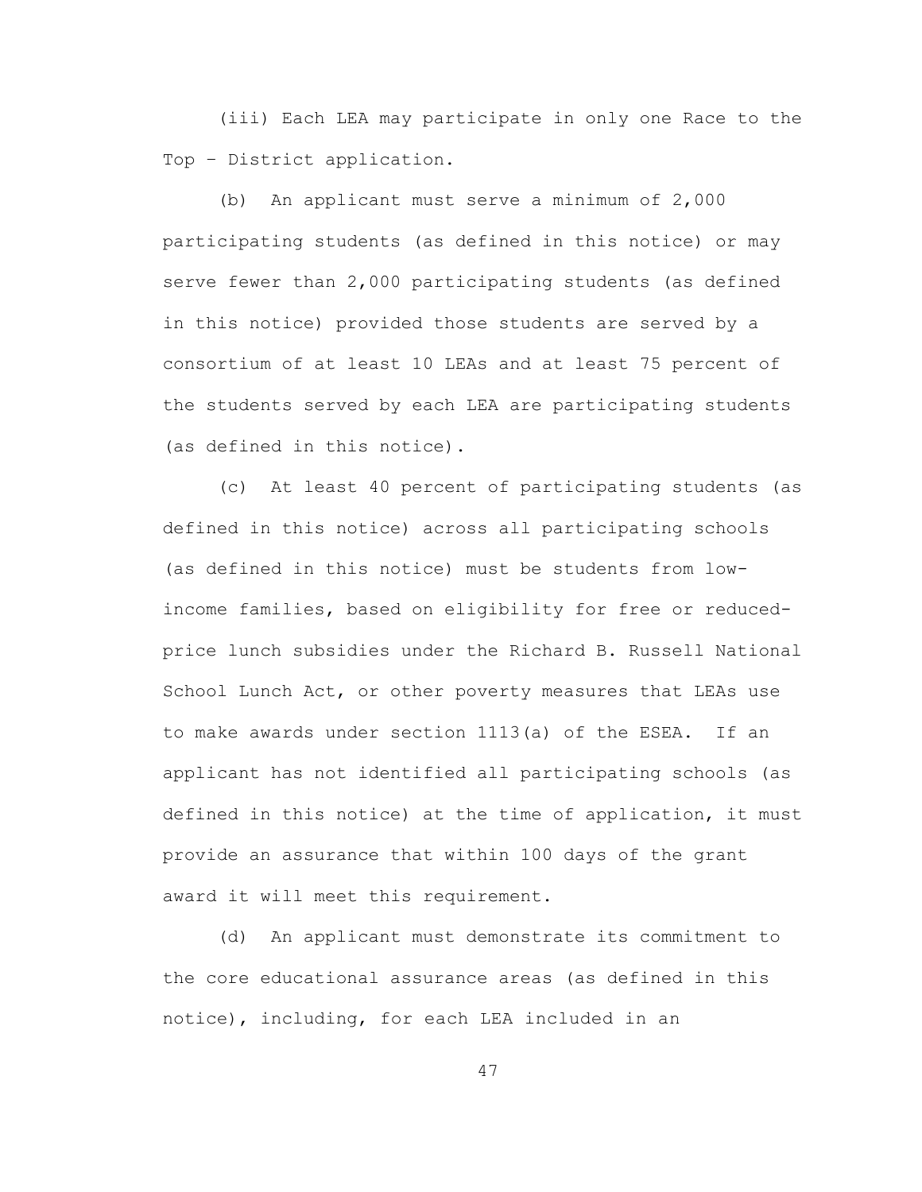(iii) Each LEA may participate in only one Race to the Top – District application.

(b) An applicant must serve a minimum of 2,000 participating students (as defined in this notice) or may serve fewer than 2,000 participating students (as defined in this notice) provided those students are served by a consortium of at least 10 LEAs and at least 75 percent of the students served by each LEA are participating students (as defined in this notice).

(c) At least 40 percent of participating students (as defined in this notice) across all participating schools (as defined in this notice) must be students from low-income families, based on eligibility for free or reduced-price lunch subsidies under the Richard B. Russell National School Lunch Act, or other poverty measures that LEAs use to make awards under section 1113(a) of the ESEA. If an applicant has not identified all participating schools (as defined in this notice) at the time of application, it must provide an assurance that within 100 days of the grant award it will meet this requirement.

(d) An applicant must demonstrate its commitment to the core educational assurance areas (as defined in this notice), including, for each LEA included in an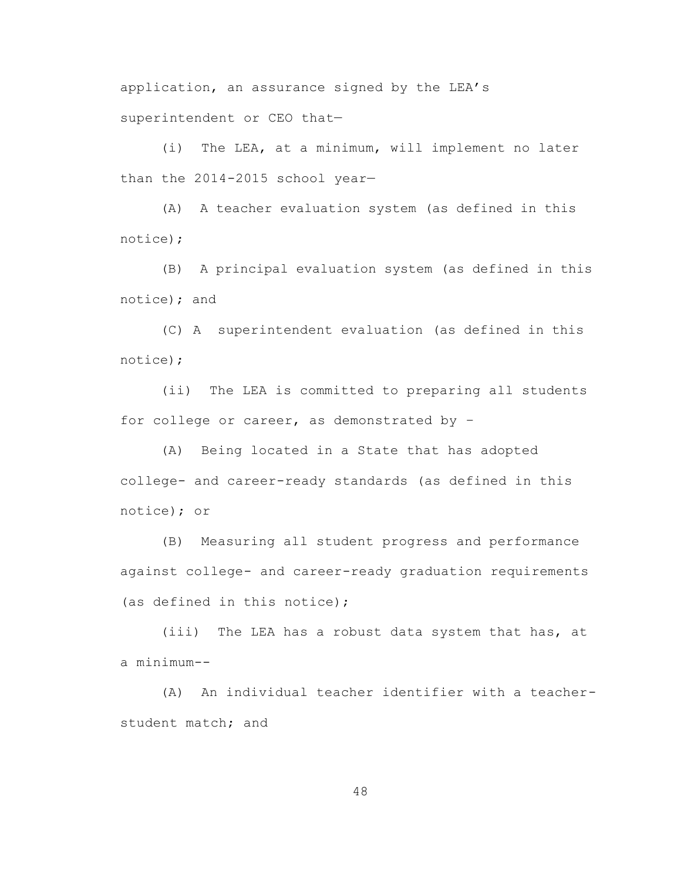application, an assurance signed by the LEA's superintendent or CEO that—

(i) The LEA, at a minimum, will implement no later than the 2014-2015 school year—

(A) A teacher evaluation system (as defined in this notice);

(B) A principal evaluation system (as defined in this notice); and

(C) A superintendent evaluation (as defined in this notice);

(ii) The LEA is committed to preparing all students for college or career, as demonstrated by –

(A) Being located in a State that has adopted college- and career-ready standards (as defined in this notice); or

(B) Measuring all student progress and performance against college- and career-ready graduation requirements (as defined in this notice);

(iii) The LEA has a robust data system that has, at a minimum--

(A) An individual teacher identifier with a teacher-student match; and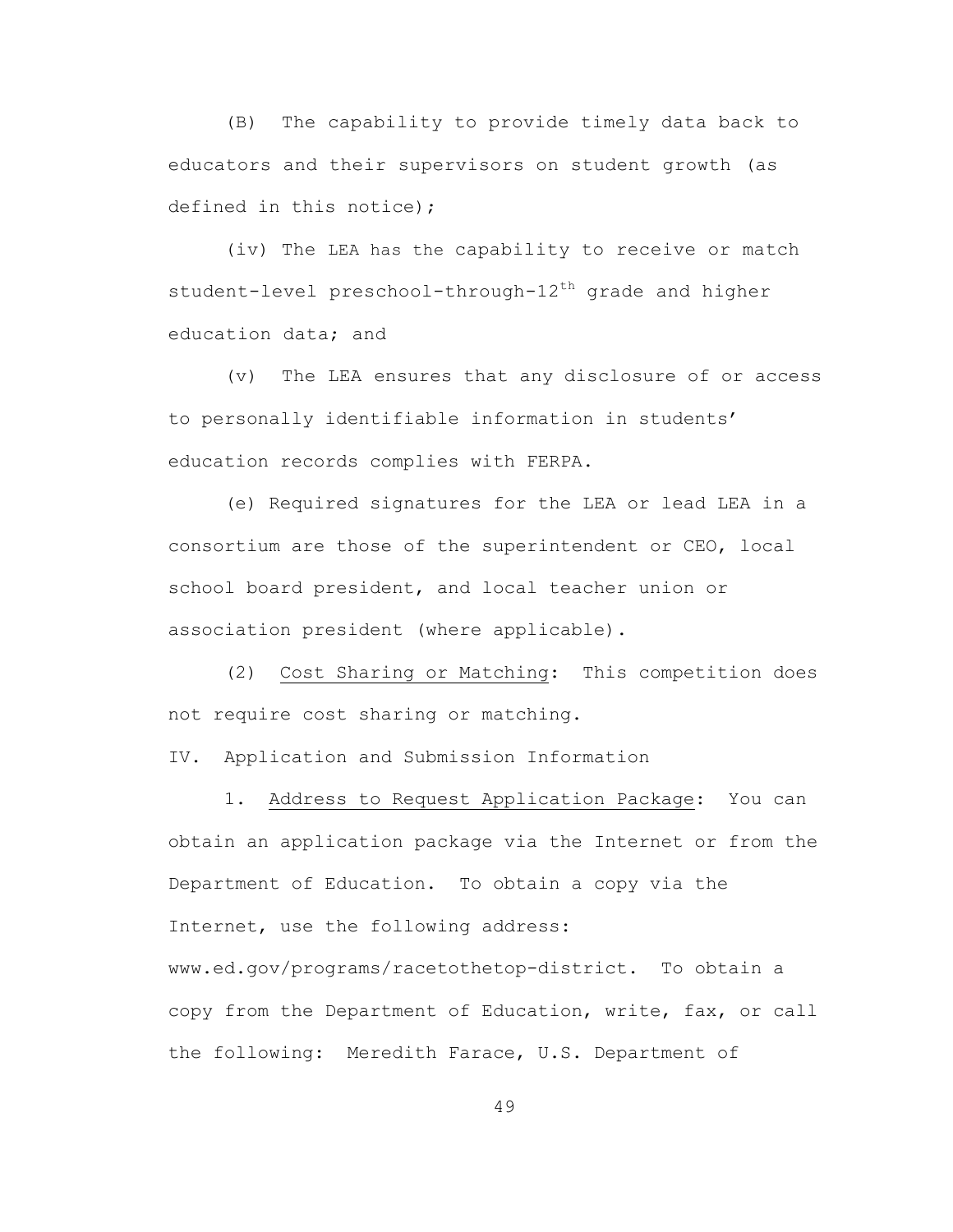(B) The capability to provide timely data back to educators and their supervisors on student growth (as defined in this notice);

(iv) The LEA has the capability to receive or match student-level preschool-through-12th grade and higher education data; and

(v) The LEA ensures that any disclosure of or access to personally identifiable information in students' education records complies with FERPA.

(e) Required signatures for the LEA or lead LEA in a consortium are those of the superintendent or CEO, local school board president, and local teacher union or association president (where applicable).

(2) Cost Sharing or Matching: This competition does not require cost sharing or matching.

IV. Application and Submission Information

1. Address to Request Application Package: You can obtain an application package via the Internet or from the Department of Education. To obtain a copy via the Internet, use the following address: www.ed.gov/programs/racetothetop-district. To obtain a copy from the Department of Education, write, fax, or call the following: Meredith Farace, U.S. Department of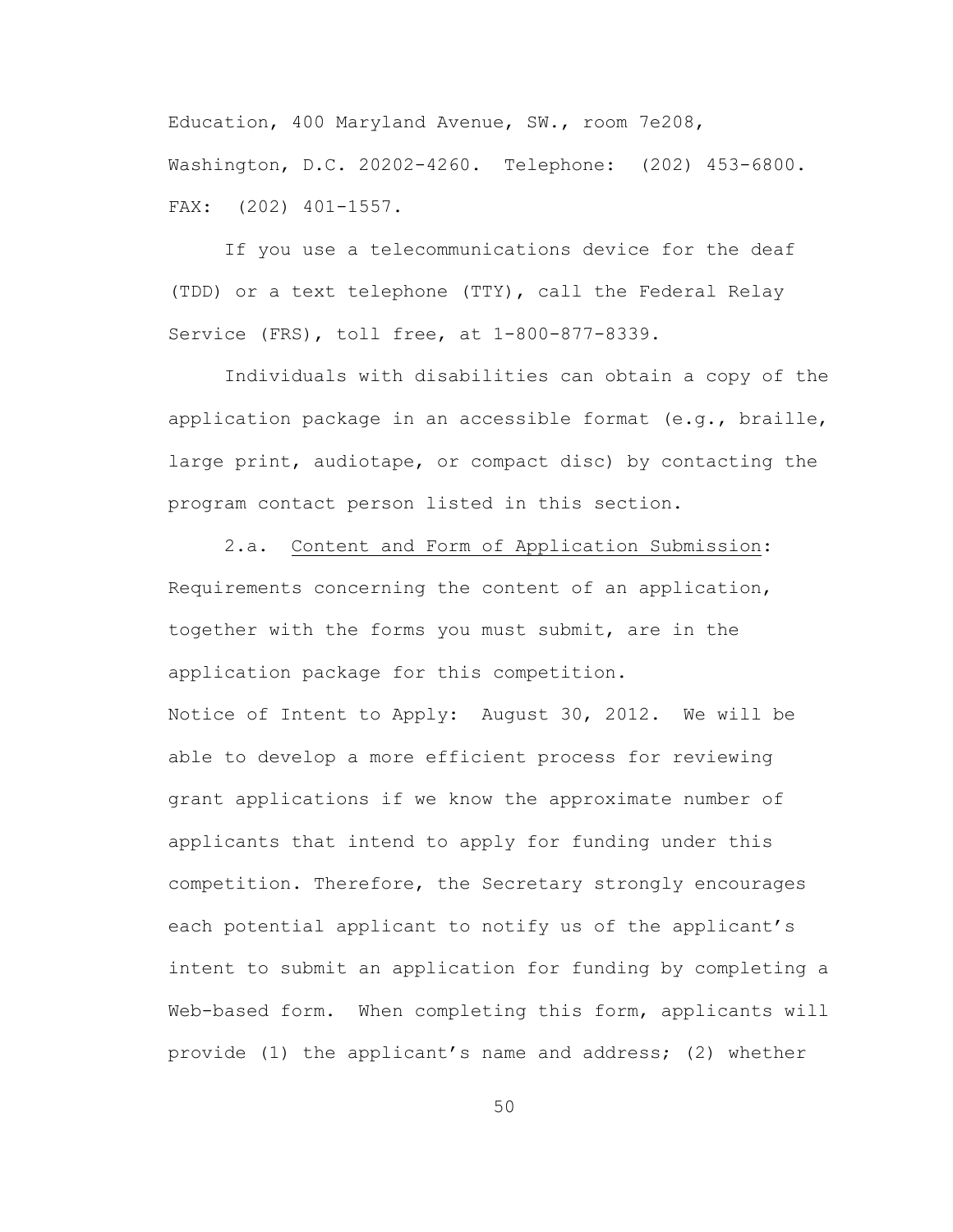Education, 400 Maryland Avenue, SW., room 7e208, Washington, D.C. 20202-4260. Telephone: (202) 453-6800. FAX: (202) 401-1557.

If you use a telecommunications device for the deaf (TDD) or a text telephone (TTY), call the Federal Relay Service (FRS), toll free, at 1-800-877-8339.

Individuals with disabilities can obtain a copy of the application package in an accessible format (e.g., braille, large print, audiotape, or compact disc) by contacting the program contact person listed in this section.

2.a. <u>Content and Form of Application Submission</u>: Requirements concerning the content of an application, together with the forms you must submit, are in the application package for this competition.

Notice of Intent to Apply: August 30, 2012. We will be able to develop a more efficient process for reviewing grant applications if we know the approximate number of applicants that intend to apply for funding under this competition. Therefore, the Secretary strongly encourages each potential applicant to notify us of the applicant's intent to submit an application for funding by completing a Web-based form. When completing this form, applicants will provide (1) the applicant's name and address; (2) whether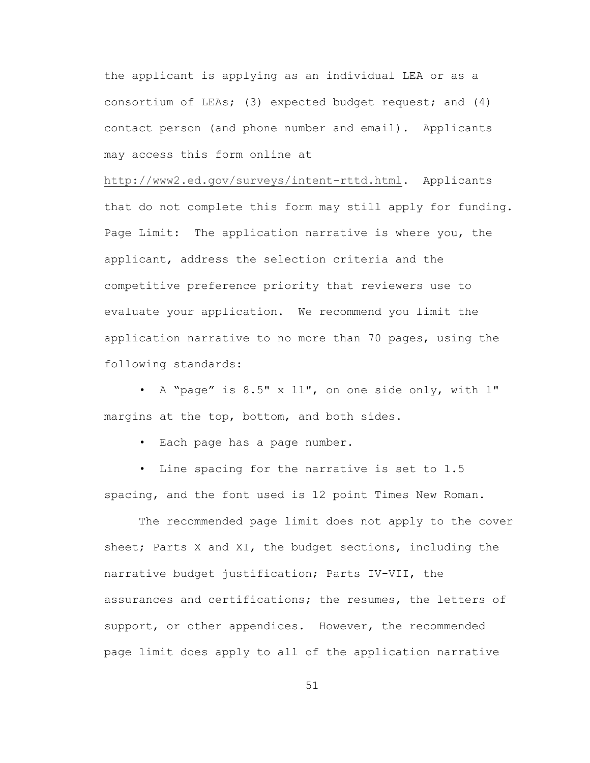the applicant is applying as an individual LEA or as a consortium of LEAs; (3) expected budget request; and (4) contact person (and phone number and email). Applicants may access this form online at http://www2.ed.gov/surveys/intent-rttd.html. Applicants that do not complete this form may still apply for funding.

Page Limit: The application narrative is where you, the applicant, address the selection criteria and the competitive preference priority that reviewers use to evaluate your application. We recommend you limit the application narrative to no more than 70 pages, using the following standards:

- A "page" is 8.5" x 11", on one side only, with 1" margins at the top, bottom, and both sides.
- Each page has a page number.
- Line spacing for the narrative is set to 1.5 spacing, and the font used is 12 point Times New Roman.

The recommended page limit does not apply to the cover sheet; Parts X and XI, the budget sections, including the narrative budget justification; Parts IV-VII, the assurances and certifications; the resumes, the letters of support, or other appendices. However, the recommended page limit does apply to all of the application narrative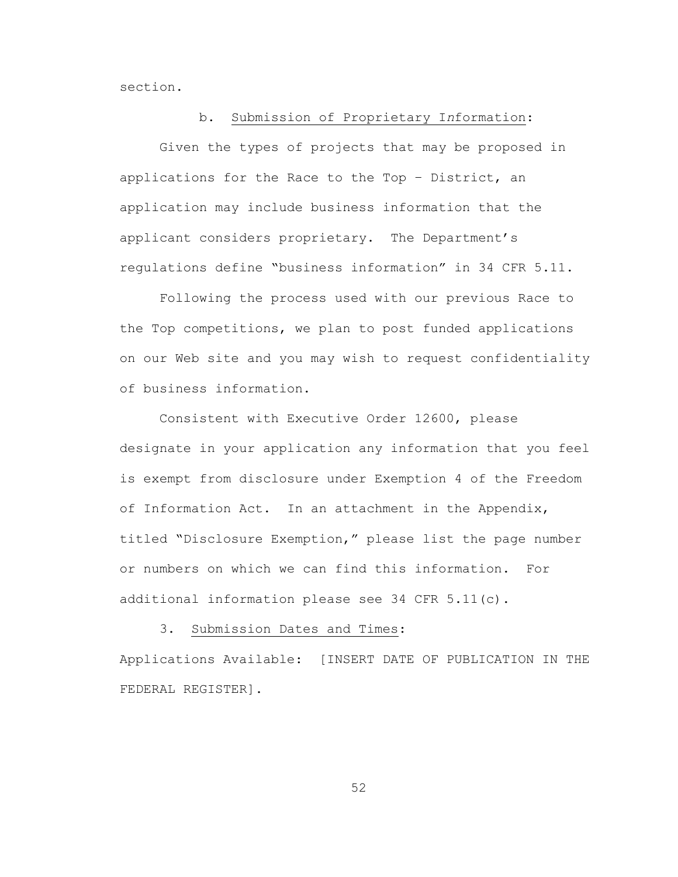section.

b. Submission of Proprietary Information:

Given the types of projects that may be proposed in applications for the Race to the Top – District, an application may include business information that the applicant considers proprietary. The Department's regulations define "business information" in 34 CFR 5.11.

Following the process used with our previous Race to the Top competitions, we plan to post funded applications on our Web site and you may wish to request confidentiality of business information.

Consistent with Executive Order 12600, please designate in your application any information that you feel is exempt from disclosure under Exemption 4 of the Freedom of Information Act. In an attachment in the Appendix, titled "Disclosure Exemption," please list the page number or numbers on which we can find this information. For additional information please see 34 CFR 5.11(c).

3. Submission Dates and Times:

Applications Available: [INSERT DATE OF PUBLICATION IN THE FEDERAL REGISTER].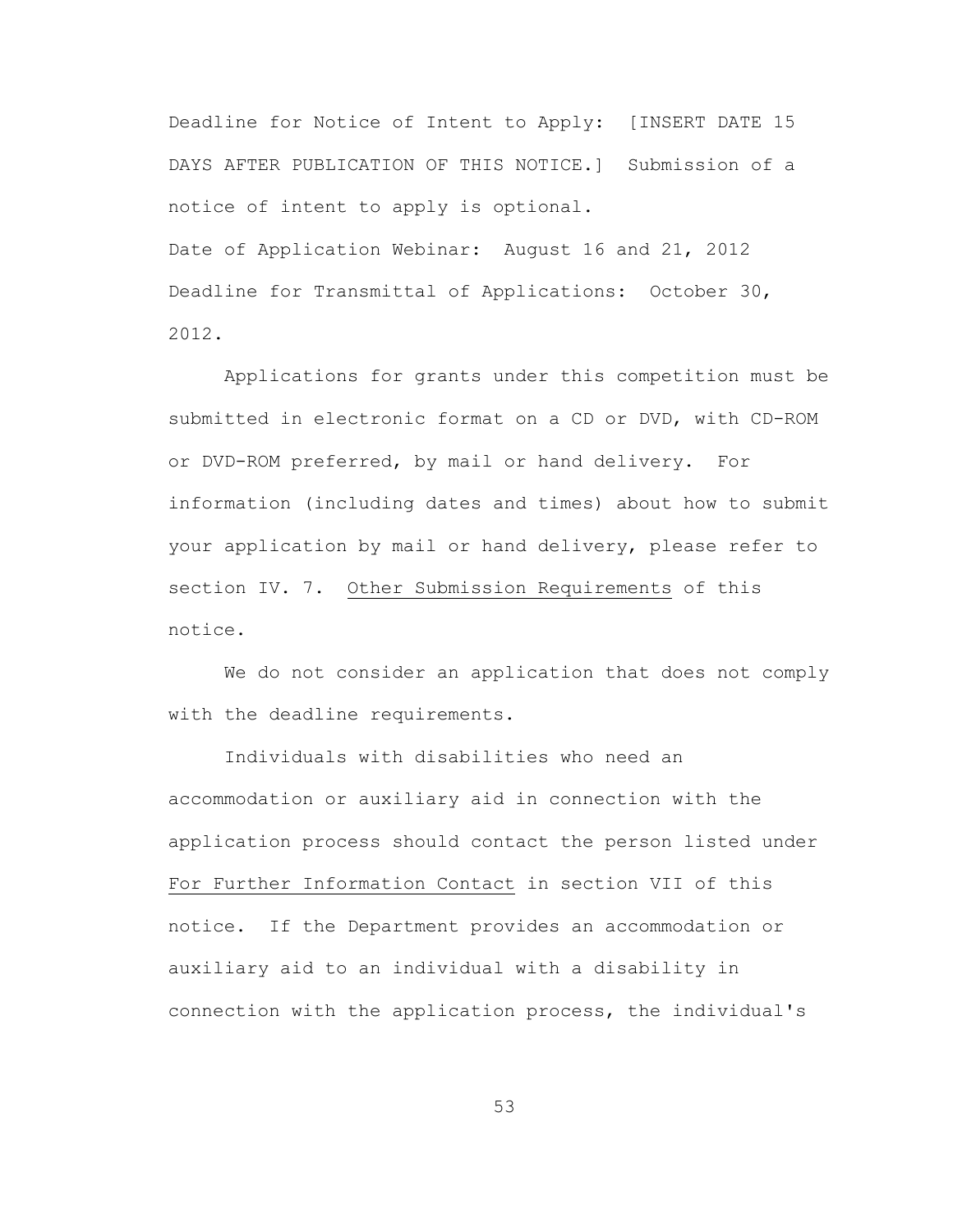Deadline for Notice of Intent to Apply: [INSERT DATE 15 DAYS AFTER PUBLICATION OF THIS NOTICE.] Submission of a notice of intent to apply is optional.

Date of Application Webinar: August 16 and 21, 2012

Deadline for Transmittal of Applications: October 30, 2012.

Applications for grants under this competition must be submitted in electronic format on a CD or DVD, with CD-ROM or DVD-ROM preferred, by mail or hand delivery. For information (including dates and times) about how to submit your application by mail or hand delivery, please refer to section IV. 7. Other Submission Requirements of this notice.

We do not consider an application that does not comply with the deadline requirements.

Individuals with disabilities who need an accommodation or auxiliary aid in connection with the application process should contact the person listed under For Further Information Contact in section VII of this notice. If the Department provides an accommodation or auxiliary aid to an individual with a disability in connection with the application process, the individual's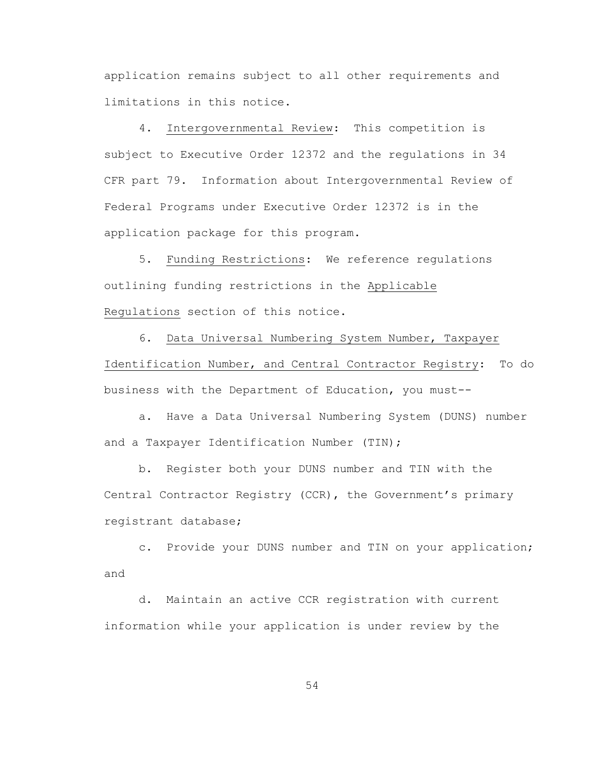application remains subject to all other requirements and limitations in this notice.

4. Intergovernmental Review: This competition is subject to Executive Order 12372 and the regulations in 34 CFR part 79. Information about Intergovernmental Review of Federal Programs under Executive Order 12372 is in the application package for this program.

5. Funding Restrictions: We reference regulations outlining funding restrictions in the Applicable Regulations section of this notice.

6. Data Universal Numbering System Number, Taxpayer Identification Number, and Central Contractor Registry: To do business with the Department of Education, you must--

a. Have a Data Universal Numbering System (DUNS) number and a Taxpayer Identification Number (TIN);

b. Register both your DUNS number and TIN with the Central Contractor Registry (CCR), the Government's primary registrant database;

c. Provide your DUNS number and TIN on your application; and

d. Maintain an active CCR registration with current information while your application is under review by the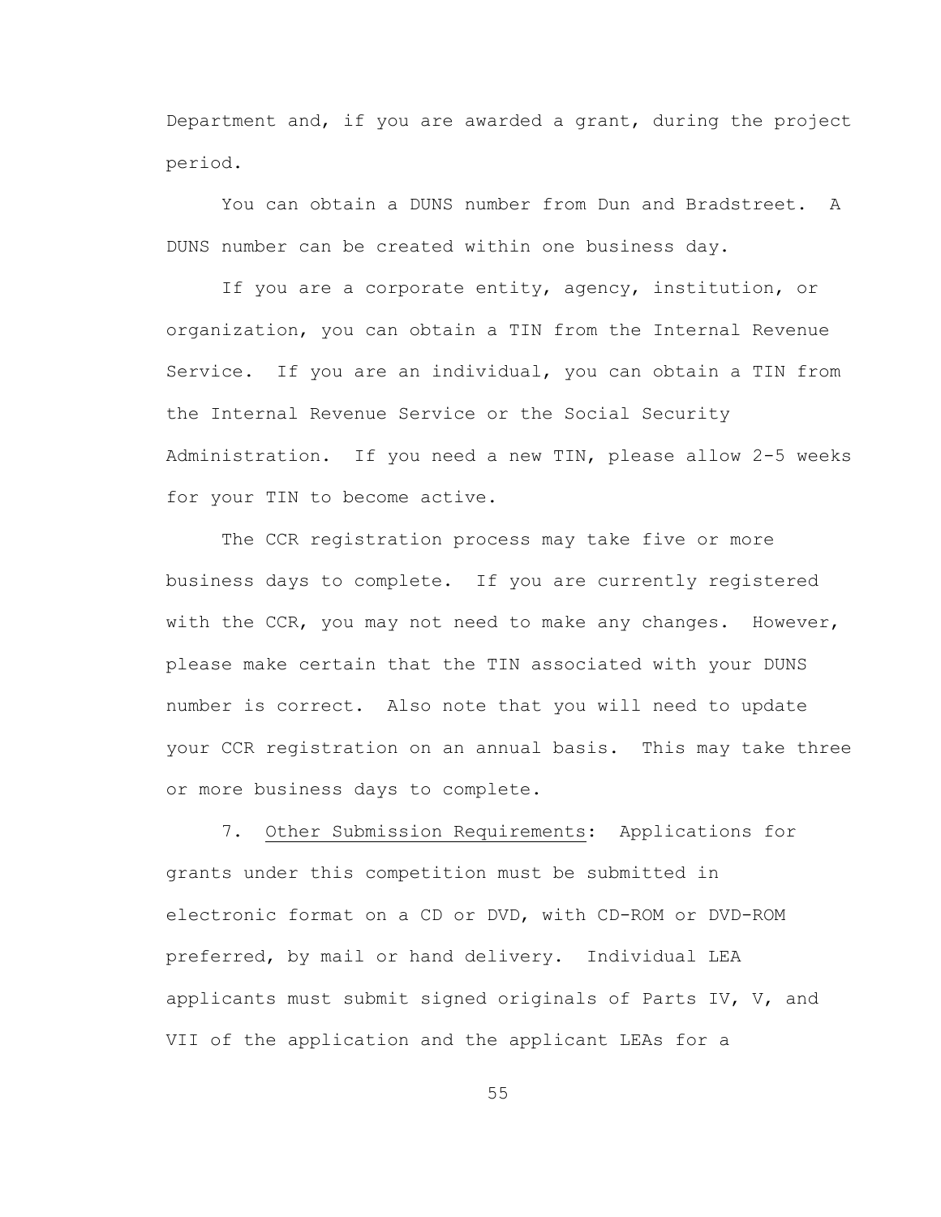Department and, if you are awarded a grant, during the project period.

You can obtain a DUNS number from Dun and Bradstreet. A DUNS number can be created within one business day.

If you are a corporate entity, agency, institution, or organization, you can obtain a TIN from the Internal Revenue Service. If you are an individual, you can obtain a TIN from the Internal Revenue Service or the Social Security Administration. If you need a new TIN, please allow 2-5 weeks for your TIN to become active.

The CCR registration process may take five or more business days to complete. If you are currently registered with the CCR, you may not need to make any changes. However, please make certain that the TIN associated with your DUNS number is correct. Also note that you will need to update your CCR registration on an annual basis. This may take three or more business days to complete.

7. Other Submission Requirements: Applications for grants under this competition must be submitted in electronic format on a CD or DVD, with CD-ROM or DVD-ROM preferred, by mail or hand delivery. Individual LEA applicants must submit signed originals of Parts IV, V, and VII of the application and the applicant LEAs for a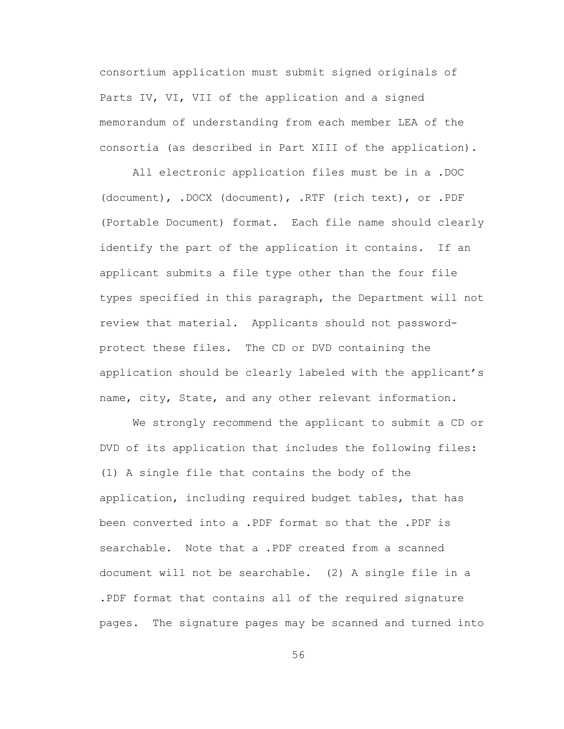consortium application must submit signed originals of Parts IV, VI, VII of the application and a signed memorandum of understanding from each member LEA of the consortia (as described in Part XIII of the application).

All electronic application files must be in a .DOC (document), .DOCX (document), .RTF (rich text), or .PDF (Portable Document) format. Each file name should clearly identify the part of the application it contains. If an applicant submits a file type other than the four file types specified in this paragraph, the Department will not review that material. Applicants should not password-protect these files. The CD or DVD containing the application should be clearly labeled with the applicant's name, city, State, and any other relevant information.

We strongly recommend the applicant to submit a CD or DVD of its application that includes the following files: (1) A single file that contains the body of the application, including required budget tables, that has been converted into a .PDF format so that the .PDF is searchable. Note that a .PDF created from a scanned document will not be searchable. (2) A single file in a .PDF format that contains all of the required signature pages. The signature pages may be scanned and turned into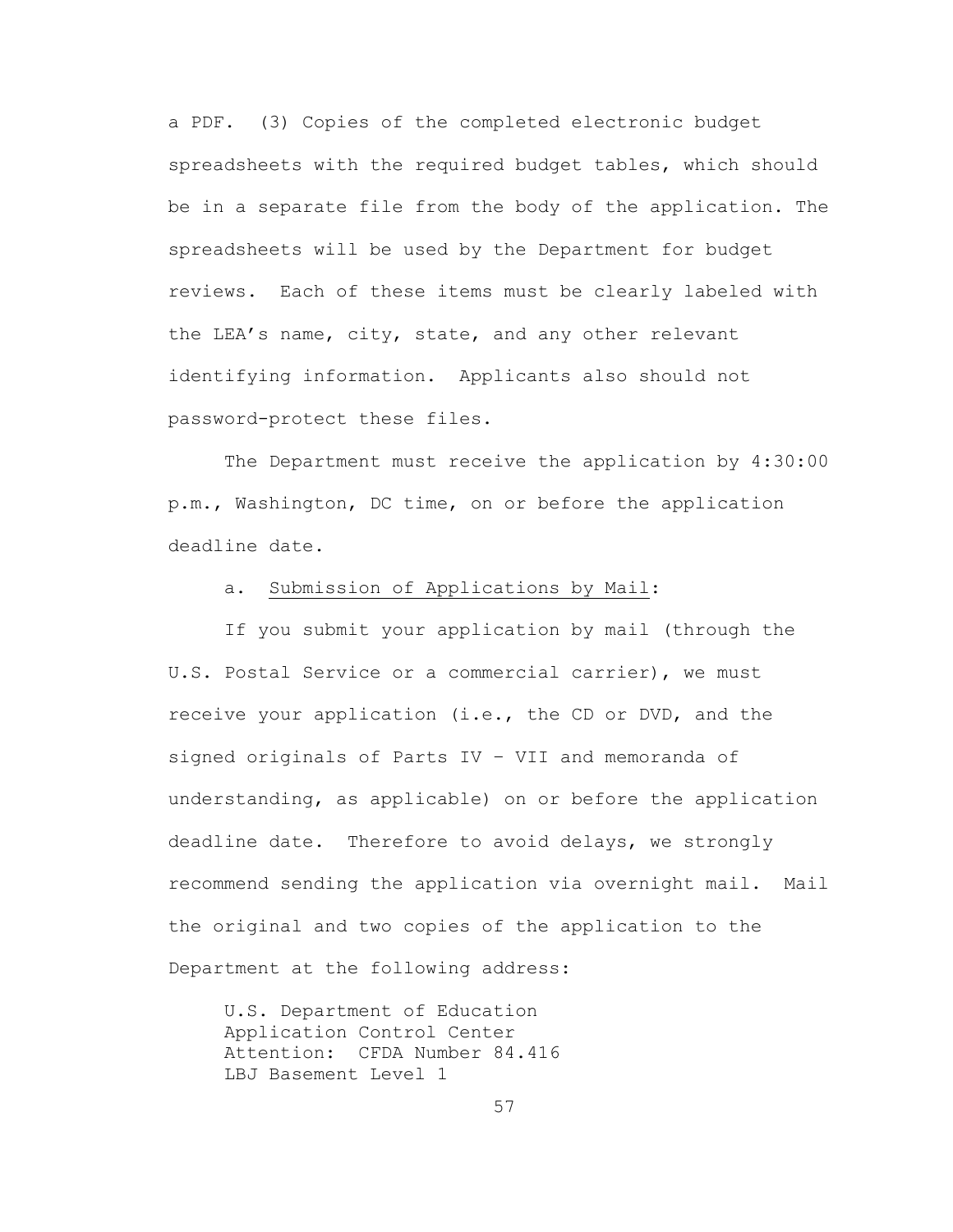a PDF. (3) Copies of the completed electronic budget spreadsheets with the required budget tables, which should be in a separate file from the body of the application. The spreadsheets will be used by the Department for budget reviews. Each of these items must be clearly labeled with the LEA's name, city, state, and any other relevant identifying information. Applicants also should not password-protect these files.

The Department must receive the application by 4:30:00 p.m., Washington, DC time, on or before the application deadline date.

a. Submission of Applications by Mail:

If you submit your application by mail (through the U.S. Postal Service or a commercial carrier), we must receive your application (i.e., the CD or DVD, and the signed originals of Parts IV – VII and memoranda of understanding, as applicable) on or before the application deadline date. Therefore to avoid delays, we strongly recommend sending the application via overnight mail. Mail the original and two copies of the application to the Department at the following address:

U.S. Department of Education
Application Control Center
Attention: CFDA Number 84.416
LBJ Basement Level 1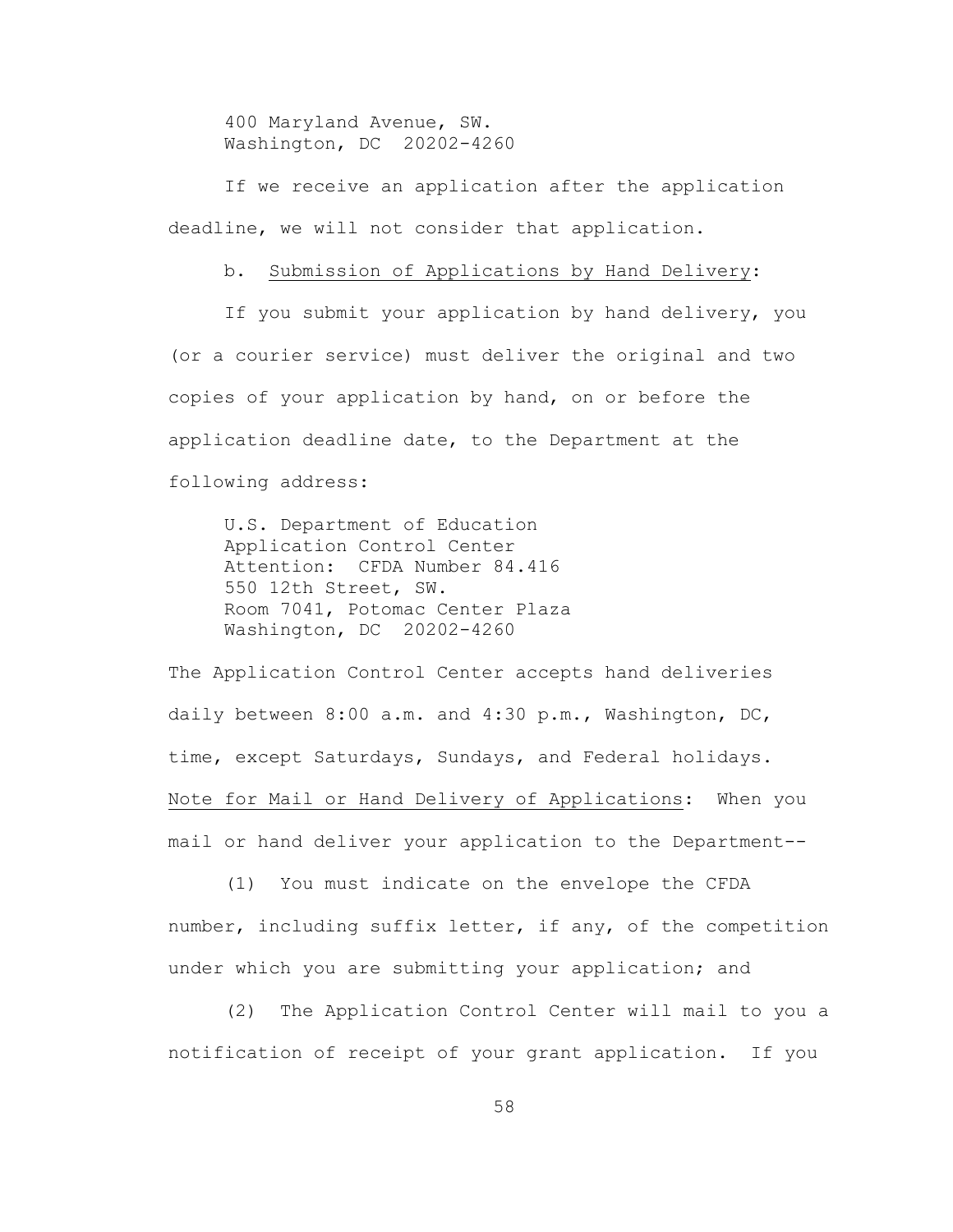400 Maryland Avenue, SW.  
Washington, DC  20202-4260

If we receive an application after the application deadline, we will not consider that application.

b.  Submission of Applications by Hand Delivery:

If you submit your application by hand delivery, you (or a courier service) must deliver the original and two copies of your application by hand, on or before the application deadline date, to the Department at the following address:

U.S. Department of Education  
Application Control Center  
Attention:  CFDA Number 84.416  
550 12th Street, SW.  
Room 7041, Potomac Center Plaza  
Washington, DC  20202-4260

The Application Control Center accepts hand deliveries daily between 8:00 a.m. and 4:30 p.m., Washington, DC, time, except Saturdays, Sundays, and Federal holidays.

Note for Mail or Hand Delivery of Applications:  When you mail or hand deliver your application to the Department--

(1)  You must indicate on the envelope the CFDA number, including suffix letter, if any, of the competition under which you are submitting your application; and

(2)  The Application Control Center will mail to you a notification of receipt of your grant application.  If you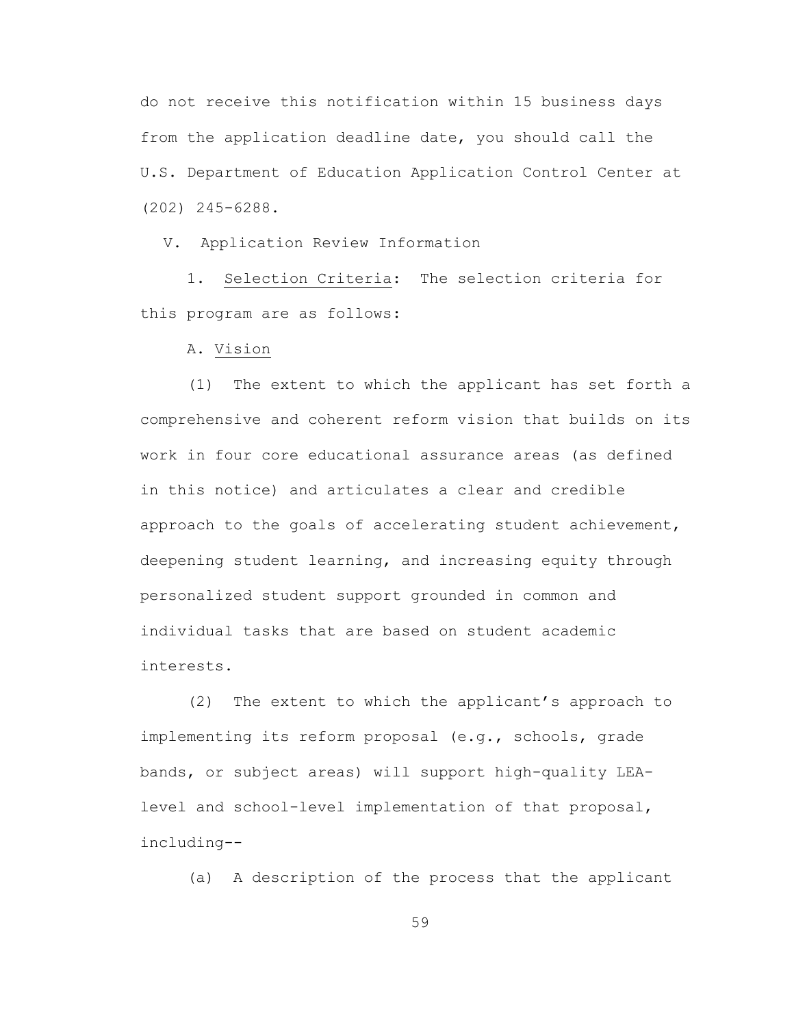do not receive this notification within 15 business days from the application deadline date, you should call the U.S. Department of Education Application Control Center at (202) 245-6288.

## V. Application Review Information

1. Selection Criteria: The selection criteria for this program are as follows:

A. Vision

(1) The extent to which the applicant has set forth a comprehensive and coherent reform vision that builds on its work in four core educational assurance areas (as defined in this notice) and articulates a clear and credible approach to the goals of accelerating student achievement, deepening student learning, and increasing equity through personalized student support grounded in common and individual tasks that are based on student academic interests.

(2) The extent to which the applicant's approach to implementing its reform proposal (e.g., schools, grade bands, or subject areas) will support high-quality LEA-level and school-level implementation of that proposal, including--

(a) A description of the process that the applicant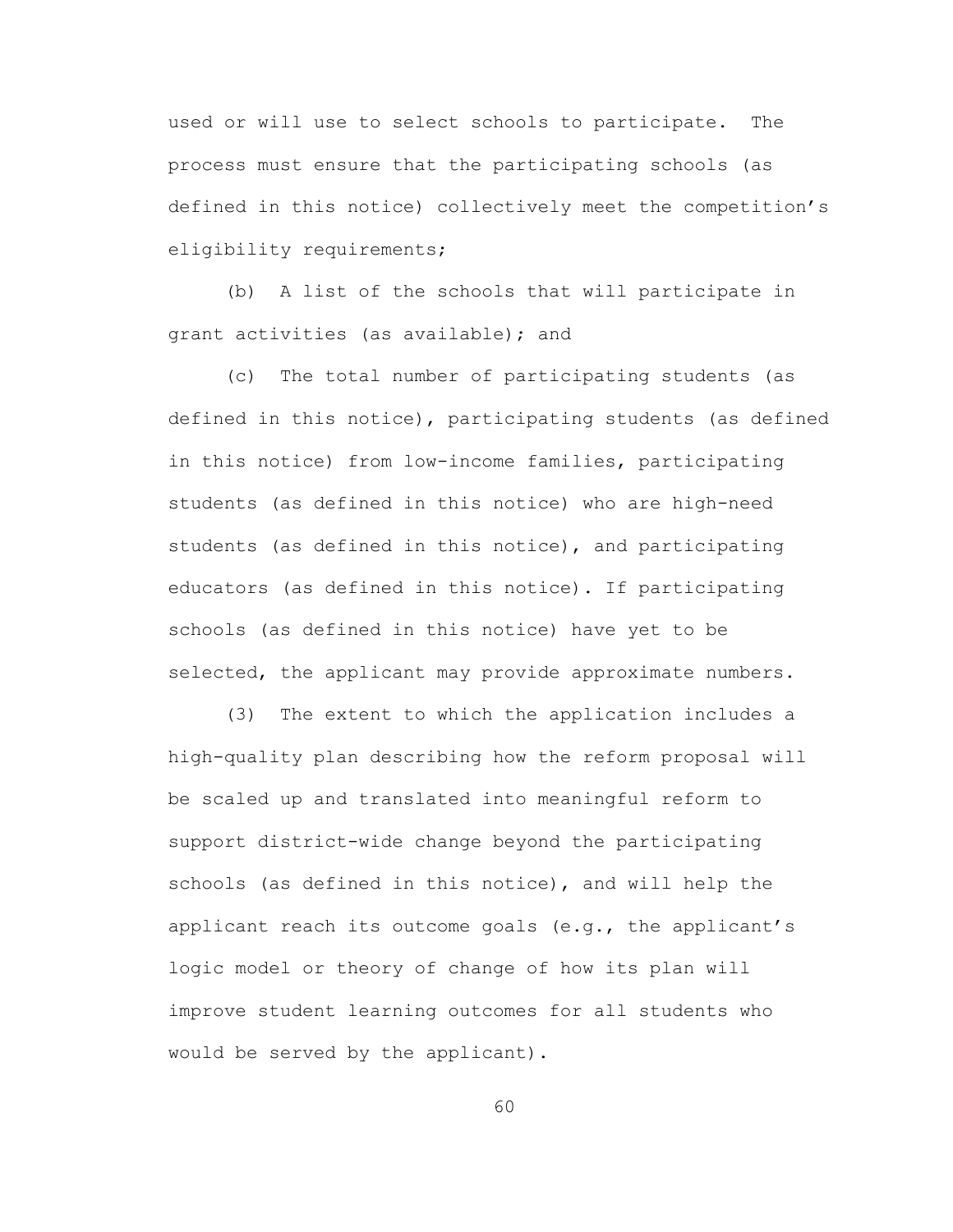used or will use to select schools to participate. The process must ensure that the participating schools (as defined in this notice) collectively meet the competition's eligibility requirements;

(b) A list of the schools that will participate in grant activities (as available); and

(c) The total number of participating students (as defined in this notice), participating students (as defined in this notice) from low-income families, participating students (as defined in this notice) who are high-need students (as defined in this notice), and participating educators (as defined in this notice). If participating schools (as defined in this notice) have yet to be selected, the applicant may provide approximate numbers.

(3) The extent to which the application includes a high-quality plan describing how the reform proposal will be scaled up and translated into meaningful reform to support district-wide change beyond the participating schools (as defined in this notice), and will help the applicant reach its outcome goals (e.g., the applicant's logic model or theory of change of how its plan will improve student learning outcomes for all students who would be served by the applicant).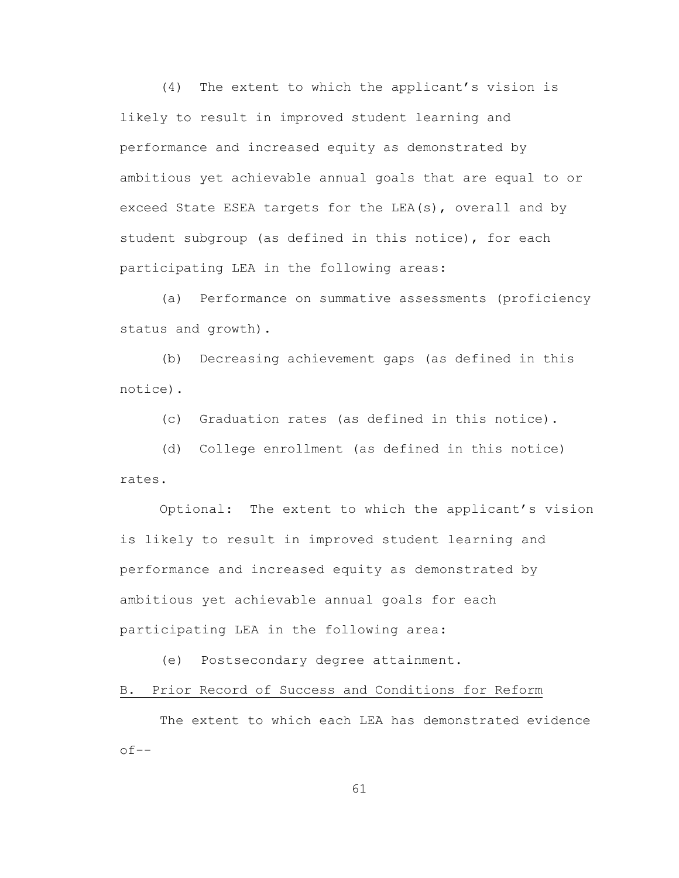(4) The extent to which the applicant's vision is likely to result in improved student learning and performance and increased equity as demonstrated by ambitious yet achievable annual goals that are equal to or exceed State ESEA targets for the LEA(s), overall and by student subgroup (as defined in this notice), for each participating LEA in the following areas:

(a) Performance on summative assessments (proficiency status and growth).

(b) Decreasing achievement gaps (as defined in this notice).

(c) Graduation rates (as defined in this notice).

(d) College enrollment (as defined in this notice) rates.

Optional: The extent to which the applicant's vision is likely to result in improved student learning and performance and increased equity as demonstrated by ambitious yet achievable annual goals for each participating LEA in the following area:

(e) Postsecondary degree attainment.

<u>B. Prior Record of Success and Conditions for Reform</u>

The extent to which each LEA has demonstrated evidence of--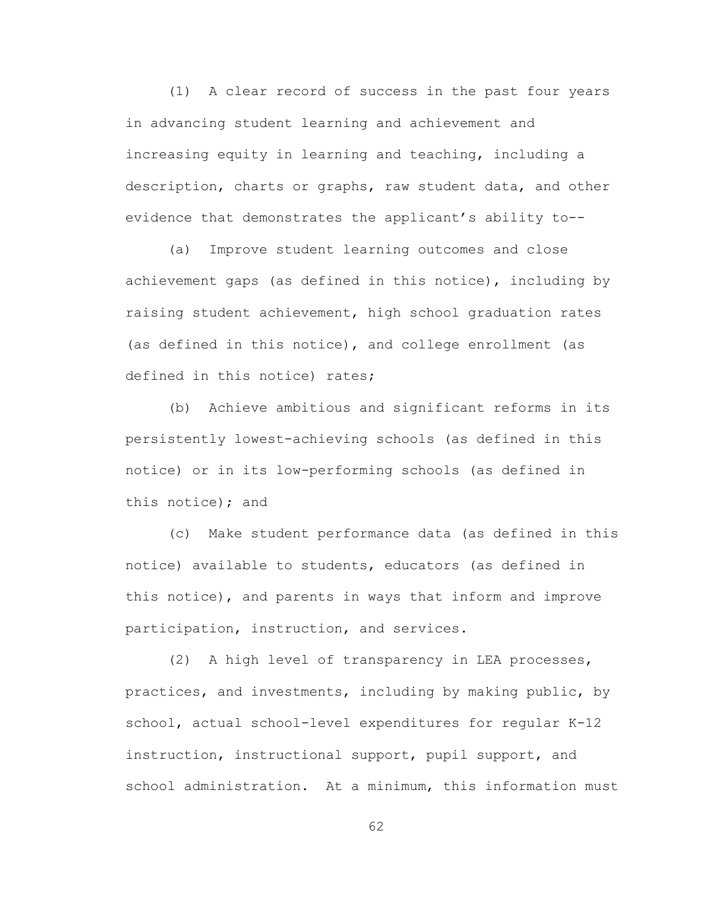(1) A clear record of success in the past four years in advancing student learning and achievement and increasing equity in learning and teaching, including a description, charts or graphs, raw student data, and other evidence that demonstrates the applicant's ability to--

(a) Improve student learning outcomes and close achievement gaps (as defined in this notice), including by raising student achievement, high school graduation rates (as defined in this notice), and college enrollment (as defined in this notice) rates;

(b) Achieve ambitious and significant reforms in its persistently lowest-achieving schools (as defined in this notice) or in its low-performing schools (as defined in this notice); and

(c) Make student performance data (as defined in this notice) available to students, educators (as defined in this notice), and parents in ways that inform and improve participation, instruction, and services.

(2) A high level of transparency in LEA processes, practices, and investments, including by making public, by school, actual school-level expenditures for regular K-12 instruction, instructional support, pupil support, and school administration. At a minimum, this information must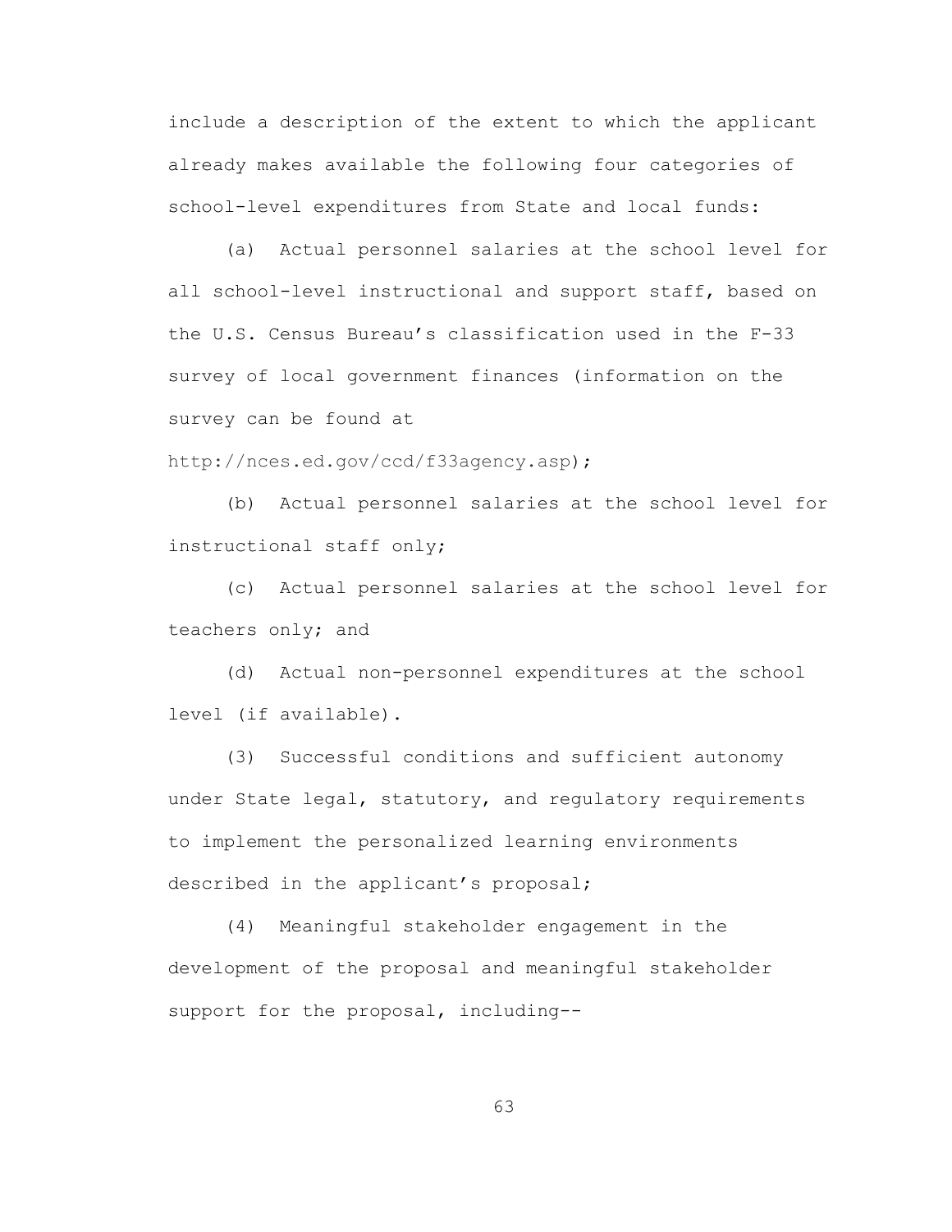include a description of the extent to which the applicant already makes available the following four categories of school-level expenditures from State and local funds:

(a) Actual personnel salaries at the school level for all school-level instructional and support staff, based on the U.S. Census Bureau's classification used in the F-33 survey of local government finances (information on the survey can be found at http://nces.ed.gov/ccd/f33agency.asp);

(b) Actual personnel salaries at the school level for instructional staff only;

(c) Actual personnel salaries at the school level for teachers only; and

(d) Actual non-personnel expenditures at the school level (if available).

(3) Successful conditions and sufficient autonomy under State legal, statutory, and regulatory requirements to implement the personalized learning environments described in the applicant's proposal;

(4) Meaningful stakeholder engagement in the development of the proposal and meaningful stakeholder support for the proposal, including--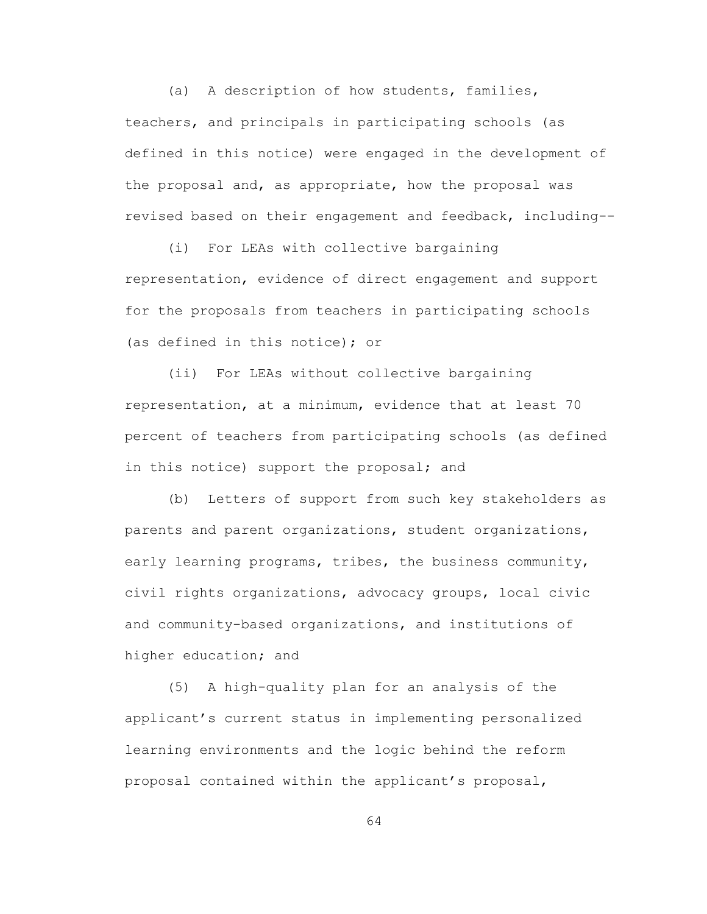(a) A description of how students, families, teachers, and principals in participating schools (as defined in this notice) were engaged in the development of the proposal and, as appropriate, how the proposal was revised based on their engagement and feedback, including--

(i) For LEAs with collective bargaining representation, evidence of direct engagement and support for the proposals from teachers in participating schools (as defined in this notice); or

(ii) For LEAs without collective bargaining representation, at a minimum, evidence that at least 70 percent of teachers from participating schools (as defined in this notice) support the proposal; and

(b) Letters of support from such key stakeholders as parents and parent organizations, student organizations, early learning programs, tribes, the business community, civil rights organizations, advocacy groups, local civic and community-based organizations, and institutions of higher education; and

(5) A high-quality plan for an analysis of the applicant's current status in implementing personalized learning environments and the logic behind the reform proposal contained within the applicant's proposal,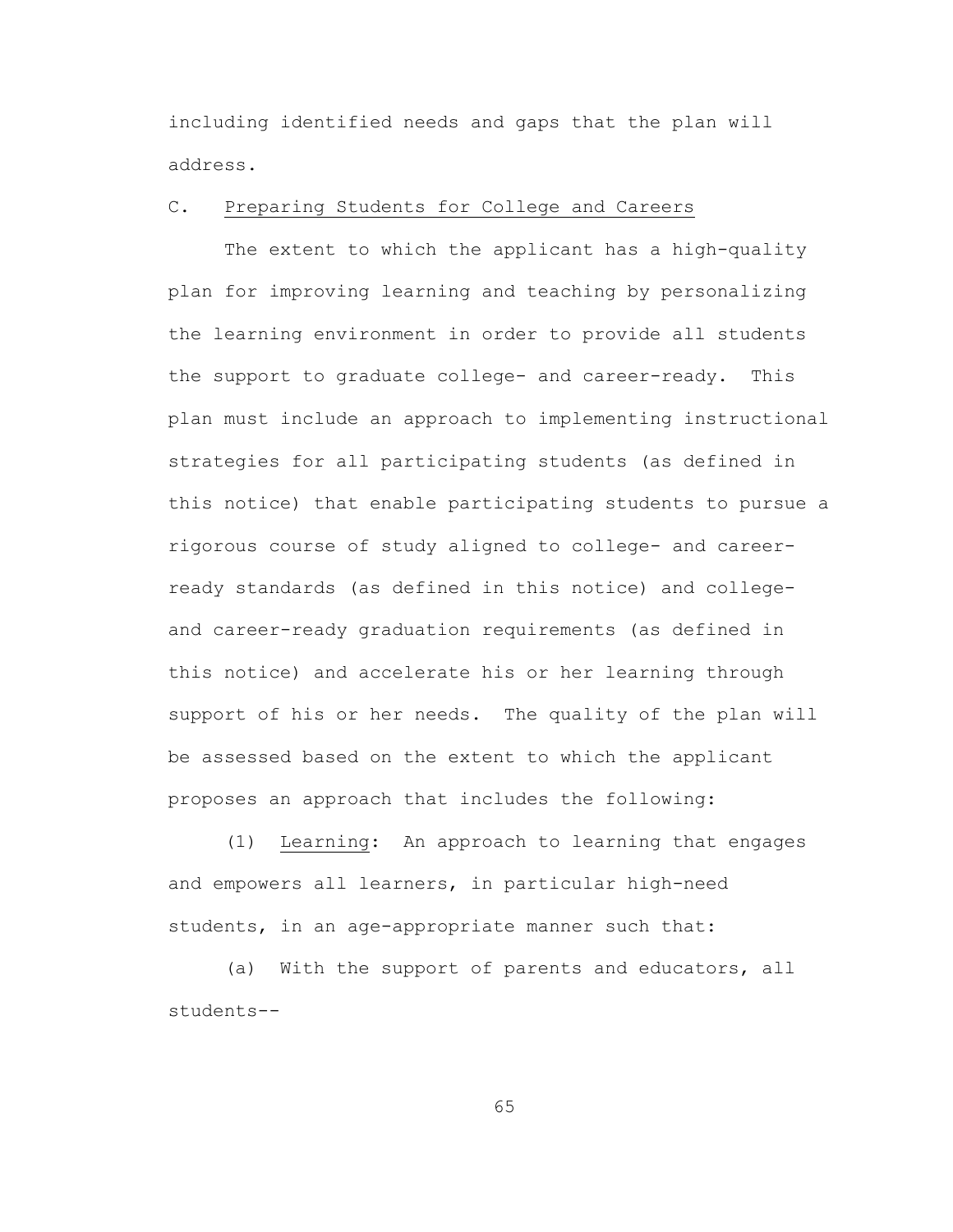including identified needs and gaps that the plan will address.

C. Preparing Students for College and Careers

The extent to which the applicant has a high-quality plan for improving learning and teaching by personalizing the learning environment in order to provide all students the support to graduate college- and career-ready. This plan must include an approach to implementing instructional strategies for all participating students (as defined in this notice) that enable participating students to pursue a rigorous course of study aligned to college- and career-ready standards (as defined in this notice) and college- and career-ready graduation requirements (as defined in this notice) and accelerate his or her learning through support of his or her needs. The quality of the plan will be assessed based on the extent to which the applicant proposes an approach that includes the following:

(1) Learning: An approach to learning that engages and empowers all learners, in particular high-need students, in an age-appropriate manner such that:

(a) With the support of parents and educators, all students--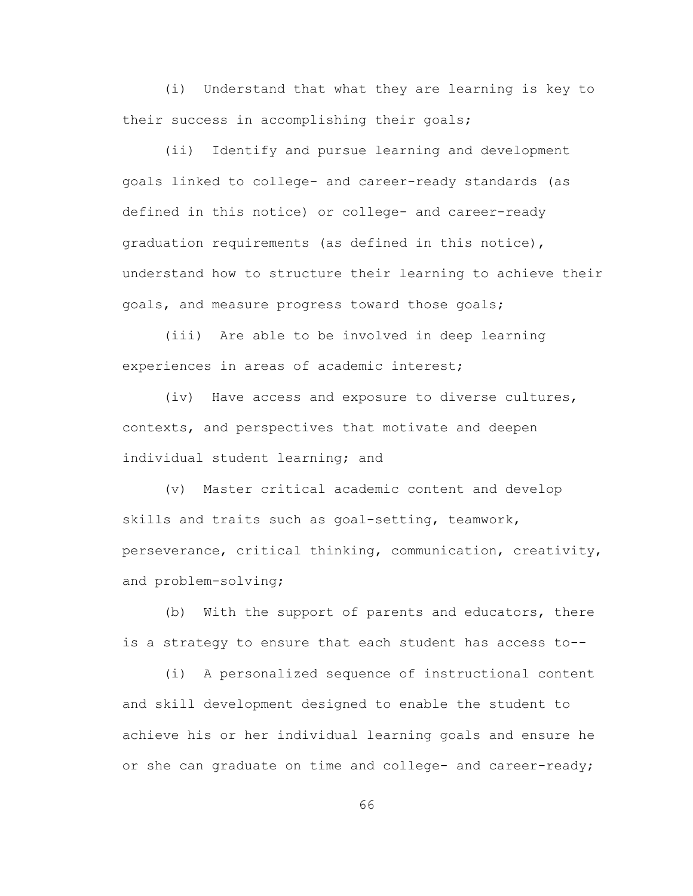(i) Understand that what they are learning is key to their success in accomplishing their goals;

(ii) Identify and pursue learning and development goals linked to college- and career-ready standards (as defined in this notice) or college- and career-ready graduation requirements (as defined in this notice), understand how to structure their learning to achieve their goals, and measure progress toward those goals;

(iii) Are able to be involved in deep learning experiences in areas of academic interest;

(iv) Have access and exposure to diverse cultures, contexts, and perspectives that motivate and deepen individual student learning; and

(v) Master critical academic content and develop skills and traits such as goal-setting, teamwork, perseverance, critical thinking, communication, creativity, and problem-solving;

(b) With the support of parents and educators, there is a strategy to ensure that each student has access to--

(i) A personalized sequence of instructional content and skill development designed to enable the student to achieve his or her individual learning goals and ensure he or she can graduate on time and college- and career-ready;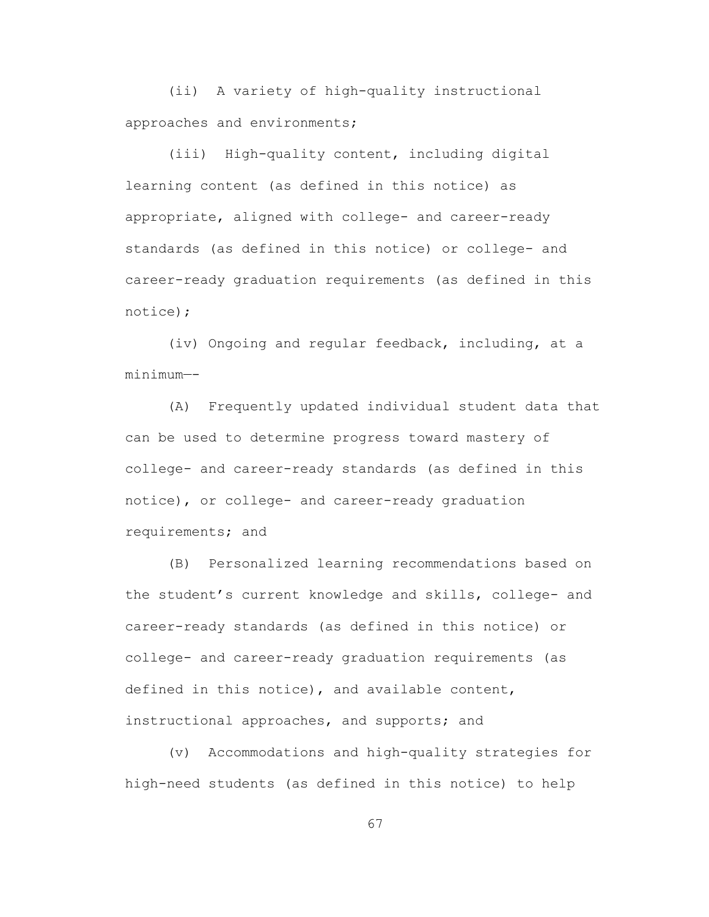(ii) A variety of high-quality instructional approaches and environments;

(iii) High-quality content, including digital learning content (as defined in this notice) as appropriate, aligned with college- and career-ready standards (as defined in this notice) or college- and career-ready graduation requirements (as defined in this notice);

(iv) Ongoing and regular feedback, including, at a minimum––

(A) Frequently updated individual student data that can be used to determine progress toward mastery of college- and career-ready standards (as defined in this notice), or college- and career-ready graduation requirements; and

(B) Personalized learning recommendations based on the student's current knowledge and skills, college- and career-ready standards (as defined in this notice) or college- and career-ready graduation requirements (as defined in this notice), and available content, instructional approaches, and supports; and

(v) Accommodations and high-quality strategies for high-need students (as defined in this notice) to help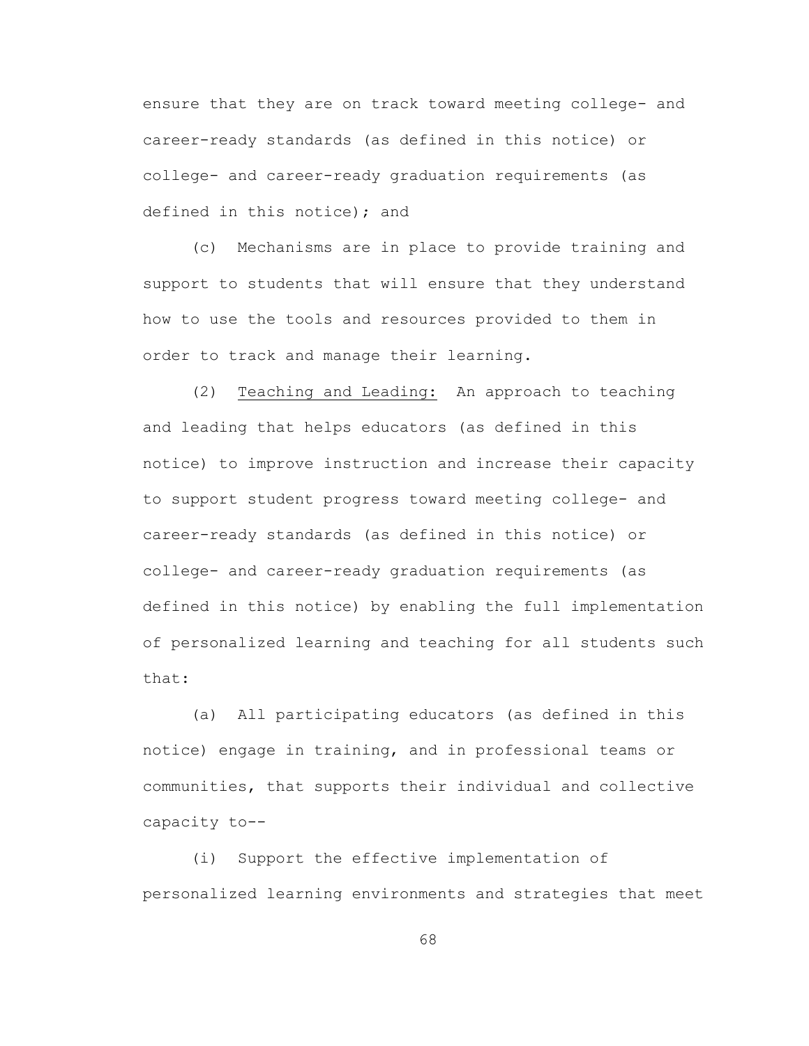ensure that they are on track toward meeting college- and career-ready standards (as defined in this notice) or college- and career-ready graduation requirements (as defined in this notice); and

(c) Mechanisms are in place to provide training and support to students that will ensure that they understand how to use the tools and resources provided to them in order to track and manage their learning.

(2) Teaching and Leading: An approach to teaching and leading that helps educators (as defined in this notice) to improve instruction and increase their capacity to support student progress toward meeting college- and career-ready standards (as defined in this notice) or college- and career-ready graduation requirements (as defined in this notice) by enabling the full implementation of personalized learning and teaching for all students such that:

(a) All participating educators (as defined in this notice) engage in training, and in professional teams or communities, that supports their individual and collective capacity to--

(i) Support the effective implementation of personalized learning environments and strategies that meet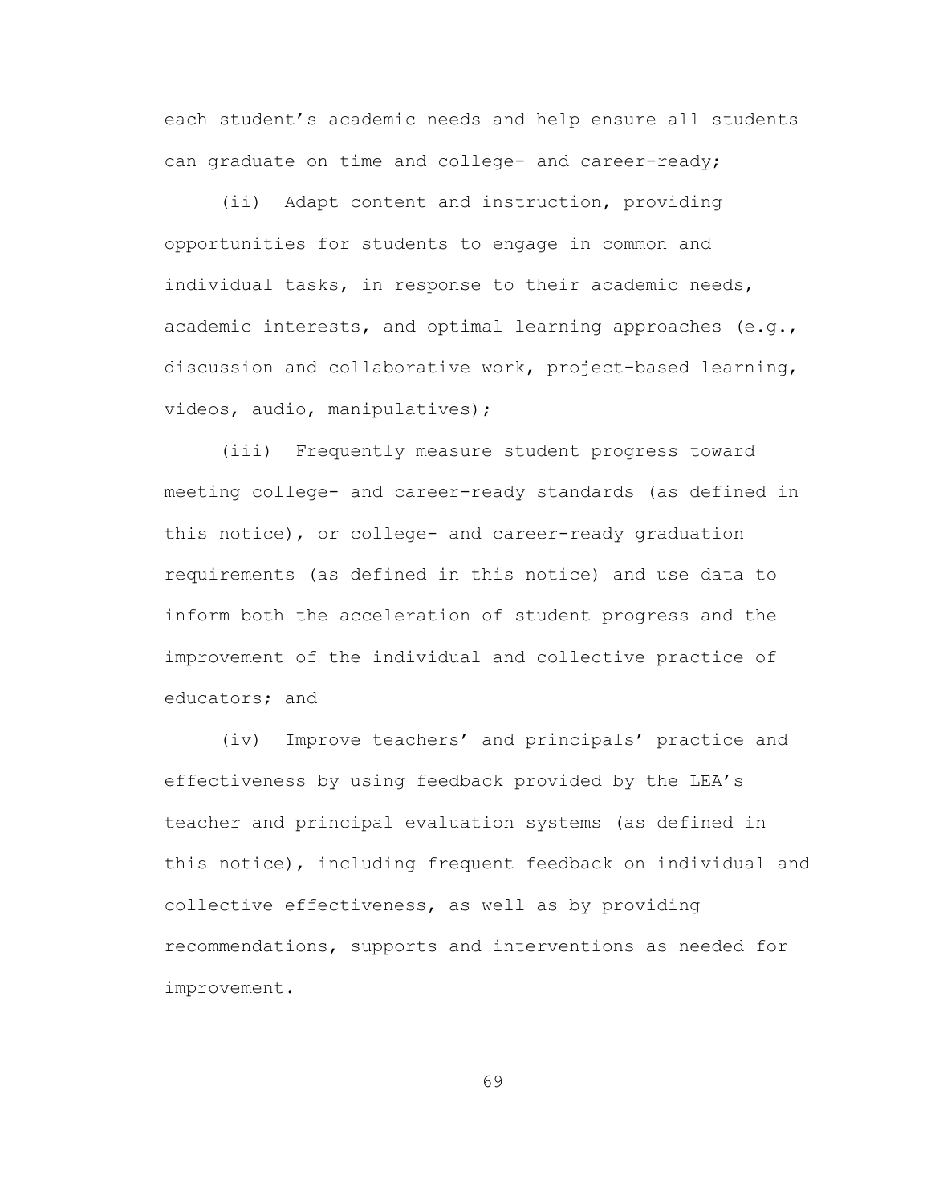each student's academic needs and help ensure all students can graduate on time and college- and career-ready;

(ii) Adapt content and instruction, providing opportunities for students to engage in common and individual tasks, in response to their academic needs, academic interests, and optimal learning approaches (e.g., discussion and collaborative work, project-based learning, videos, audio, manipulatives);

(iii) Frequently measure student progress toward meeting college- and career-ready standards (as defined in this notice), or college- and career-ready graduation requirements (as defined in this notice) and use data to inform both the acceleration of student progress and the improvement of the individual and collective practice of educators; and

(iv) Improve teachers' and principals' practice and effectiveness by using feedback provided by the LEA's teacher and principal evaluation systems (as defined in this notice), including frequent feedback on individual and collective effectiveness, as well as by providing recommendations, supports and interventions as needed for improvement.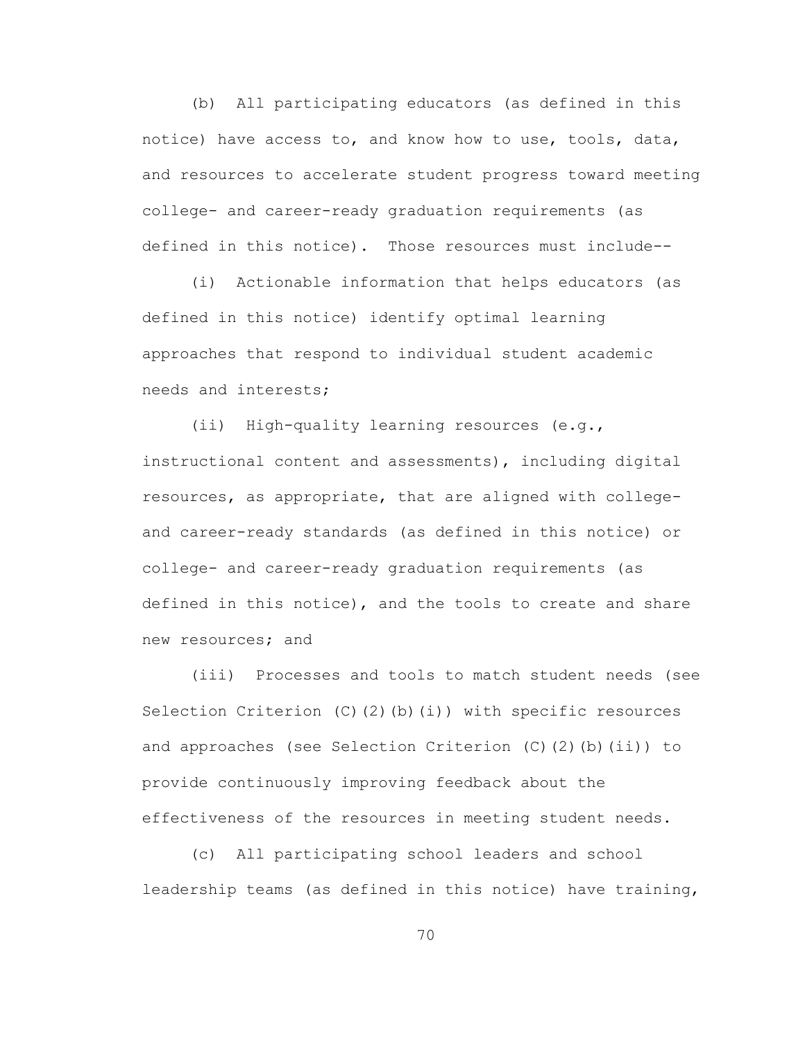(b) All participating educators (as defined in this notice) have access to, and know how to use, tools, data, and resources to accelerate student progress toward meeting college- and career-ready graduation requirements (as defined in this notice). Those resources must include--

(i) Actionable information that helps educators (as defined in this notice) identify optimal learning approaches that respond to individual student academic needs and interests;

(ii) High-quality learning resources (e.g., instructional content and assessments), including digital resources, as appropriate, that are aligned with college- and career-ready standards (as defined in this notice) or college- and career-ready graduation requirements (as defined in this notice), and the tools to create and share new resources; and

(iii) Processes and tools to match student needs (see Selection Criterion (C)(2)(b)(i)) with specific resources and approaches (see Selection Criterion (C)(2)(b)(ii)) to provide continuously improving feedback about the effectiveness of the resources in meeting student needs.

(c) All participating school leaders and school leadership teams (as defined in this notice) have training,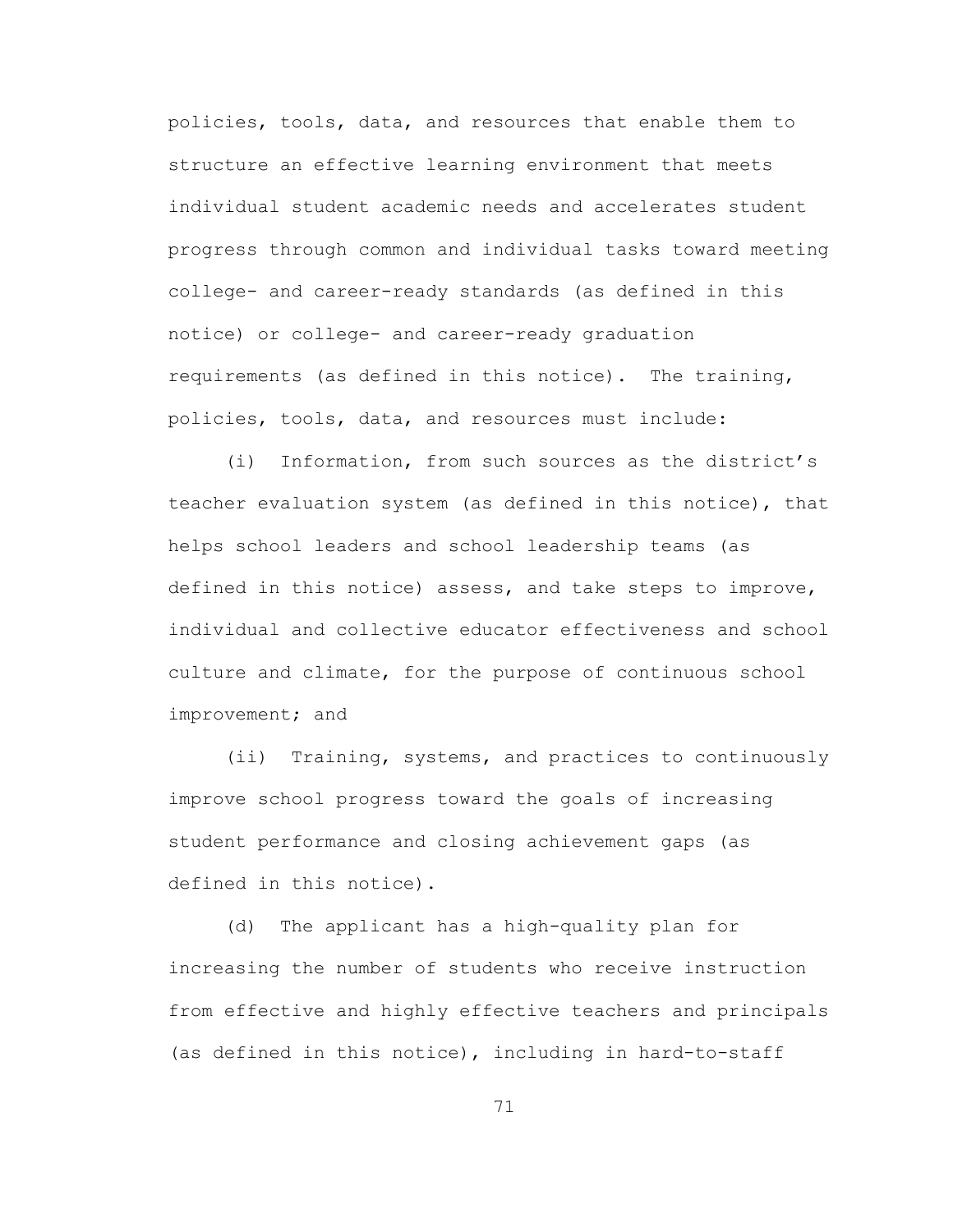policies, tools, data, and resources that enable them to structure an effective learning environment that meets individual student academic needs and accelerates student progress through common and individual tasks toward meeting college- and career-ready standards (as defined in this notice) or college- and career-ready graduation requirements (as defined in this notice). The training, policies, tools, data, and resources must include:

(i) Information, from such sources as the district's teacher evaluation system (as defined in this notice), that helps school leaders and school leadership teams (as defined in this notice) assess, and take steps to improve, individual and collective educator effectiveness and school culture and climate, for the purpose of continuous school improvement; and

(ii) Training, systems, and practices to continuously improve school progress toward the goals of increasing student performance and closing achievement gaps (as defined in this notice).

(d) The applicant has a high-quality plan for increasing the number of students who receive instruction from effective and highly effective teachers and principals (as defined in this notice), including in hard-to-staff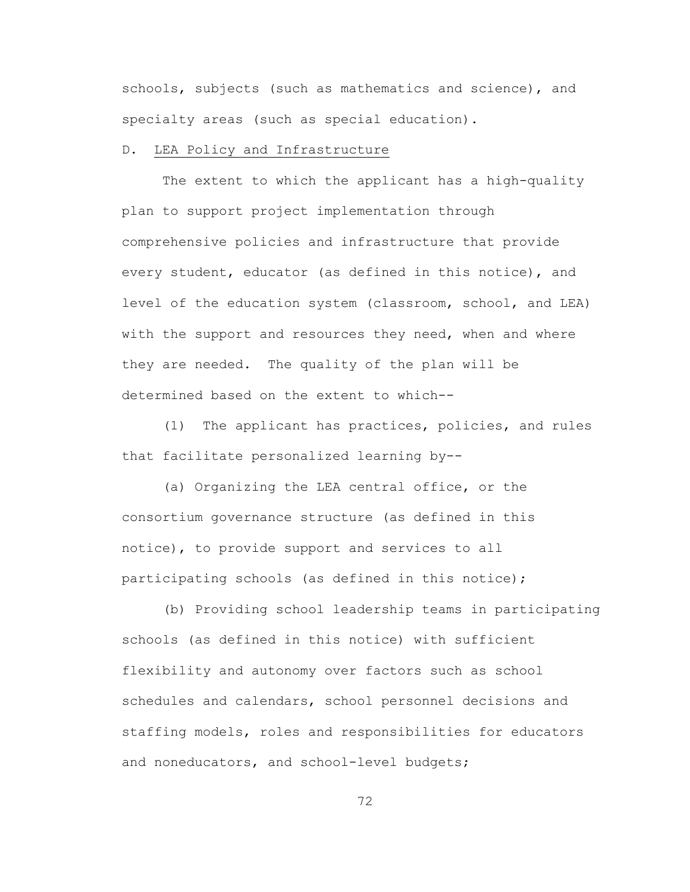schools, subjects (such as mathematics and science), and specialty areas (such as special education).

D. LEA Policy and Infrastructure

The extent to which the applicant has a high-quality plan to support project implementation through comprehensive policies and infrastructure that provide every student, educator (as defined in this notice), and level of the education system (classroom, school, and LEA) with the support and resources they need, when and where they are needed. The quality of the plan will be determined based on the extent to which--

(1) The applicant has practices, policies, and rules that facilitate personalized learning by--

(a) Organizing the LEA central office, or the consortium governance structure (as defined in this notice), to provide support and services to all participating schools (as defined in this notice);

(b) Providing school leadership teams in participating schools (as defined in this notice) with sufficient flexibility and autonomy over factors such as school schedules and calendars, school personnel decisions and staffing models, roles and responsibilities for educators and noneducators, and school-level budgets;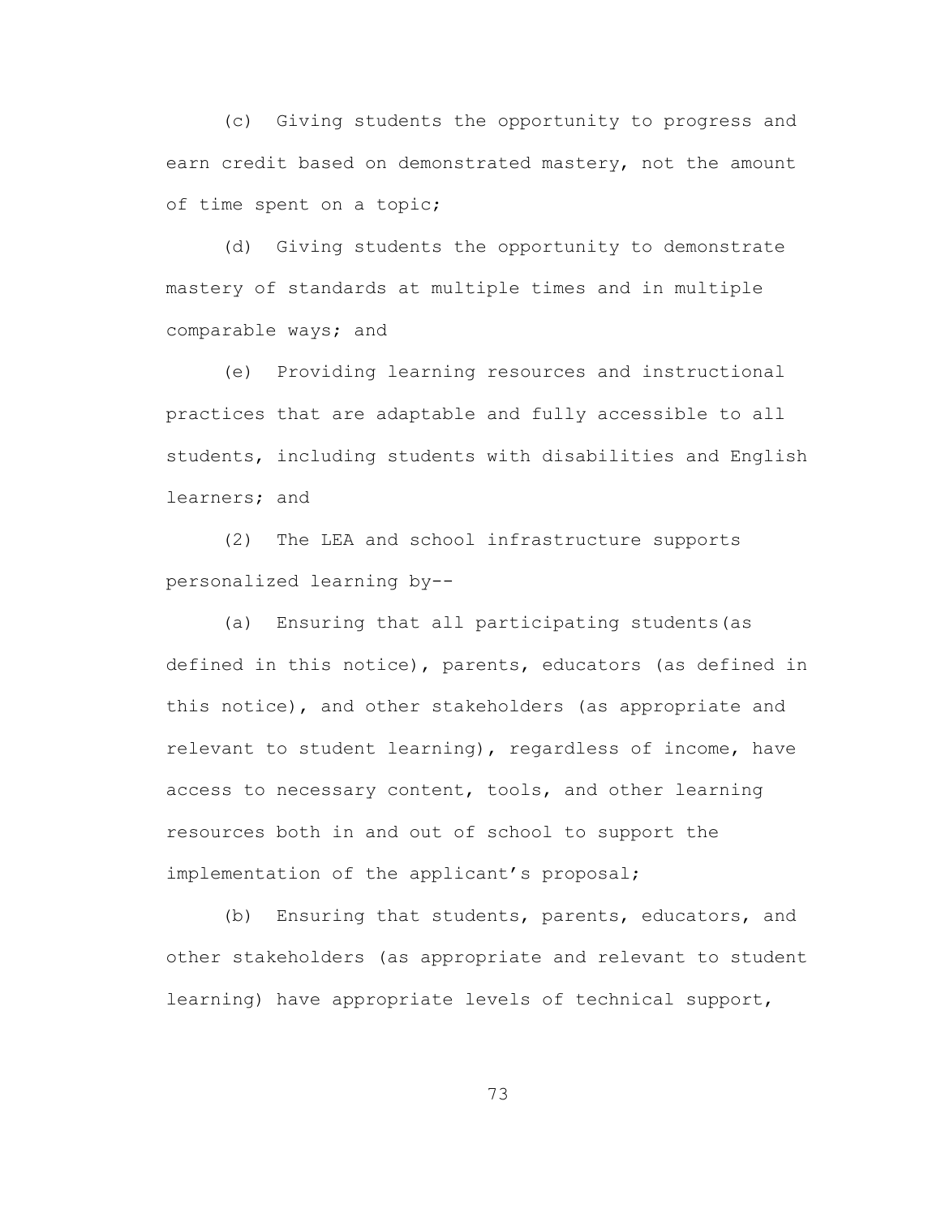(c) Giving students the opportunity to progress and earn credit based on demonstrated mastery, not the amount of time spent on a topic;

(d) Giving students the opportunity to demonstrate mastery of standards at multiple times and in multiple comparable ways; and

(e) Providing learning resources and instructional practices that are adaptable and fully accessible to all students, including students with disabilities and English learners; and

(2) The LEA and school infrastructure supports personalized learning by--

(a) Ensuring that all participating students(as defined in this notice), parents, educators (as defined in this notice), and other stakeholders (as appropriate and relevant to student learning), regardless of income, have access to necessary content, tools, and other learning resources both in and out of school to support the implementation of the applicant's proposal;

(b) Ensuring that students, parents, educators, and other stakeholders (as appropriate and relevant to student learning) have appropriate levels of technical support,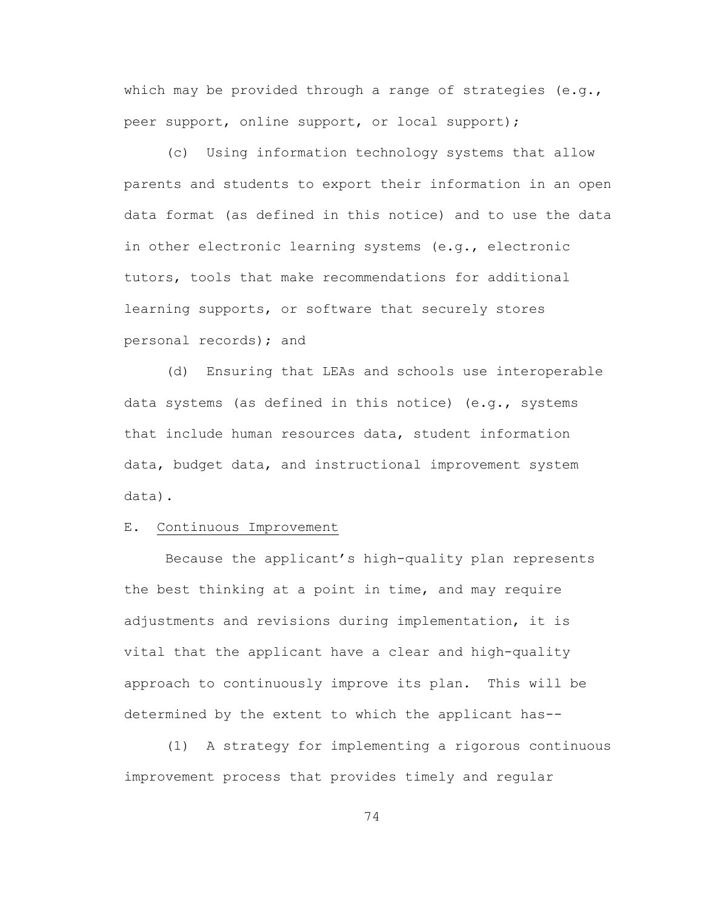which may be provided through a range of strategies (e.g., peer support, online support, or local support);

(c) Using information technology systems that allow parents and students to export their information in an open data format (as defined in this notice) and to use the data in other electronic learning systems (e.g., electronic tutors, tools that make recommendations for additional learning supports, or software that securely stores personal records); and

(d) Ensuring that LEAs and schools use interoperable data systems (as defined in this notice) (e.g., systems that include human resources data, student information data, budget data, and instructional improvement system data).

E. <u>Continuous Improvement</u>

Because the applicant's high-quality plan represents the best thinking at a point in time, and may require adjustments and revisions during implementation, it is vital that the applicant have a clear and high-quality approach to continuously improve its plan. This will be determined by the extent to which the applicant has--

(1) A strategy for implementing a rigorous continuous improvement process that provides timely and regular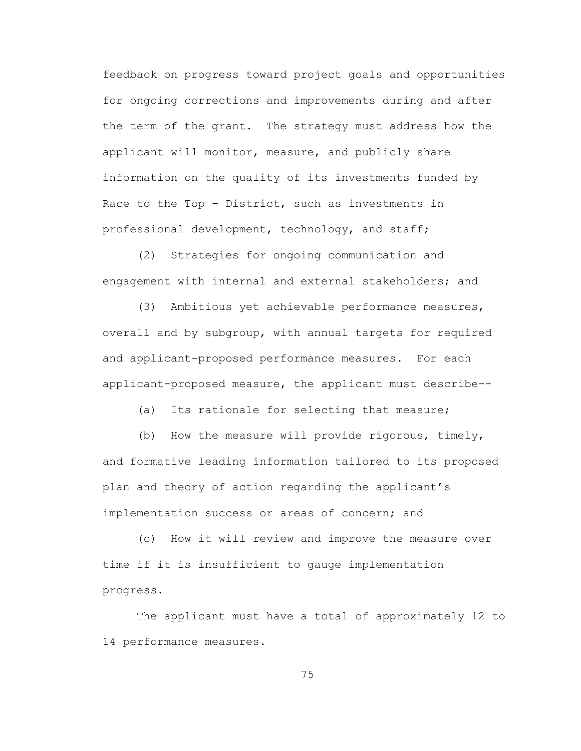feedback on progress toward project goals and opportunities for ongoing corrections and improvements during and after the term of the grant. The strategy must address how the applicant will monitor, measure, and publicly share information on the quality of its investments funded by Race to the Top – District, such as investments in professional development, technology, and staff;

(2) Strategies for ongoing communication and engagement with internal and external stakeholders; and

(3) Ambitious yet achievable performance measures, overall and by subgroup, with annual targets for required and applicant-proposed performance measures. For each applicant-proposed measure, the applicant must describe--

(a) Its rationale for selecting that measure;

(b) How the measure will provide rigorous, timely, and formative leading information tailored to its proposed plan and theory of action regarding the applicant's implementation success or areas of concern; and

(c) How it will review and improve the measure over time if it is insufficient to gauge implementation progress.

The applicant must have a total of approximately 12 to 14 performance measures.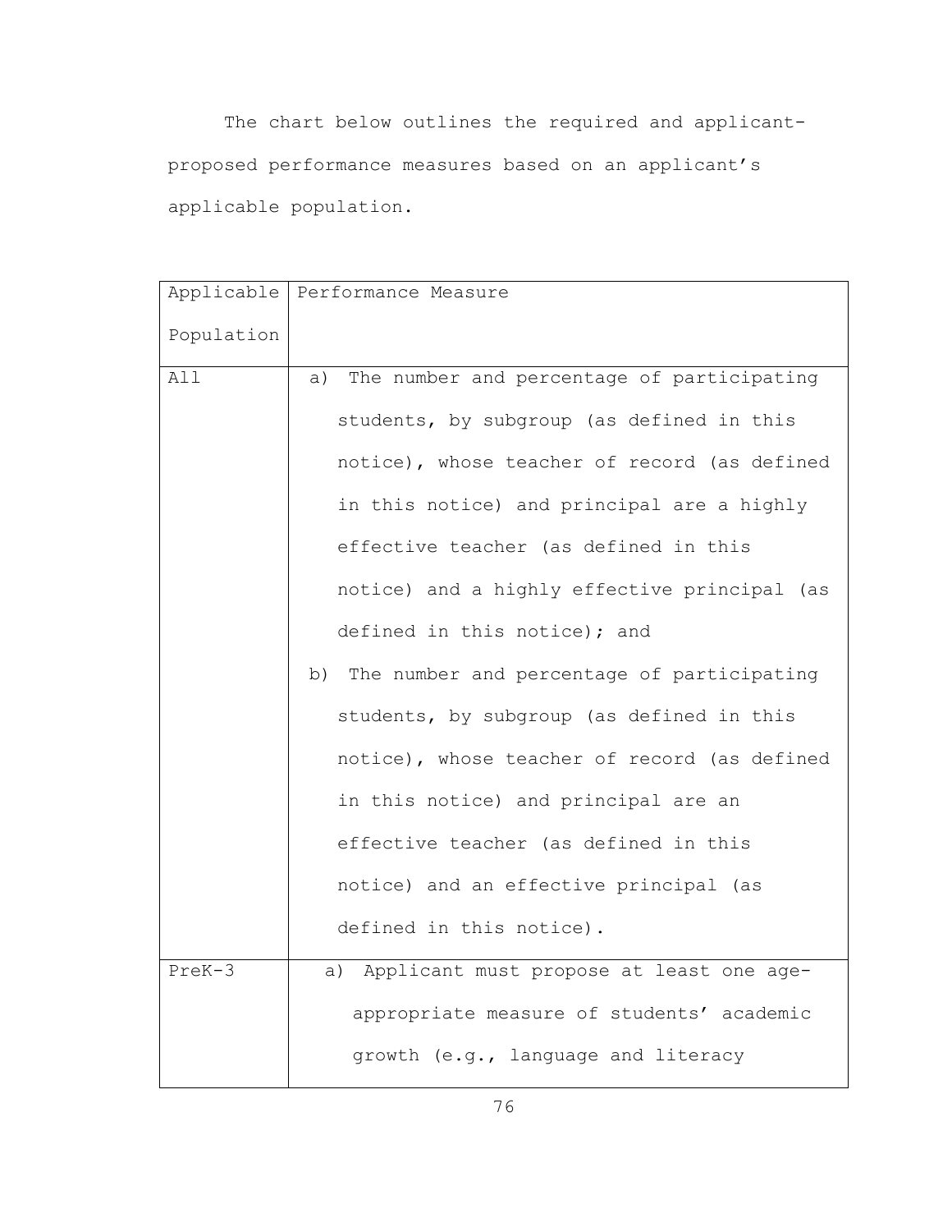The chart below outlines the required and applicant-proposed performance measures based on an applicant's applicable population.

| Applicable Population | Performance Measure |
| --- | --- |
| All | a) The number and percentage of participating students, by subgroup (as defined in this notice), whose teacher of record (as defined in this notice) and principal are a highly effective teacher (as defined in this notice) and a highly effective principal (as defined in this notice); and<br>b) The number and percentage of participating students, by subgroup (as defined in this notice), whose teacher of record (as defined in this notice) and principal are an effective teacher (as defined in this notice) and an effective principal (as defined in this notice). |
| PreK-3 | a) Applicant must propose at least one age-appropriate measure of students' academic growth (e.g., language and literacy |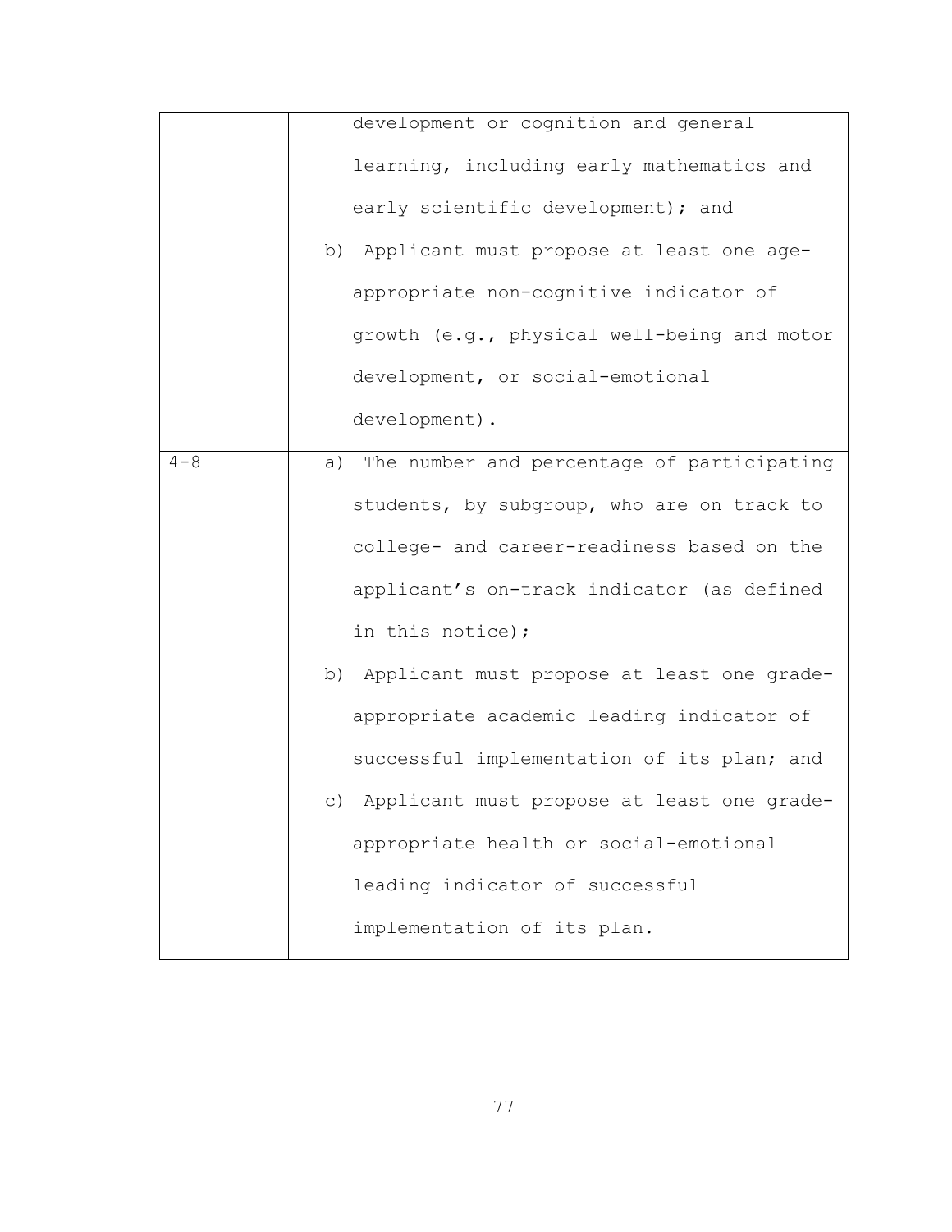| | |
|---|---|
| | development or cognition and general learning, including early mathematics and early scientific development); and<br>b) Applicant must propose at least one age-appropriate non-cognitive indicator of growth (e.g., physical well-being and motor development, or social-emotional development). |
| 4-8 | a) The number and percentage of participating students, by subgroup, who are on track to college- and career-readiness based on the applicant's on-track indicator (as defined in this notice);<br>b) Applicant must propose at least one grade-appropriate academic leading indicator of successful implementation of its plan; and<br>c) Applicant must propose at least one grade-appropriate health or social-emotional leading indicator of successful implementation of its plan. |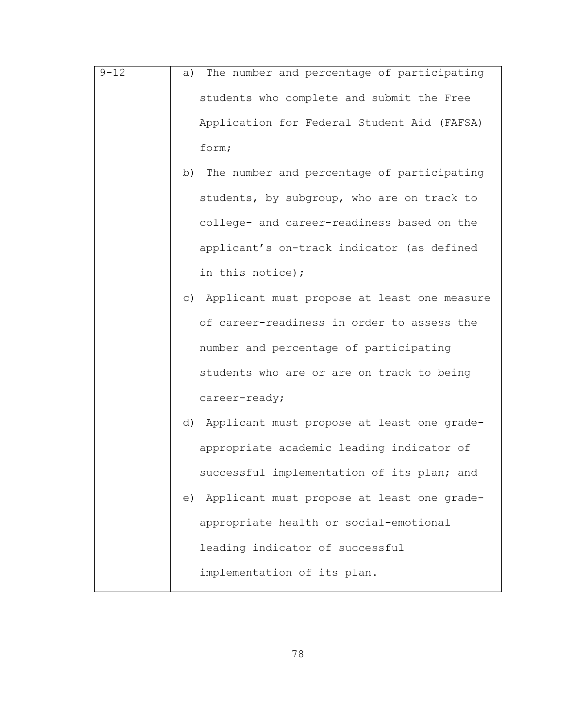| | |
|---|---|
| 9-12 | a) The number and percentage of participating students who complete and submit the Free Application for Federal Student Aid (FAFSA) form;<br>b) The number and percentage of participating students, by subgroup, who are on track to college- and career-readiness based on the applicant's on-track indicator (as defined in this notice);<br>c) Applicant must propose at least one measure of career-readiness in order to assess the number and percentage of participating students who are or are on track to being career-ready;<br>d) Applicant must propose at least one grade-appropriate academic leading indicator of successful implementation of its plan; and<br>e) Applicant must propose at least one grade-appropriate health or social-emotional leading indicator of successful implementation of its plan. |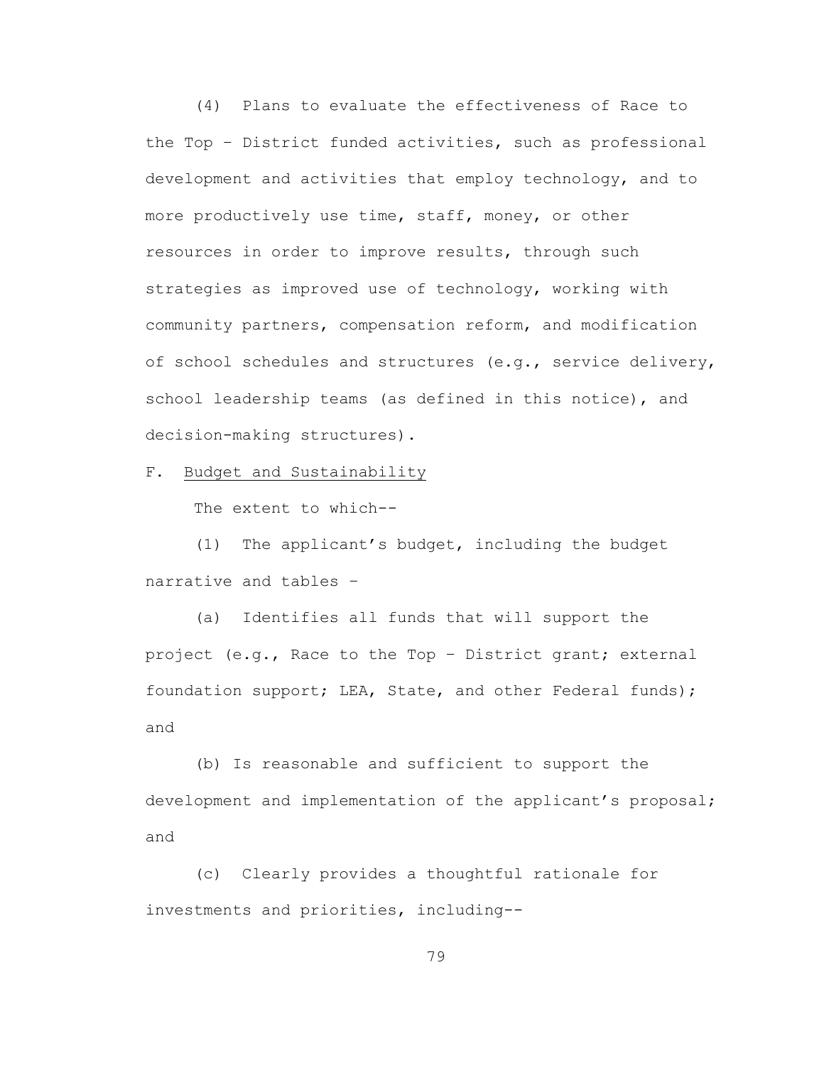(4) Plans to evaluate the effectiveness of Race to the Top – District funded activities, such as professional development and activities that employ technology, and to more productively use time, staff, money, or other resources in order to improve results, through such strategies as improved use of technology, working with community partners, compensation reform, and modification of school schedules and structures (e.g., service delivery, school leadership teams (as defined in this notice), and decision-making structures).

F. <u>Budget and Sustainability</u>

The extent to which--

(1) The applicant's budget, including the budget narrative and tables –

(a) Identifies all funds that will support the project (e.g., Race to the Top – District grant; external foundation support; LEA, State, and other Federal funds); and

(b) Is reasonable and sufficient to support the development and implementation of the applicant's proposal; and

(c) Clearly provides a thoughtful rationale for investments and priorities, including--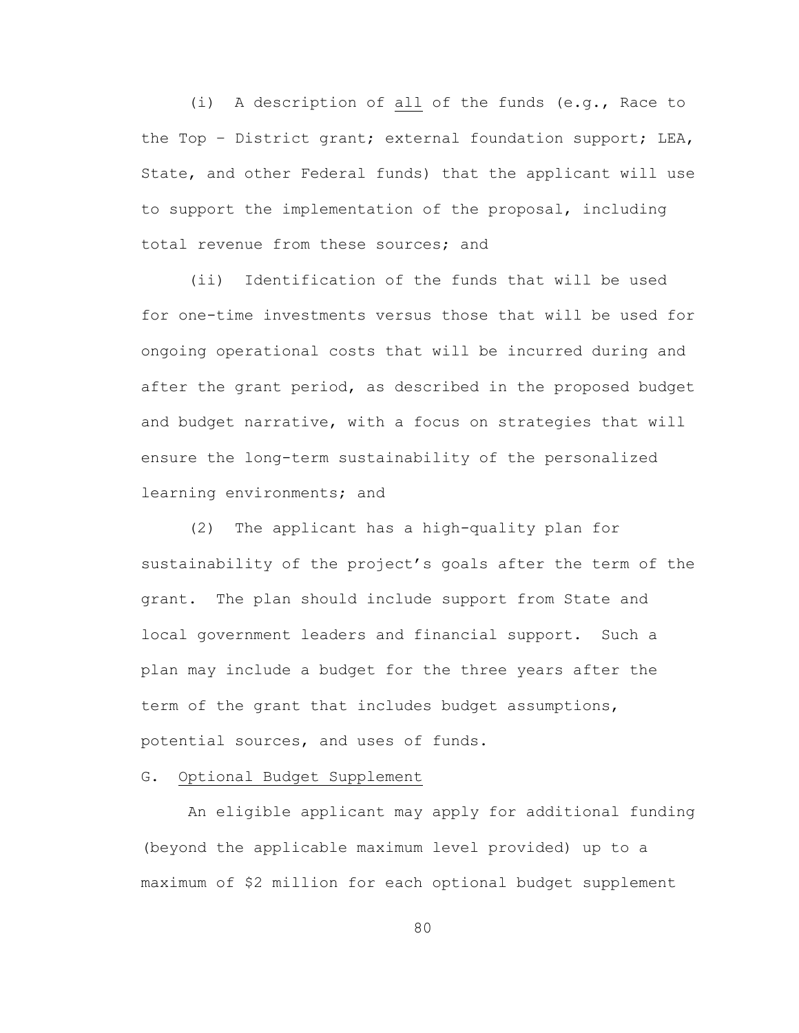(i) A description of <u>all</u> of the funds (e.g., Race to the Top – District grant; external foundation support; LEA, State, and other Federal funds) that the applicant will use to support the implementation of the proposal, including total revenue from these sources; and

(ii) Identification of the funds that will be used for one-time investments versus those that will be used for ongoing operational costs that will be incurred during and after the grant period, as described in the proposed budget and budget narrative, with a focus on strategies that will ensure the long-term sustainability of the personalized learning environments; and

(2) The applicant has a high-quality plan for sustainability of the project's goals after the term of the grant. The plan should include support from State and local government leaders and financial support. Such a plan may include a budget for the three years after the term of the grant that includes budget assumptions, potential sources, and uses of funds.

G. <u>Optional Budget Supplement</u>

An eligible applicant may apply for additional funding (beyond the applicable maximum level provided) up to a maximum of $2 million for each optional budget supplement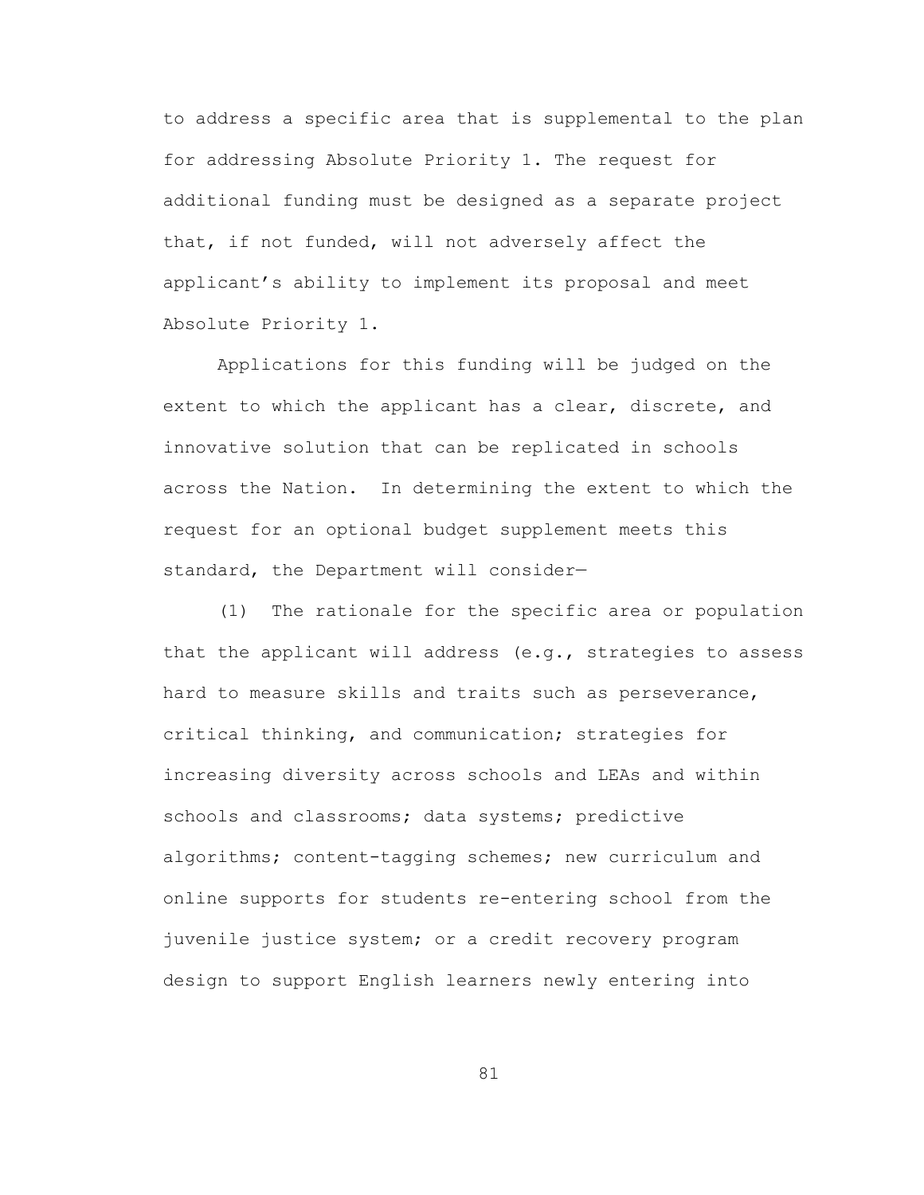to address a specific area that is supplemental to the plan for addressing Absolute Priority 1. The request for additional funding must be designed as a separate project that, if not funded, will not adversely affect the applicant's ability to implement its proposal and meet Absolute Priority 1.

Applications for this funding will be judged on the extent to which the applicant has a clear, discrete, and innovative solution that can be replicated in schools across the Nation. In determining the extent to which the request for an optional budget supplement meets this standard, the Department will consider—

(1) The rationale for the specific area or population that the applicant will address (e.g., strategies to assess hard to measure skills and traits such as perseverance, critical thinking, and communication; strategies for increasing diversity across schools and LEAs and within schools and classrooms; data systems; predictive algorithms; content-tagging schemes; new curriculum and online supports for students re-entering school from the juvenile justice system; or a credit recovery program design to support English learners newly entering into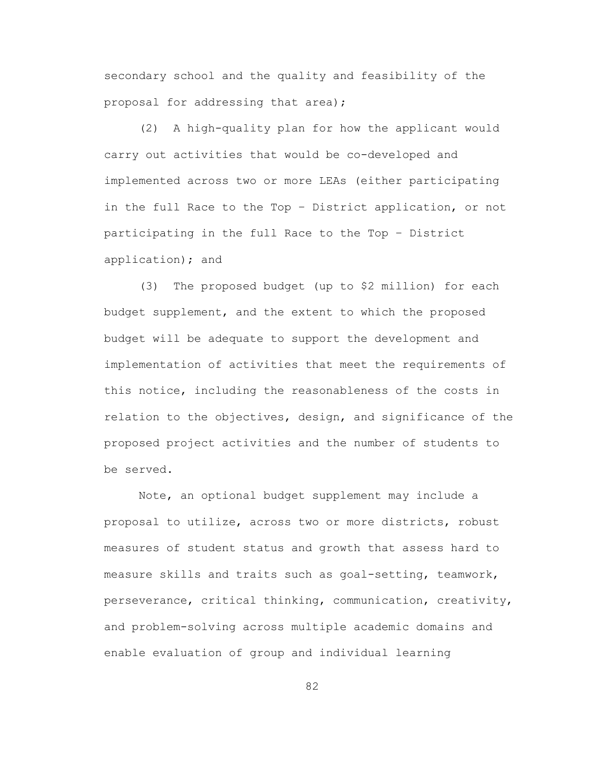secondary school and the quality and feasibility of the proposal for addressing that area);

(2) A high-quality plan for how the applicant would carry out activities that would be co-developed and implemented across two or more LEAs (either participating in the full Race to the Top – District application, or not participating in the full Race to the Top – District application); and

(3) The proposed budget (up to $2 million) for each budget supplement, and the extent to which the proposed budget will be adequate to support the development and implementation of activities that meet the requirements of this notice, including the reasonableness of the costs in relation to the objectives, design, and significance of the proposed project activities and the number of students to be served.

Note, an optional budget supplement may include a proposal to utilize, across two or more districts, robust measures of student status and growth that assess hard to measure skills and traits such as goal-setting, teamwork, perseverance, critical thinking, communication, creativity, and problem-solving across multiple academic domains and enable evaluation of group and individual learning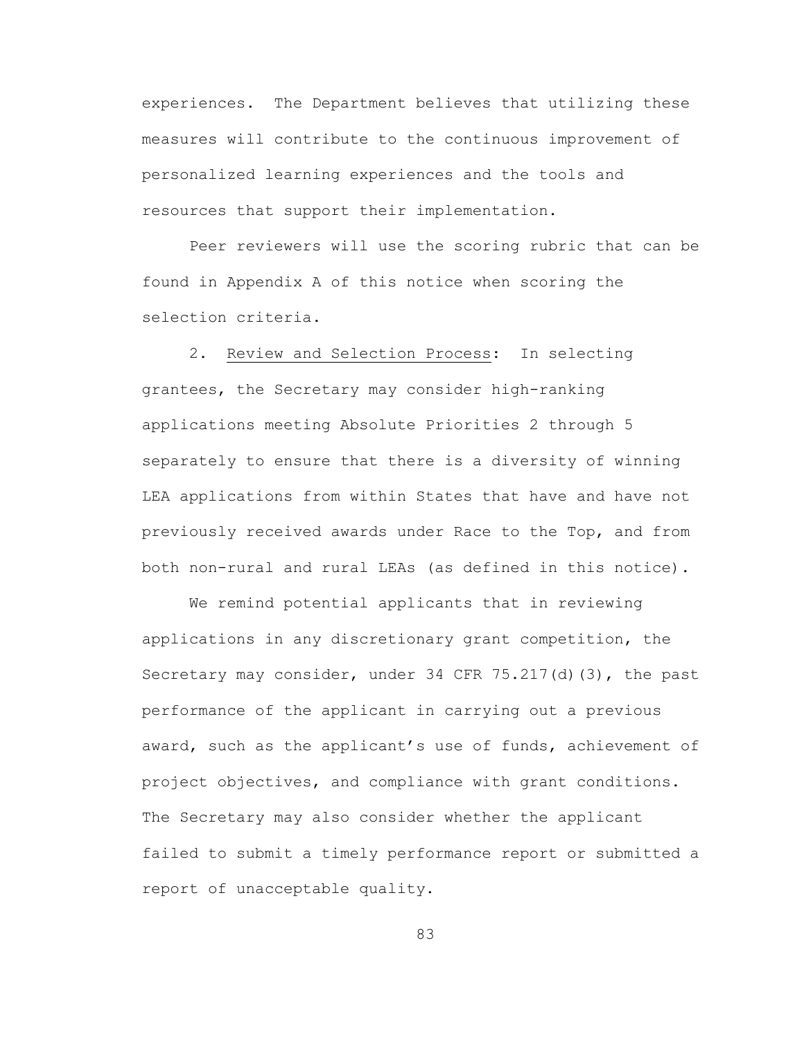experiences. The Department believes that utilizing these measures will contribute to the continuous improvement of personalized learning experiences and the tools and resources that support their implementation.

Peer reviewers will use the scoring rubric that can be found in Appendix A of this notice when scoring the selection criteria.

2. Review and Selection Process: In selecting grantees, the Secretary may consider high-ranking applications meeting Absolute Priorities 2 through 5 separately to ensure that there is a diversity of winning LEA applications from within States that have and have not previously received awards under Race to the Top, and from both non-rural and rural LEAs (as defined in this notice).

We remind potential applicants that in reviewing applications in any discretionary grant competition, the Secretary may consider, under 34 CFR 75.217(d)(3), the past performance of the applicant in carrying out a previous award, such as the applicant's use of funds, achievement of project objectives, and compliance with grant conditions. The Secretary may also consider whether the applicant failed to submit a timely performance report or submitted a report of unacceptable quality.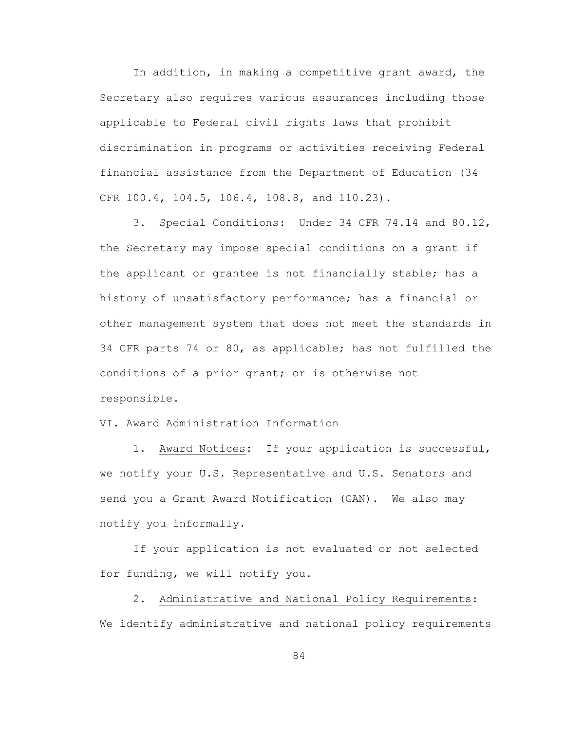In addition, in making a competitive grant award, the Secretary also requires various assurances including those applicable to Federal civil rights laws that prohibit discrimination in programs or activities receiving Federal financial assistance from the Department of Education (34 CFR 100.4, 104.5, 106.4, 108.8, and 110.23).

3. Special Conditions: Under 34 CFR 74.14 and 80.12, the Secretary may impose special conditions on a grant if the applicant or grantee is not financially stable; has a history of unsatisfactory performance; has a financial or other management system that does not meet the standards in 34 CFR parts 74 or 80, as applicable; has not fulfilled the conditions of a prior grant; or is otherwise not responsible.

VI. Award Administration Information

1. Award Notices: If your application is successful, we notify your U.S. Representative and U.S. Senators and send you a Grant Award Notification (GAN). We also may notify you informally.

If your application is not evaluated or not selected for funding, we will notify you.

2. Administrative and National Policy Requirements: We identify administrative and national policy requirements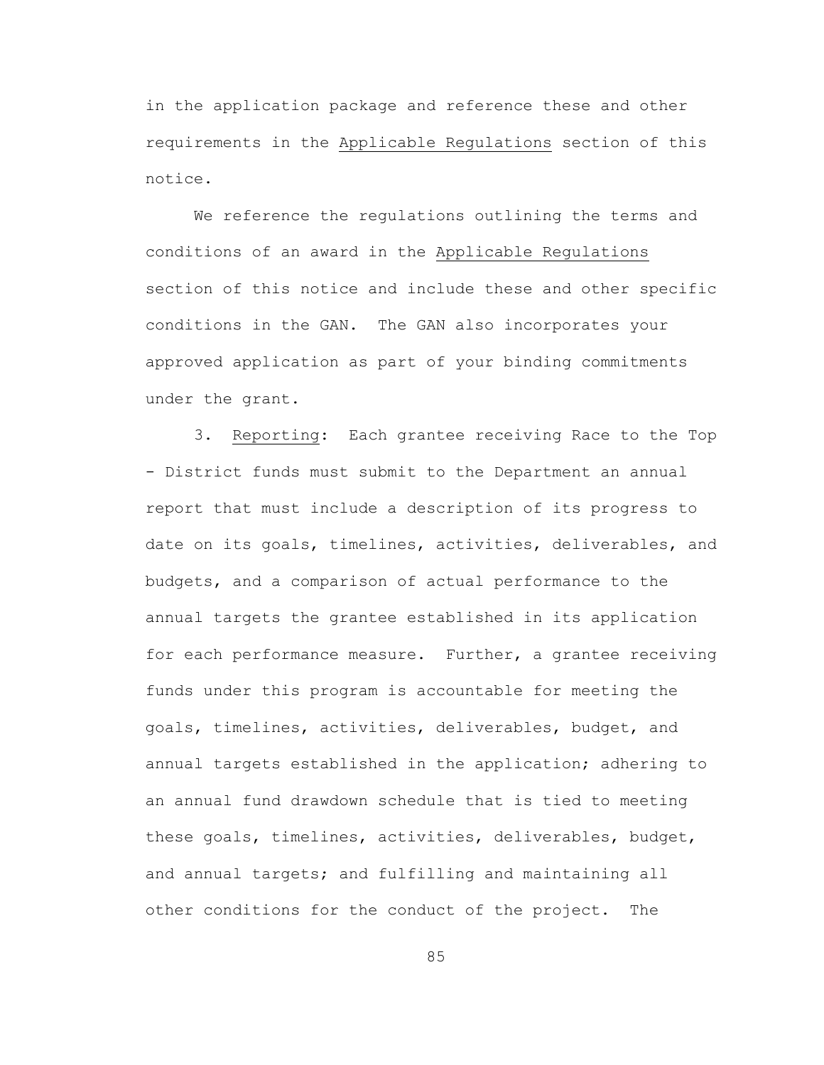in the application package and reference these and other requirements in the Applicable Regulations section of this notice.

We reference the regulations outlining the terms and conditions of an award in the Applicable Regulations section of this notice and include these and other specific conditions in the GAN. The GAN also incorporates your approved application as part of your binding commitments under the grant.

3. Reporting: Each grantee receiving Race to the Top - District funds must submit to the Department an annual report that must include a description of its progress to date on its goals, timelines, activities, deliverables, and budgets, and a comparison of actual performance to the annual targets the grantee established in its application for each performance measure. Further, a grantee receiving funds under this program is accountable for meeting the goals, timelines, activities, deliverables, budget, and annual targets established in the application; adhering to an annual fund drawdown schedule that is tied to meeting these goals, timelines, activities, deliverables, budget, and annual targets; and fulfilling and maintaining all other conditions for the conduct of the project. The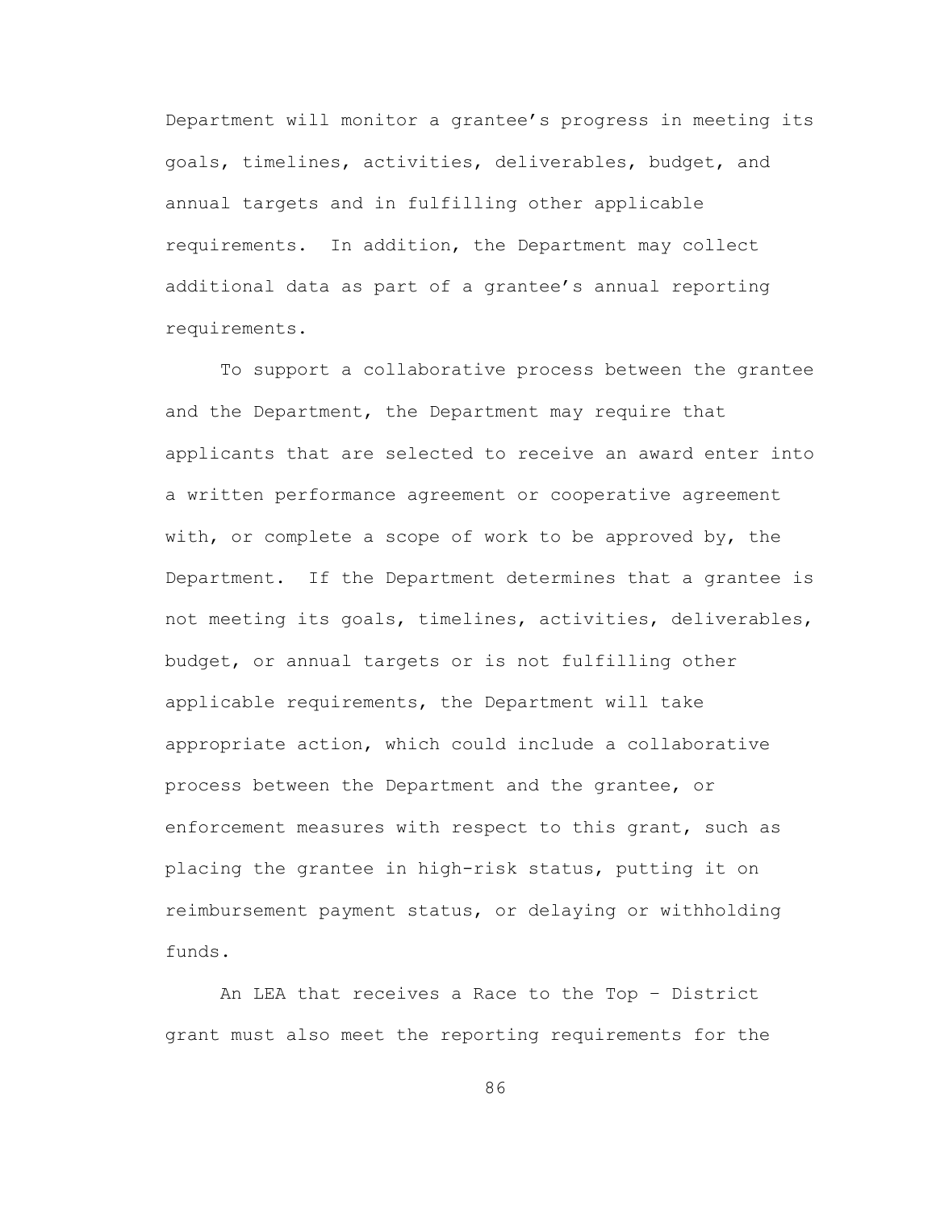Department will monitor a grantee's progress in meeting its goals, timelines, activities, deliverables, budget, and annual targets and in fulfilling other applicable requirements. In addition, the Department may collect additional data as part of a grantee's annual reporting requirements.

To support a collaborative process between the grantee and the Department, the Department may require that applicants that are selected to receive an award enter into a written performance agreement or cooperative agreement with, or complete a scope of work to be approved by, the Department. If the Department determines that a grantee is not meeting its goals, timelines, activities, deliverables, budget, or annual targets or is not fulfilling other applicable requirements, the Department will take appropriate action, which could include a collaborative process between the Department and the grantee, or enforcement measures with respect to this grant, such as placing the grantee in high-risk status, putting it on reimbursement payment status, or delaying or withholding funds.

An LEA that receives a Race to the Top – District grant must also meet the reporting requirements for the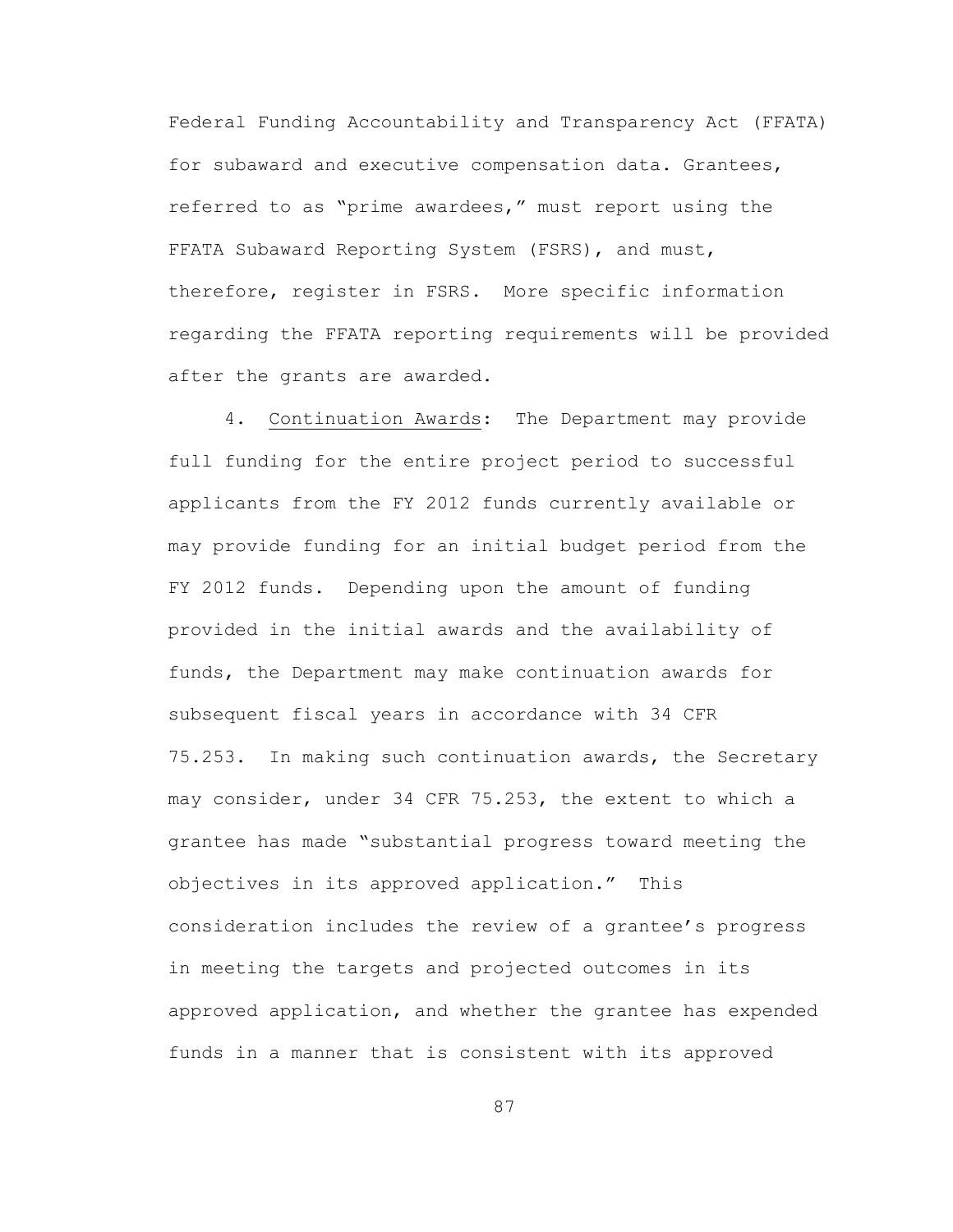Federal Funding Accountability and Transparency Act (FFATA) for subaward and executive compensation data. Grantees, referred to as "prime awardees," must report using the FFATA Subaward Reporting System (FSRS), and must, therefore, register in FSRS. More specific information regarding the FFATA reporting requirements will be provided after the grants are awarded.

4. Continuation Awards: The Department may provide full funding for the entire project period to successful applicants from the FY 2012 funds currently available or may provide funding for an initial budget period from the FY 2012 funds. Depending upon the amount of funding provided in the initial awards and the availability of funds, the Department may make continuation awards for subsequent fiscal years in accordance with 34 CFR 75.253. In making such continuation awards, the Secretary may consider, under 34 CFR 75.253, the extent to which a grantee has made "substantial progress toward meeting the objectives in its approved application." This consideration includes the review of a grantee's progress in meeting the targets and projected outcomes in its approved application, and whether the grantee has expended funds in a manner that is consistent with its approved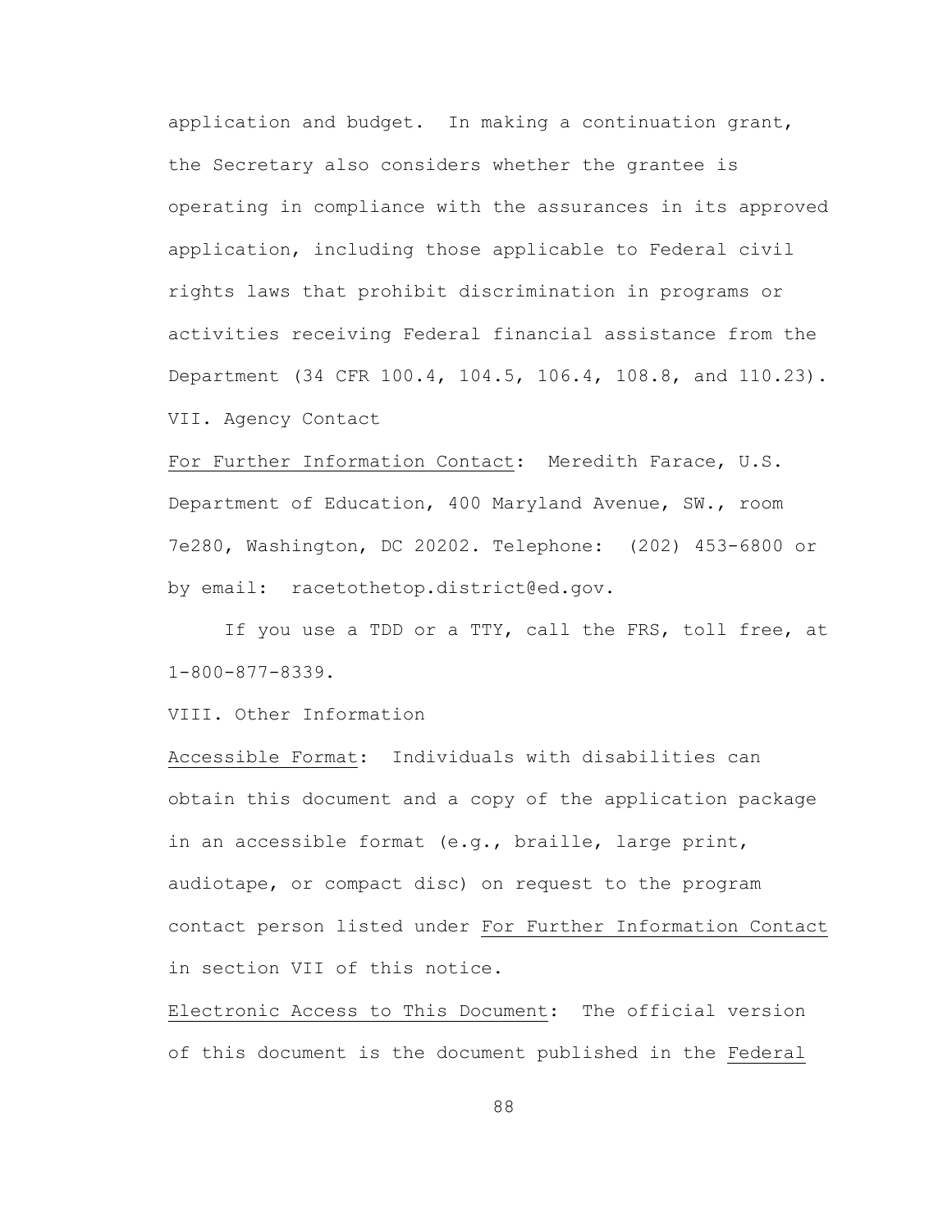application and budget. In making a continuation grant, the Secretary also considers whether the grantee is operating in compliance with the assurances in its approved application, including those applicable to Federal civil rights laws that prohibit discrimination in programs or activities receiving Federal financial assistance from the Department (34 CFR 100.4, 104.5, 106.4, 108.8, and 110.23).

## VII. Agency Contact

For Further Information Contact: Meredith Farace, U.S. Department of Education, 400 Maryland Avenue, SW., room 7e280, Washington, DC 20202. Telephone: (202) 453-6800 or by email: racetothetop.district@ed.gov.

If you use a TDD or a TTY, call the FRS, toll free, at 1-800-877-8339.

## VIII. Other Information

Accessible Format: Individuals with disabilities can obtain this document and a copy of the application package in an accessible format (e.g., braille, large print, audiotape, or compact disc) on request to the program contact person listed under For Further Information Contact in section VII of this notice.

Electronic Access to This Document: The official version of this document is the document published in the *Federal*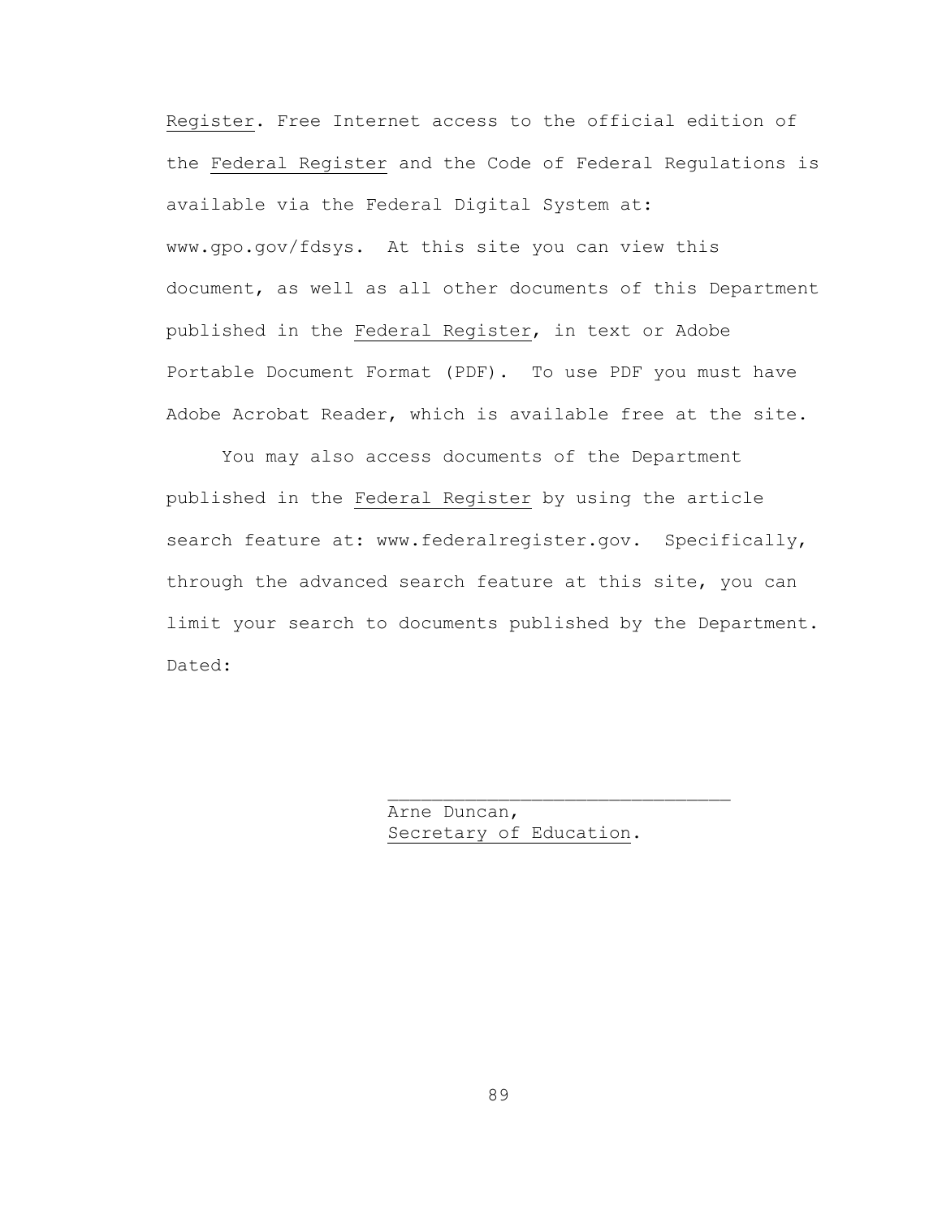Register. Free Internet access to the official edition of the Federal Register and the Code of Federal Regulations is available via the Federal Digital System at: www.gpo.gov/fdsys. At this site you can view this document, as well as all other documents of this Department published in the Federal Register, in text or Adobe Portable Document Format (PDF). To use PDF you must have Adobe Acrobat Reader, which is available free at the site.

You may also access documents of the Department published in the Federal Register by using the article search feature at: www.federalregister.gov. Specifically, through the advanced search feature at this site, you can limit your search to documents published by the Department.

Dated:

\_\_\_\_\_\_\_\_\_\_\_\_\_\_\_\_\_\_\_\_\_\_\_\_\_\_\_\_\_\_\_

Arne Duncan,

Secretary of Education.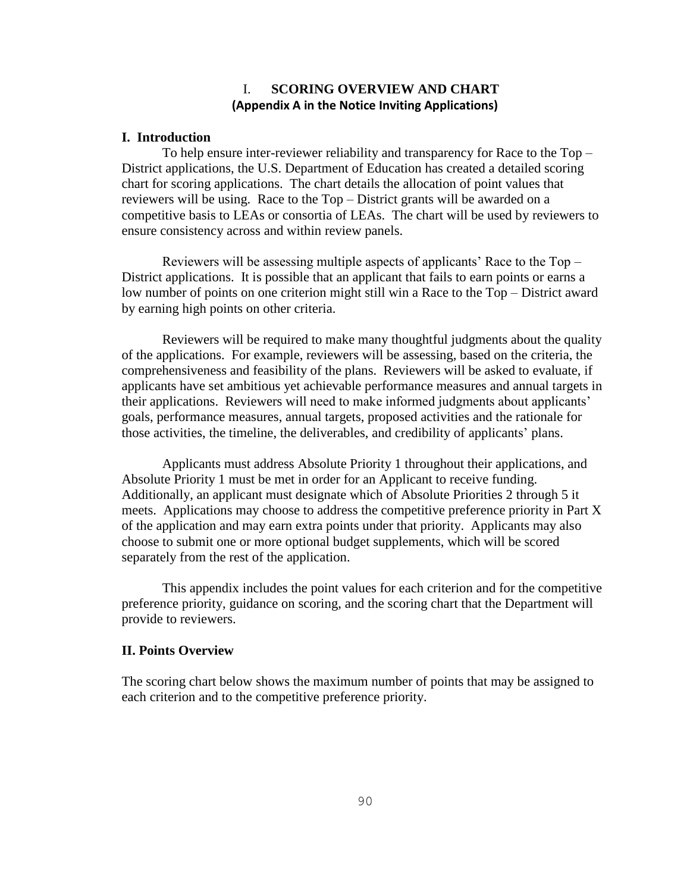# I. SCORING OVERVIEW AND CHART

**(Appendix A in the Notice Inviting Applications)**

## I. Introduction

To help ensure inter-reviewer reliability and transparency for Race to the Top – District applications, the U.S. Department of Education has created a detailed scoring chart for scoring applications. The chart details the allocation of point values that reviewers will be using. Race to the Top – District grants will be awarded on a competitive basis to LEAs or consortia of LEAs. The chart will be used by reviewers to ensure consistency across and within review panels.

Reviewers will be assessing multiple aspects of applicants' Race to the Top – District applications. It is possible that an applicant that fails to earn points or earns a low number of points on one criterion might still win a Race to the Top – District award by earning high points on other criteria.

Reviewers will be required to make many thoughtful judgments about the quality of the applications. For example, reviewers will be assessing, based on the criteria, the comprehensiveness and feasibility of the plans. Reviewers will be asked to evaluate, if applicants have set ambitious yet achievable performance measures and annual targets in their applications. Reviewers will need to make informed judgments about applicants' goals, performance measures, annual targets, proposed activities and the rationale for those activities, the timeline, the deliverables, and credibility of applicants' plans.

Applicants must address Absolute Priority 1 throughout their applications, and Absolute Priority 1 must be met in order for an Applicant to receive funding. Additionally, an applicant must designate which of Absolute Priorities 2 through 5 it meets. Applications may choose to address the competitive preference priority in Part X of the application and may earn extra points under that priority. Applicants may also choose to submit one or more optional budget supplements, which will be scored separately from the rest of the application.

This appendix includes the point values for each criterion and for the competitive preference priority, guidance on scoring, and the scoring chart that the Department will provide to reviewers.

## II. Points Overview

The scoring chart below shows the maximum number of points that may be assigned to each criterion and to the competitive preference priority.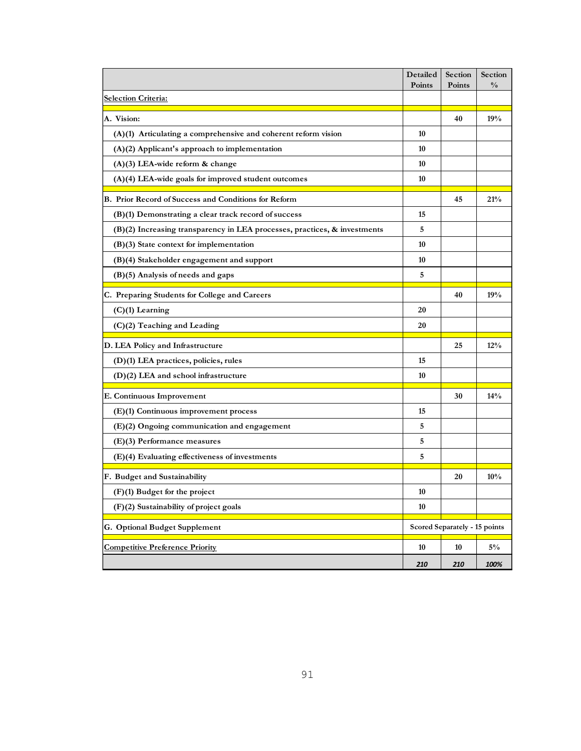| | Detailed Points | Section Points | Section % |
|---|---|---|---|
| Selection Criteria: | | | |
| A. Vision: | | 40 | 19% |
| (A)(1) Articulating a comprehensive and coherent reform vision | 10 | | |
| (A)(2) Applicant's approach to implementation | 10 | | |
| (A)(3) LEA-wide reform & change | 10 | | |
| (A)(4) LEA-wide goals for improved student outcomes | 10 | | |
| B. Prior Record of Success and Conditions for Reform | | 45 | 21% |
| (B)(1) Demonstrating a clear track record of success | 15 | | |
| (B)(2) Increasing transparency in LEA processes, practices, & investments | 5 | | |
| (B)(3) State context for implementation | 10 | | |
| (B)(4) Stakeholder engagement and support | 10 | | |
| (B)(5) Analysis of needs and gaps | 5 | | |
| C. Preparing Students for College and Careers | | 40 | 19% |
| (C)(1) Learning | 20 | | |
| (C)(2) Teaching and Leading | 20 | | |
| D. LEA Policy and Infrastructure | | 25 | 12% |
| (D)(1) LEA practices, policies, rules | 15 | | |
| (D)(2) LEA and school infrastructure | 10 | | |
| E. Continuous Improvement | | 30 | 14% |
| (E)(1) Continuous improvement process | 15 | | |
| (E)(2) Ongoing communication and engagement | 5 | | |
| (E)(3) Performance measures | 5 | | |
| (E)(4) Evaluating effectiveness of investments | 5 | | |
| F. Budget and Sustainability | | 20 | 10% |
| (F)(1) Budget for the project | 10 | | |
| (F)(2) Sustainability of project goals | 10 | | |
| G. Optional Budget Supplement | Scored Separately - 15 points | | |
| Competitive Preference Priority | 10 | 10 | 5% |
| | *210* | *210* | *100%* |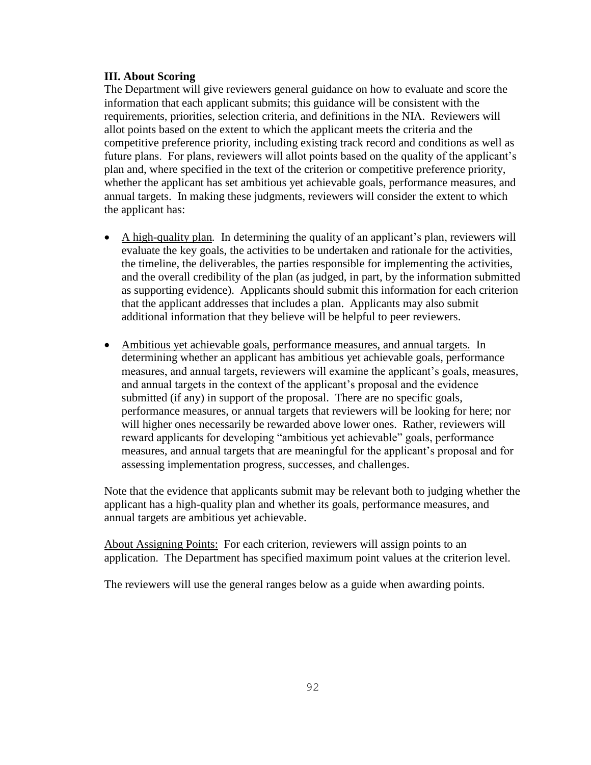### III. About Scoring

The Department will give reviewers general guidance on how to evaluate and score the information that each applicant submits; this guidance will be consistent with the requirements, priorities, selection criteria, and definitions in the NIA. Reviewers will allot points based on the extent to which the applicant meets the criteria and the competitive preference priority, including existing track record and conditions as well as future plans. For plans, reviewers will allot points based on the quality of the applicant's plan and, where specified in the text of the criterion or competitive preference priority, whether the applicant has set ambitious yet achievable goals, performance measures, and annual targets. In making these judgments, reviewers will consider the extent to which the applicant has:

- <u>A high-quality plan</u>. In determining the quality of an applicant's plan, reviewers will evaluate the key goals, the activities to be undertaken and rationale for the activities, the timeline, the deliverables, the parties responsible for implementing the activities, and the overall credibility of the plan (as judged, in part, by the information submitted as supporting evidence). Applicants should submit this information for each criterion that the applicant addresses that includes a plan. Applicants may also submit additional information that they believe will be helpful to peer reviewers.

- <u>Ambitious yet achievable goals, performance measures, and annual targets.</u> In determining whether an applicant has ambitious yet achievable goals, performance measures, and annual targets, reviewers will examine the applicant's goals, measures, and annual targets in the context of the applicant's proposal and the evidence submitted (if any) in support of the proposal. There are no specific goals, performance measures, or annual targets that reviewers will be looking for here; nor will higher ones necessarily be rewarded above lower ones. Rather, reviewers will reward applicants for developing "ambitious yet achievable" goals, performance measures, and annual targets that are meaningful for the applicant's proposal and for assessing implementation progress, successes, and challenges.

Note that the evidence that applicants submit may be relevant both to judging whether the applicant has a high-quality plan and whether its goals, performance measures, and annual targets are ambitious yet achievable.

<u>About Assigning Points:</u> For each criterion, reviewers will assign points to an application. The Department has specified maximum point values at the criterion level.

The reviewers will use the general ranges below as a guide when awarding points.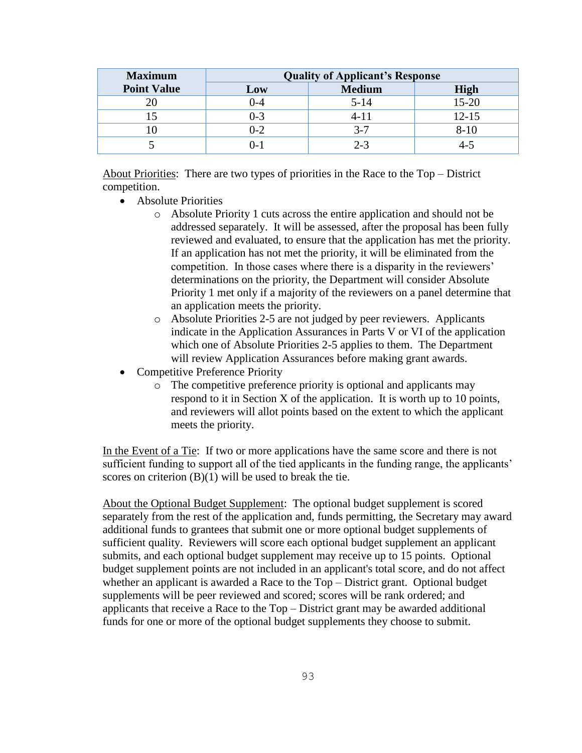| Maximum Point Value | Quality of Applicant's Response | | |
|---|---|---|---|
| | Low | Medium | High |
| 20 | 0-4 | 5-14 | 15-20 |
| 15 | 0-3 | 4-11 | 12-15 |
| 10 | 0-2 | 3-7 | 8-10 |
| 5 | 0-1 | 2-3 | 4-5 |

About Priorities: There are two types of priorities in the Race to the Top – District competition.

- Absolute Priorities
  - Absolute Priority 1 cuts across the entire application and should not be addressed separately. It will be assessed, after the proposal has been fully reviewed and evaluated, to ensure that the application has met the priority. If an application has not met the priority, it will be eliminated from the competition. In those cases where there is a disparity in the reviewers' determinations on the priority, the Department will consider Absolute Priority 1 met only if a majority of the reviewers on a panel determine that an application meets the priority.
  - Absolute Priorities 2-5 are not judged by peer reviewers. Applicants indicate in the Application Assurances in Parts V or VI of the application which one of Absolute Priorities 2-5 applies to them. The Department will review Application Assurances before making grant awards.
- Competitive Preference Priority
  - The competitive preference priority is optional and applicants may respond to it in Section X of the application. It is worth up to 10 points, and reviewers will allot points based on the extent to which the applicant meets the priority.

In the Event of a Tie: If two or more applications have the same score and there is not sufficient funding to support all of the tied applicants in the funding range, the applicants' scores on criterion (B)(1) will be used to break the tie.

About the Optional Budget Supplement: The optional budget supplement is scored separately from the rest of the application and, funds permitting, the Secretary may award additional funds to grantees that submit one or more optional budget supplements of sufficient quality. Reviewers will score each optional budget supplement an applicant submits, and each optional budget supplement may receive up to 15 points. Optional budget supplement points are not included in an applicant's total score, and do not affect whether an applicant is awarded a Race to the Top – District grant. Optional budget supplements will be peer reviewed and scored; scores will be rank ordered; and applicants that receive a Race to the Top – District grant may be awarded additional funds for one or more of the optional budget supplements they choose to submit.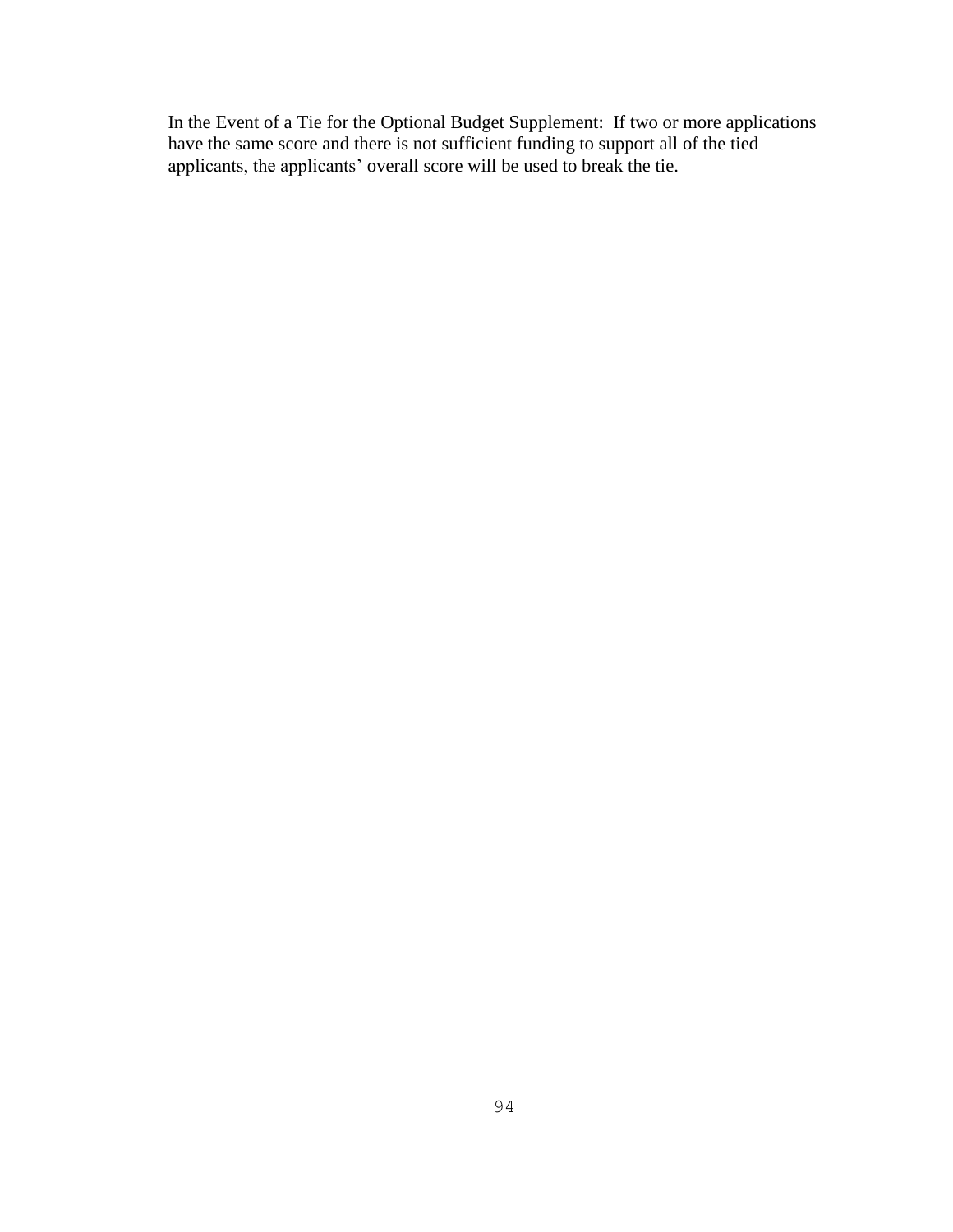In the Event of a Tie for the Optional Budget Supplement: If two or more applications have the same score and there is not sufficient funding to support all of the tied applicants, the applicants' overall score will be used to break the tie.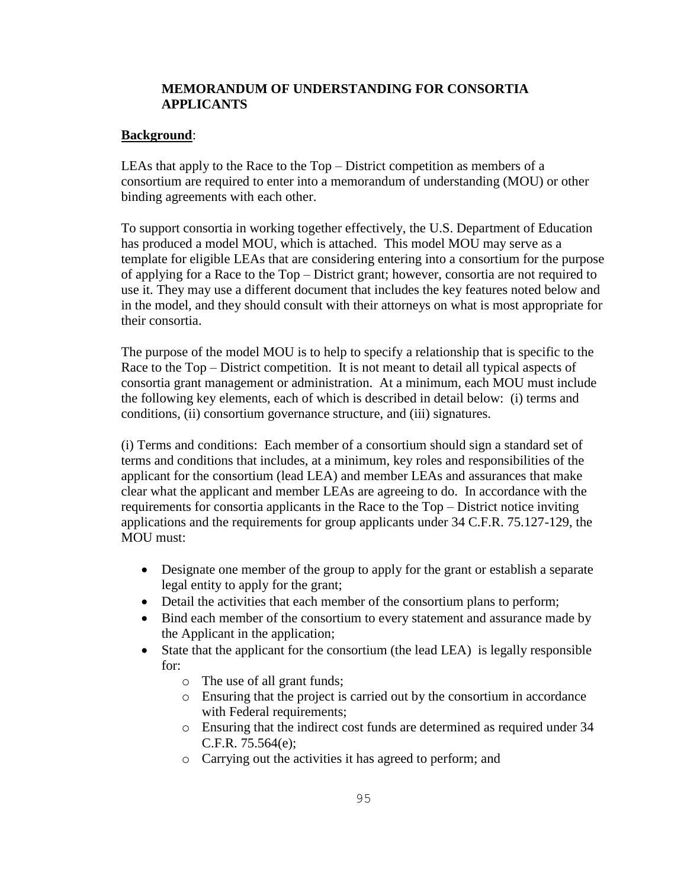## MEMORANDUM OF UNDERSTANDING FOR CONSORTIA APPLICANTS

**Background**:

LEAs that apply to the Race to the Top – District competition as members of a consortium are required to enter into a memorandum of understanding (MOU) or other binding agreements with each other.

To support consortia in working together effectively, the U.S. Department of Education has produced a model MOU, which is attached. This model MOU may serve as a template for eligible LEAs that are considering entering into a consortium for the purpose of applying for a Race to the Top – District grant; however, consortia are not required to use it. They may use a different document that includes the key features noted below and in the model, and they should consult with their attorneys on what is most appropriate for their consortia.

The purpose of the model MOU is to help to specify a relationship that is specific to the Race to the Top – District competition. It is not meant to detail all typical aspects of consortia grant management or administration. At a minimum, each MOU must include the following key elements, each of which is described in detail below: (i) terms and conditions, (ii) consortium governance structure, and (iii) signatures.

(i) Terms and conditions: Each member of a consortium should sign a standard set of terms and conditions that includes, at a minimum, key roles and responsibilities of the applicant for the consortium (lead LEA) and member LEAs and assurances that make clear what the applicant and member LEAs are agreeing to do. In accordance with the requirements for consortia applicants in the Race to the Top – District notice inviting applications and the requirements for group applicants under 34 C.F.R. 75.127-129, the MOU must:

- Designate one member of the group to apply for the grant or establish a separate legal entity to apply for the grant;
- Detail the activities that each member of the consortium plans to perform;
- Bind each member of the consortium to every statement and assurance made by the Applicant in the application;
- State that the applicant for the consortium (the lead LEA) is legally responsible for:
  - The use of all grant funds;
  - Ensuring that the project is carried out by the consortium in accordance with Federal requirements;
  - Ensuring that the indirect cost funds are determined as required under 34 C.F.R. 75.564(e);
  - Carrying out the activities it has agreed to perform; and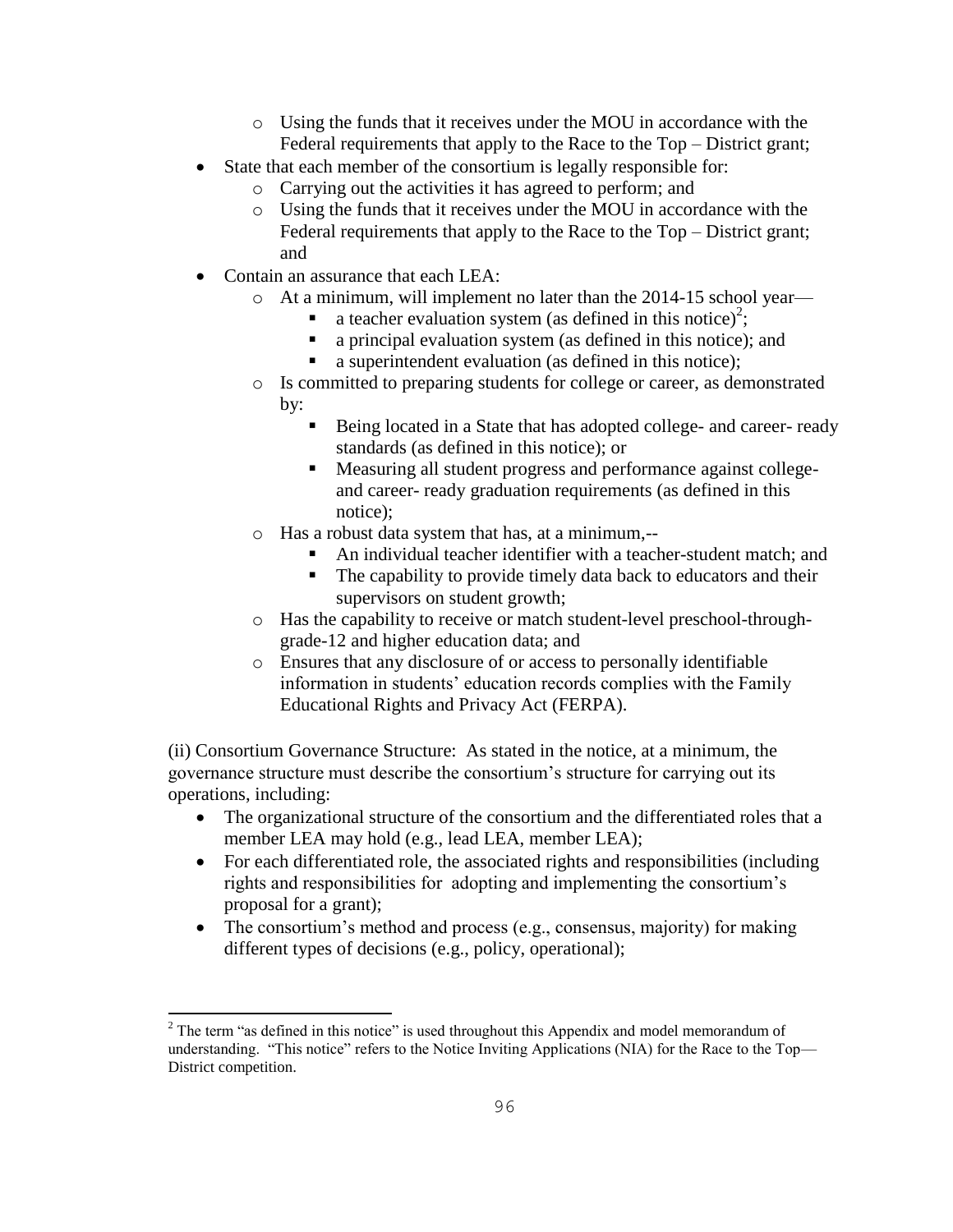- Using the funds that it receives under the MOU in accordance with the Federal requirements that apply to the Race to the Top – District grant;
- State that each member of the consortium is legally responsible for:
  - Carrying out the activities it has agreed to perform; and
  - Using the funds that it receives under the MOU in accordance with the Federal requirements that apply to the Race to the Top – District grant; and
- Contain an assurance that each LEA:
  - At a minimum, will implement no later than the 2014-15 school year—
    - a teacher evaluation system (as defined in this notice)[2];
    - a principal evaluation system (as defined in this notice); and
    - a superintendent evaluation (as defined in this notice);
  - Is committed to preparing students for college or career, as demonstrated by:
    - Being located in a State that has adopted college- and career- ready standards (as defined in this notice); or
    - Measuring all student progress and performance against college- and career- ready graduation requirements (as defined in this notice);
  - Has a robust data system that has, at a minimum,--
    - An individual teacher identifier with a teacher-student match; and
    - The capability to provide timely data back to educators and their supervisors on student growth;
  - Has the capability to receive or match student-level preschool-through-grade-12 and higher education data; and
  - Ensures that any disclosure of or access to personally identifiable information in students' education records complies with the Family Educational Rights and Privacy Act (FERPA).

(ii) Consortium Governance Structure: As stated in the notice, at a minimum, the governance structure must describe the consortium's structure for carrying out its operations, including:

- The organizational structure of the consortium and the differentiated roles that a member LEA may hold (e.g., lead LEA, member LEA);
- For each differentiated role, the associated rights and responsibilities (including rights and responsibilities for adopting and implementing the consortium's proposal for a grant);
- The consortium's method and process (e.g., consensus, majority) for making different types of decisions (e.g., policy, operational);

[2] The term "as defined in this notice" is used throughout this Appendix and model memorandum of understanding. "This notice" refers to the Notice Inviting Applications (NIA) for the Race to the Top—District competition.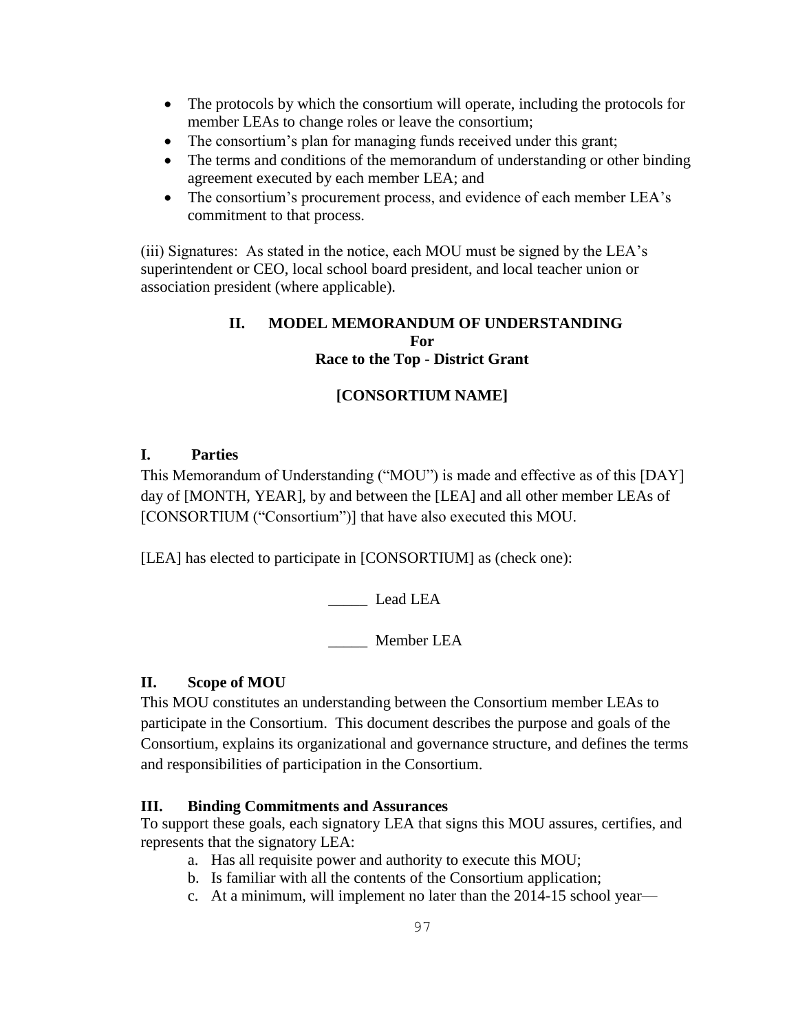- The protocols by which the consortium will operate, including the protocols for member LEAs to change roles or leave the consortium;
- The consortium's plan for managing funds received under this grant;
- The terms and conditions of the memorandum of understanding or other binding agreement executed by each member LEA; and
- The consortium's procurement process, and evidence of each member LEA's commitment to that process.

(iii) Signatures: As stated in the notice, each MOU must be signed by the LEA's superintendent or CEO, local school board president, and local teacher union or association president (where applicable).

## II. MODEL MEMORANDUM OF UNDERSTANDING For Race to the Top - District Grant

## [CONSORTIUM NAME]

### I. Parties

This Memorandum of Understanding ("MOU") is made and effective as of this [DAY] day of [MONTH, YEAR], by and between the [LEA] and all other member LEAs of [CONSORTIUM ("Consortium")] that have also executed this MOU.

[LEA] has elected to participate in [CONSORTIUM] as (check one):

_____ Lead LEA

_____ Member LEA

### II. Scope of MOU

This MOU constitutes an understanding between the Consortium member LEAs to participate in the Consortium. This document describes the purpose and goals of the Consortium, explains its organizational and governance structure, and defines the terms and responsibilities of participation in the Consortium.

### III. Binding Commitments and Assurances

To support these goals, each signatory LEA that signs this MOU assures, certifies, and represents that the signatory LEA:

a. Has all requisite power and authority to execute this MOU;
b. Is familiar with all the contents of the Consortium application;
c. At a minimum, will implement no later than the 2014-15 school year—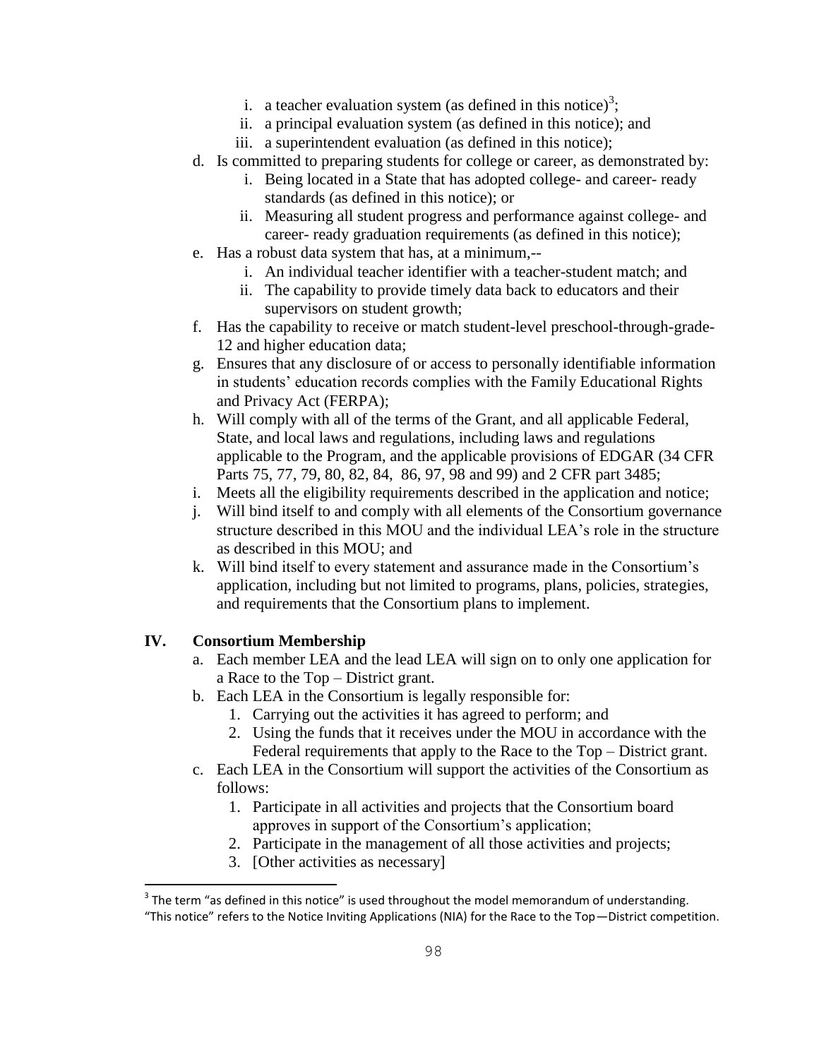i. a teacher evaluation system (as defined in this notice)[3];
   ii. a principal evaluation system (as defined in this notice); and
   iii. a superintendent evaluation (as defined in this notice);

d. Is committed to preparing students for college or career, as demonstrated by:
   i. Being located in a State that has adopted college- and career- ready standards (as defined in this notice); or
   ii. Measuring all student progress and performance against college- and career- ready graduation requirements (as defined in this notice);

e. Has a robust data system that has, at a minimum,--
   i. An individual teacher identifier with a teacher-student match; and
   ii. The capability to provide timely data back to educators and their supervisors on student growth;

f. Has the capability to receive or match student-level preschool-through-grade-12 and higher education data;

g. Ensures that any disclosure of or access to personally identifiable information in students' education records complies with the Family Educational Rights and Privacy Act (FERPA);

h. Will comply with all of the terms of the Grant, and all applicable Federal, State, and local laws and regulations, including laws and regulations applicable to the Program, and the applicable provisions of EDGAR (34 CFR Parts 75, 77, 79, 80, 82, 84, 86, 97, 98 and 99) and 2 CFR part 3485;

i. Meets all the eligibility requirements described in the application and notice;

j. Will bind itself to and comply with all elements of the Consortium governance structure described in this MOU and the individual LEA's role in the structure as described in this MOU; and

k. Will bind itself to every statement and assurance made in the Consortium's application, including but not limited to programs, plans, policies, strategies, and requirements that the Consortium plans to implement.

## IV. Consortium Membership

a. Each member LEA and the lead LEA will sign on to only one application for a Race to the Top – District grant.

b. Each LEA in the Consortium is legally responsible for:
   1. Carrying out the activities it has agreed to perform; and
   2. Using the funds that it receives under the MOU in accordance with the Federal requirements that apply to the Race to the Top – District grant.

c. Each LEA in the Consortium will support the activities of the Consortium as follows:
   1. Participate in all activities and projects that the Consortium board approves in support of the Consortium's application;
   2. Participate in the management of all those activities and projects;
   3. [Other activities as necessary]

---

[3] The term "as defined in this notice" is used throughout the model memorandum of understanding. "This notice" refers to the Notice Inviting Applications (NIA) for the Race to the Top—District competition.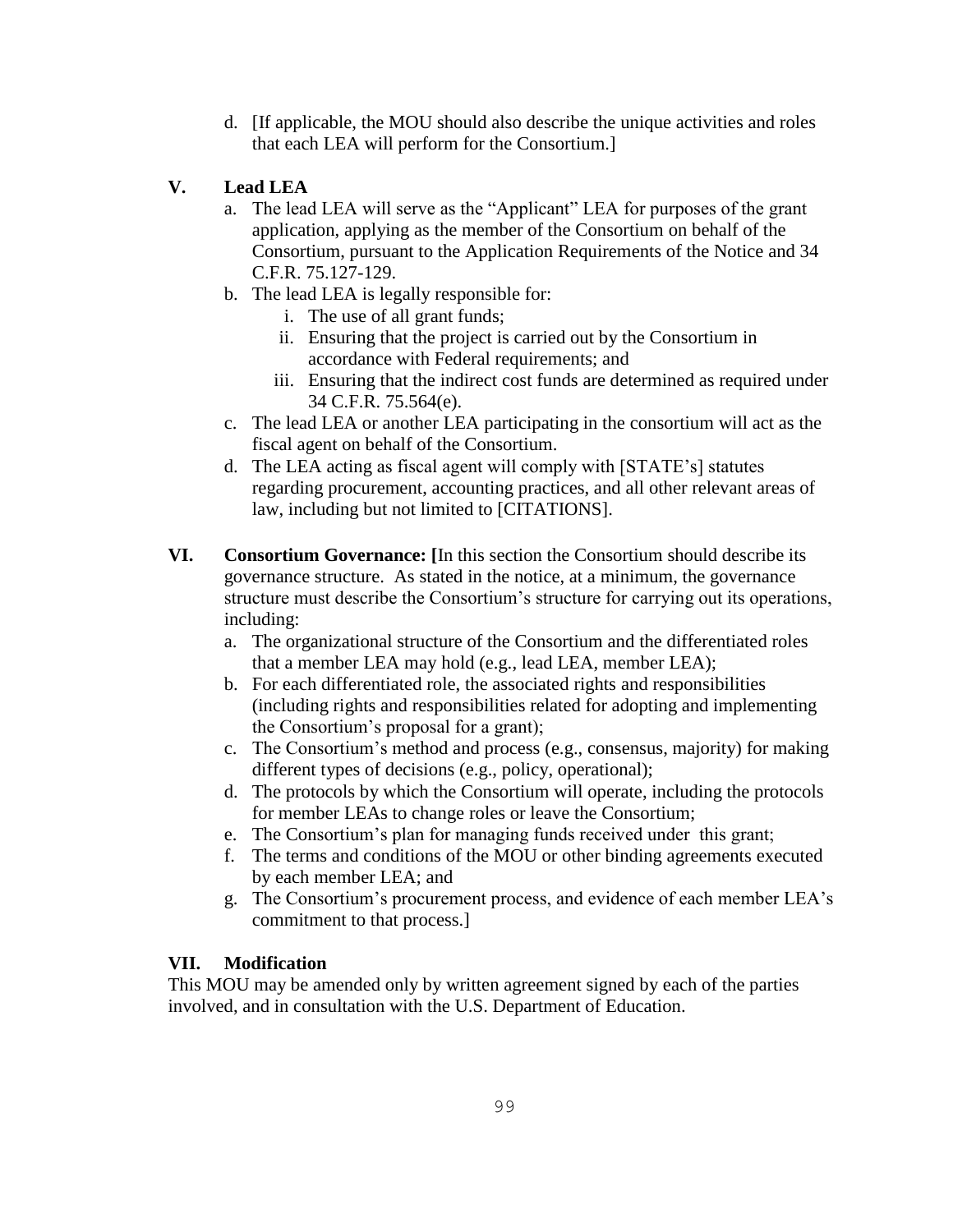d. [If applicable, the MOU should also describe the unique activities and roles that each LEA will perform for the Consortium.]

## V. Lead LEA

a. The lead LEA will serve as the "Applicant" LEA for purposes of the grant application, applying as the member of the Consortium on behalf of the Consortium, pursuant to the Application Requirements of the Notice and 34 C.F.R. 75.127-129.

b. The lead LEA is legally responsible for:

   i. The use of all grant funds;

   ii. Ensuring that the project is carried out by the Consortium in accordance with Federal requirements; and

   iii. Ensuring that the indirect cost funds are determined as required under 34 C.F.R. 75.564(e).

c. The lead LEA or another LEA participating in the consortium will act as the fiscal agent on behalf of the Consortium.

d. The LEA acting as fiscal agent will comply with [STATE's] statutes regarding procurement, accounting practices, and all other relevant areas of law, including but not limited to [CITATIONS].

## VI. Consortium Governance: [In this section the Consortium should describe its governance structure. As stated in the notice, at a minimum, the governance structure must describe the Consortium's structure for carrying out its operations, including:

a. The organizational structure of the Consortium and the differentiated roles that a member LEA may hold (e.g., lead LEA, member LEA);

b. For each differentiated role, the associated rights and responsibilities (including rights and responsibilities related for adopting and implementing the Consortium's proposal for a grant);

c. The Consortium's method and process (e.g., consensus, majority) for making different types of decisions (e.g., policy, operational);

d. The protocols by which the Consortium will operate, including the protocols for member LEAs to change roles or leave the Consortium;

e. The Consortium's plan for managing funds received under this grant;

f. The terms and conditions of the MOU or other binding agreements executed by each member LEA; and

g. The Consortium's procurement process, and evidence of each member LEA's commitment to that process.]

## VII. Modification

This MOU may be amended only by written agreement signed by each of the parties involved, and in consultation with the U.S. Department of Education.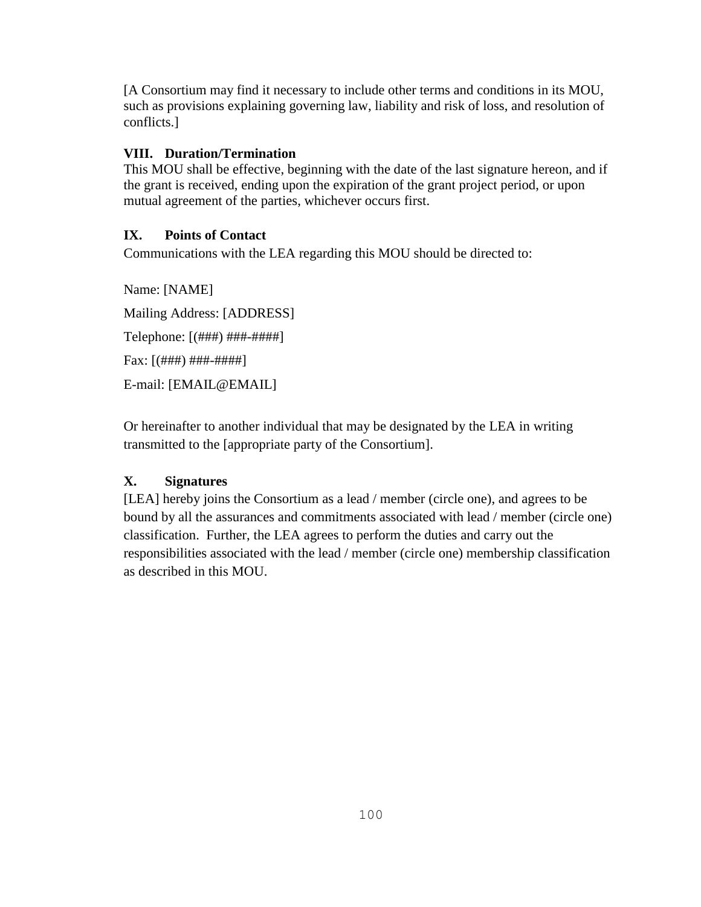[A Consortium may find it necessary to include other terms and conditions in its MOU, such as provisions explaining governing law, liability and risk of loss, and resolution of conflicts.]

### VIII. Duration/Termination

This MOU shall be effective, beginning with the date of the last signature hereon, and if the grant is received, ending upon the expiration of the grant project period, or upon mutual agreement of the parties, whichever occurs first.

### IX. Points of Contact

Communications with the LEA regarding this MOU should be directed to:

Name: [NAME]

Mailing Address: [ADDRESS]

Telephone: [(###) ###-####]

Fax: [(###) ###-####]

E-mail: [EMAIL@EMAIL]

Or hereinafter to another individual that may be designated by the LEA in writing transmitted to the [appropriate party of the Consortium].

### X. Signatures

[LEA] hereby joins the Consortium as a lead / member (circle one), and agrees to be bound by all the assurances and commitments associated with lead / member (circle one) classification. Further, the LEA agrees to perform the duties and carry out the responsibilities associated with the lead / member (circle one) membership classification as described in this MOU.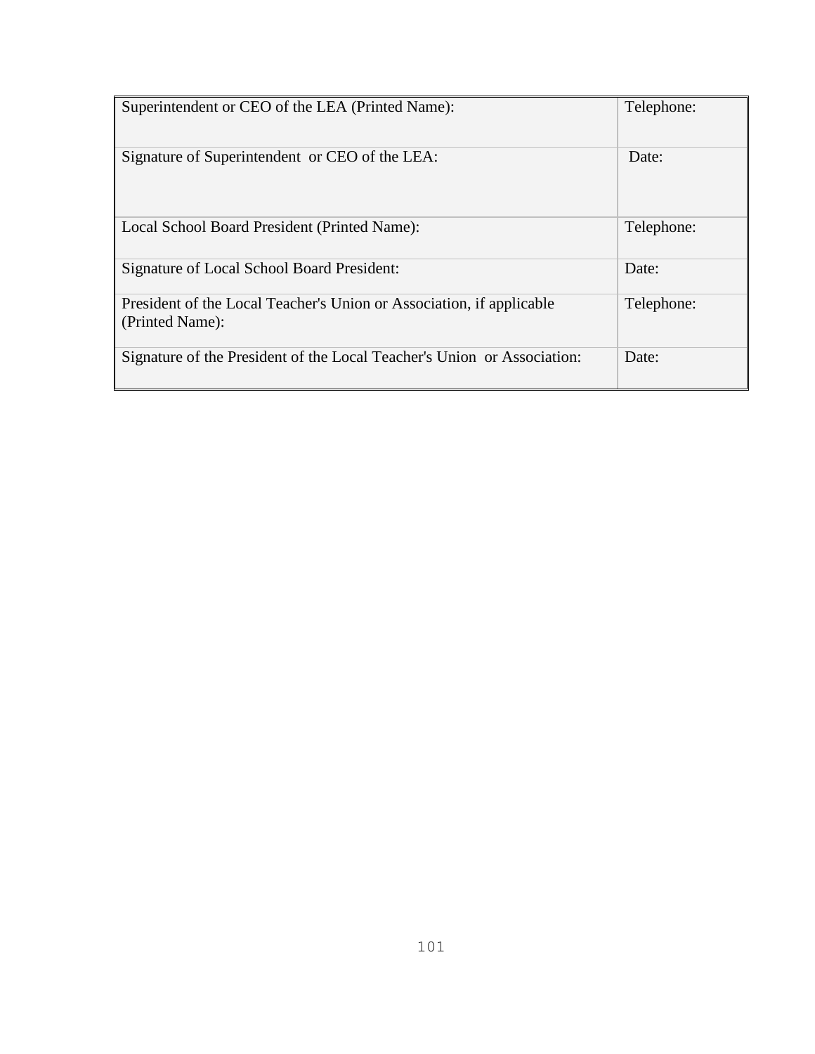| | |
|---|---|
| Superintendent or CEO of the LEA (Printed Name): | Telephone: |
| Signature of Superintendent or CEO of the LEA: | Date: |
| Local School Board President (Printed Name): | Telephone: |
| Signature of Local School Board President: | Date: |
| President of the Local Teacher's Union or Association, if applicable (Printed Name): | Telephone: |
| Signature of the President of the Local Teacher's Union or Association: | Date: |